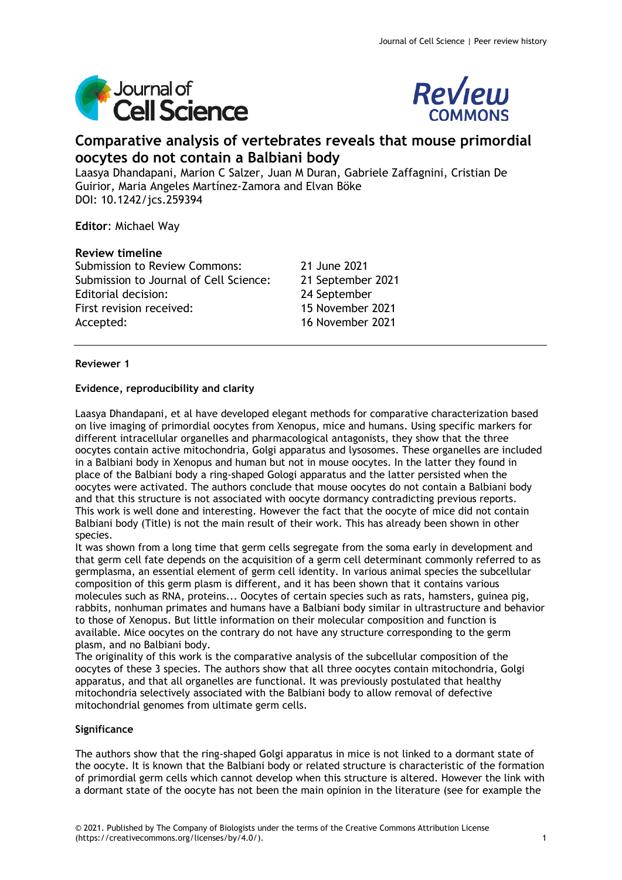# Comparative analysis of vertebrates reveals that mouse primordial oocytes do not contain a Balbiani body

Laasya Dhandapani, Marion C Salzer, Juan M Duran, Gabriele Zaffagnini, Cristian De Guirior, Maria Angeles Martínez-Zamora and Elvan Böke
DOI: 10.1242/jcs.259394

**Editor**: Michael Way

**Review timeline**

| | |
|---|---|
| Submission to Review Commons: | 21 June 2021 |
| Submission to Journal of Cell Science: | 21 September 2021 |
| Editorial decision: | 24 September |
| First revision received: | 15 November 2021 |
| Accepted: | 16 November 2021 |

---

**Reviewer 1**

**Evidence, reproducibility and clarity**

Laasya Dhandapani, et al have developed elegant methods for comparative characterization based on live imaging of primordial oocytes from Xenopus, mice and humans. Using specific markers for different intracellular organelles and pharmacological antagonists, they show that the three oocytes contain active mitochondria, Golgi apparatus and lysosomes. These organelles are included in a Balbiani body in Xenopus and human but not in mouse oocytes. In the latter they found in place of the Balbiani body a ring-shaped Gologi apparatus and the latter persisted when the oocytes were activated. The authors conclude that mouse oocytes do not contain a Balbiani body and that this structure is not associated with oocyte dormancy contradicting previous reports. This work is well done and interesting. However the fact that the oocyte of mice did not contain Balbiani body (Title) is not the main result of their work. This has already been shown in other species.

It was shown from a long time that germ cells segregate from the soma early in development and that germ cell fate depends on the acquisition of a germ cell determinant commonly referred to as germplasma, an essential element of germ cell identity. In various animal species the subcellular composition of this germ plasm is different, and it has been shown that it contains various molecules such as RNA, proteins... Oocytes of certain species such as rats, hamsters, guinea pig, rabbits, nonhuman primates and humans have a Balbiani body similar in ultrastructure and behavior to those of Xenopus. But little information on their molecular composition and function is available. Mice oocytes on the contrary do not have any structure corresponding to the germ plasm, and no Balbiani body.

The originality of this work is the comparative analysis of the subcellular composition of the oocytes of these 3 species. The authors show that all three oocytes contain mitochondria, Golgi apparatus, and that all organelles are functional. It was previously postulated that healthy mitochondria selectively associated with the Balbiani body to allow removal of defective mitochondrial genomes from ultimate germ cells.

**Significance**

The authors show that the ring-shaped Golgi apparatus in mice is not linked to a dormant state of the oocyte. It is known that the Balbiani body or related structure is characteristic of the formation of primordial germ cells which cannot develop when this structure is altered. However the link with a dormant state of the oocyte has not been the main opinion in the literature (see for example the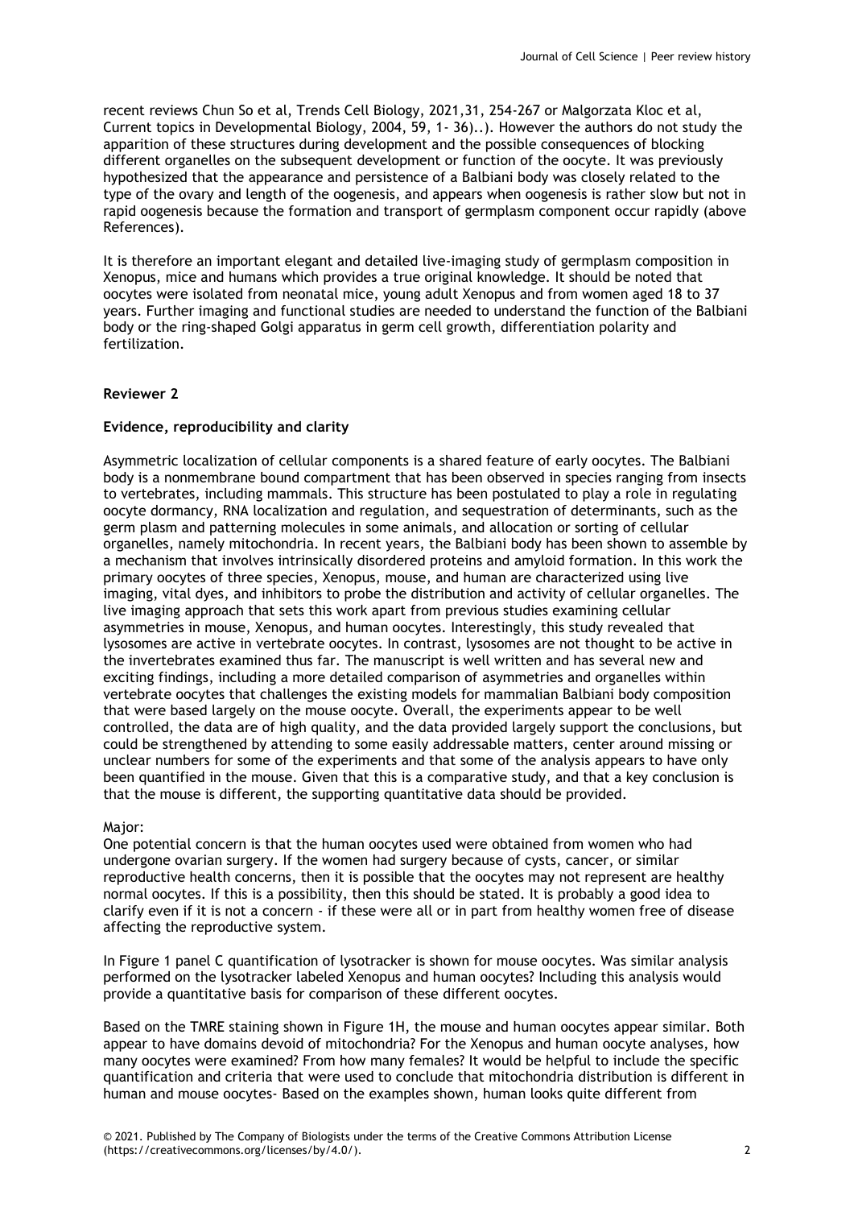recent reviews Chun So et al, Trends Cell Biology, 2021,31, 254-267 or Malgorzata Kloc et al, Current topics in Developmental Biology, 2004, 59, 1- 36)..). However the authors do not study the apparition of these structures during development and the possible consequences of blocking different organelles on the subsequent development or function of the oocyte. It was previously hypothesized that the appearance and persistence of a Balbiani body was closely related to the type of the ovary and length of the oogenesis, and appears when oogenesis is rather slow but not in rapid oogenesis because the formation and transport of germplasm component occur rapidly (above References).

It is therefore an important elegant and detailed live-imaging study of germplasm composition in Xenopus, mice and humans which provides a true original knowledge. It should be noted that oocytes were isolated from neonatal mice, young adult Xenopus and from women aged 18 to 37 years. Further imaging and functional studies are needed to understand the function of the Balbiani body or the ring-shaped Golgi apparatus in germ cell growth, differentiation polarity and fertilization.

**Reviewer 2**

**Evidence, reproducibility and clarity**

Asymmetric localization of cellular components is a shared feature of early oocytes. The Balbiani body is a nonmembrane bound compartment that has been observed in species ranging from insects to vertebrates, including mammals. This structure has been postulated to play a role in regulating oocyte dormancy, RNA localization and regulation, and sequestration of determinants, such as the germ plasm and patterning molecules in some animals, and allocation or sorting of cellular organelles, namely mitochondria. In recent years, the Balbiani body has been shown to assemble by a mechanism that involves intrinsically disordered proteins and amyloid formation. In this work the primary oocytes of three species, Xenopus, mouse, and human are characterized using live imaging, vital dyes, and inhibitors to probe the distribution and activity of cellular organelles. The live imaging approach that sets this work apart from previous studies examining cellular asymmetries in mouse, Xenopus, and human oocytes. Interestingly, this study revealed that lysosomes are active in vertebrate oocytes. In contrast, lysosomes are not thought to be active in the invertebrates examined thus far. The manuscript is well written and has several new and exciting findings, including a more detailed comparison of asymmetries and organelles within vertebrate oocytes that challenges the existing models for mammalian Balbiani body composition that were based largely on the mouse oocyte. Overall, the experiments appear to be well controlled, the data are of high quality, and the data provided largely support the conclusions, but could be strengthened by attending to some easily addressable matters, center around missing or unclear numbers for some of the experiments and that some of the analysis appears to have only been quantified in the mouse. Given that this is a comparative study, and that a key conclusion is that the mouse is different, the supporting quantitative data should be provided.

Major:

One potential concern is that the human oocytes used were obtained from women who had undergone ovarian surgery. If the women had surgery because of cysts, cancer, or similar reproductive health concerns, then it is possible that the oocytes may not represent are healthy normal oocytes. If this is a possibility, then this should be stated. It is probably a good idea to clarify even if it is not a concern - if these were all or in part from healthy women free of disease affecting the reproductive system.

In Figure 1 panel C quantification of lysotracker is shown for mouse oocytes. Was similar analysis performed on the lysotracker labeled Xenopus and human oocytes? Including this analysis would provide a quantitative basis for comparison of these different oocytes.

Based on the TMRE staining shown in Figure 1H, the mouse and human oocytes appear similar. Both appear to have domains devoid of mitochondria? For the Xenopus and human oocyte analyses, how many oocytes were examined? From how many females? It would be helpful to include the specific quantification and criteria that were used to conclude that mitochondria distribution is different in human and mouse oocytes- Based on the examples shown, human looks quite different from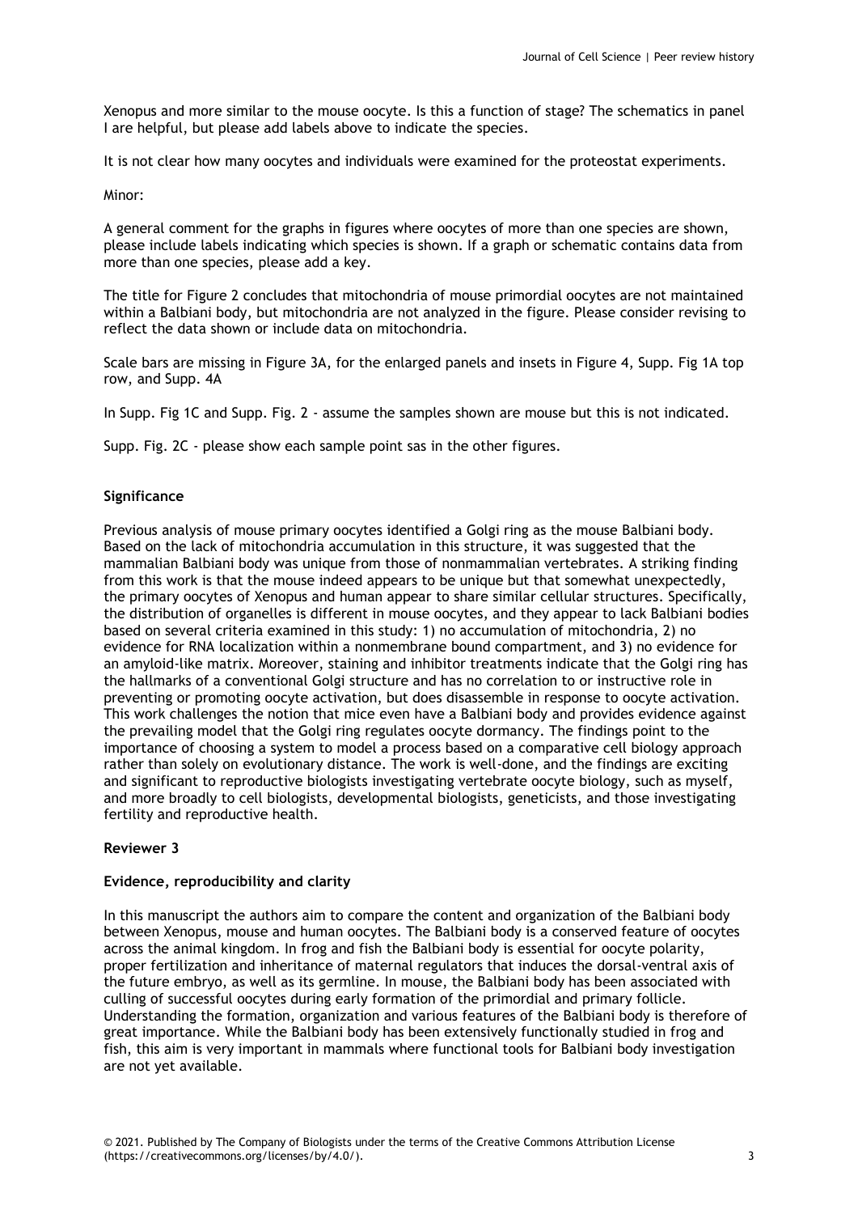Xenopus and more similar to the mouse oocyte. Is this a function of stage? The schematics in panel I are helpful, but please add labels above to indicate the species.

It is not clear how many oocytes and individuals were examined for the proteostat experiments.

Minor:

A general comment for the graphs in figures where oocytes of more than one species are shown, please include labels indicating which species is shown. If a graph or schematic contains data from more than one species, please add a key.

The title for Figure 2 concludes that mitochondria of mouse primordial oocytes are not maintained within a Balbiani body, but mitochondria are not analyzed in the figure. Please consider revising to reflect the data shown or include data on mitochondria.

Scale bars are missing in Figure 3A, for the enlarged panels and insets in Figure 4, Supp. Fig 1A top row, and Supp. 4A

In Supp. Fig 1C and Supp. Fig. 2 - assume the samples shown are mouse but this is not indicated.

Supp. Fig. 2C - please show each sample point sas in the other figures.

**Significance**

Previous analysis of mouse primary oocytes identified a Golgi ring as the mouse Balbiani body. Based on the lack of mitochondria accumulation in this structure, it was suggested that the mammalian Balbiani body was unique from those of nonmammalian vertebrates. A striking finding from this work is that the mouse indeed appears to be unique but that somewhat unexpectedly, the primary oocytes of Xenopus and human appear to share similar cellular structures. Specifically, the distribution of organelles is different in mouse oocytes, and they appear to lack Balbiani bodies based on several criteria examined in this study: 1) no accumulation of mitochondria, 2) no evidence for RNA localization within a nonmembrane bound compartment, and 3) no evidence for an amyloid-like matrix. Moreover, staining and inhibitor treatments indicate that the Golgi ring has the hallmarks of a conventional Golgi structure and has no correlation to or instructive role in preventing or promoting oocyte activation, but does disassemble in response to oocyte activation. This work challenges the notion that mice even have a Balbiani body and provides evidence against the prevailing model that the Golgi ring regulates oocyte dormancy. The findings point to the importance of choosing a system to model a process based on a comparative cell biology approach rather than solely on evolutionary distance. The work is well-done, and the findings are exciting and significant to reproductive biologists investigating vertebrate oocyte biology, such as myself, and more broadly to cell biologists, developmental biologists, geneticists, and those investigating fertility and reproductive health.

**Reviewer 3**

**Evidence, reproducibility and clarity**

In this manuscript the authors aim to compare the content and organization of the Balbiani body between Xenopus, mouse and human oocytes. The Balbiani body is a conserved feature of oocytes across the animal kingdom. In frog and fish the Balbiani body is essential for oocyte polarity, proper fertilization and inheritance of maternal regulators that induces the dorsal-ventral axis of the future embryo, as well as its germline. In mouse, the Balbiani body has been associated with culling of successful oocytes during early formation of the primordial and primary follicle. Understanding the formation, organization and various features of the Balbiani body is therefore of great importance. While the Balbiani body has been extensively functionally studied in frog and fish, this aim is very important in mammals where functional tools for Balbiani body investigation are not yet available.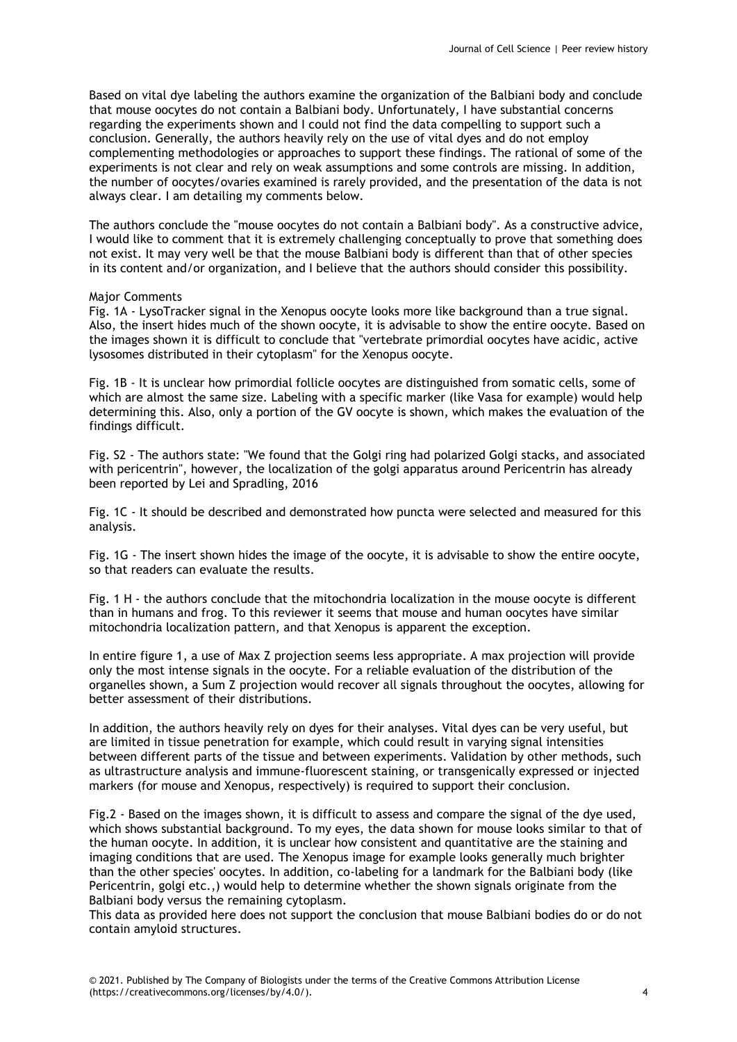Based on vital dye labeling the authors examine the organization of the Balbiani body and conclude that mouse oocytes do not contain a Balbiani body. Unfortunately, I have substantial concerns regarding the experiments shown and I could not find the data compelling to support such a conclusion. Generally, the authors heavily rely on the use of vital dyes and do not employ complementing methodologies or approaches to support these findings. The rational of some of the experiments is not clear and rely on weak assumptions and some controls are missing. In addition, the number of oocytes/ovaries examined is rarely provided, and the presentation of the data is not always clear. I am detailing my comments below.

The authors conclude the "mouse oocytes do not contain a Balbiani body". As a constructive advice, I would like to comment that it is extremely challenging conceptually to prove that something does not exist. It may very well be that the mouse Balbiani body is different than that of other species in its content and/or organization, and I believe that the authors should consider this possibility.

Major Comments

Fig. 1A - LysoTracker signal in the Xenopus oocyte looks more like background than a true signal. Also, the insert hides much of the shown oocyte, it is advisable to show the entire oocyte. Based on the images shown it is difficult to conclude that "vertebrate primordial oocytes have acidic, active lysosomes distributed in their cytoplasm" for the Xenopus oocyte.

Fig. 1B - It is unclear how primordial follicle oocytes are distinguished from somatic cells, some of which are almost the same size. Labeling with a specific marker (like Vasa for example) would help determining this. Also, only a portion of the GV oocyte is shown, which makes the evaluation of the findings difficult.

Fig. S2 - The authors state: "We found that the Golgi ring had polarized Golgi stacks, and associated with pericentrin", however, the localization of the golgi apparatus around Pericentrin has already been reported by Lei and Spradling, 2016

Fig. 1C - It should be described and demonstrated how puncta were selected and measured for this analysis.

Fig. 1G - The insert shown hides the image of the oocyte, it is advisable to show the entire oocyte, so that readers can evaluate the results.

Fig. 1 H - the authors conclude that the mitochondria localization in the mouse oocyte is different than in humans and frog. To this reviewer it seems that mouse and human oocytes have similar mitochondria localization pattern, and that Xenopus is apparent the exception.

In entire figure 1, a use of Max Z projection seems less appropriate. A max projection will provide only the most intense signals in the oocyte. For a reliable evaluation of the distribution of the organelles shown, a Sum Z projection would recover all signals throughout the oocytes, allowing for better assessment of their distributions.

In addition, the authors heavily rely on dyes for their analyses. Vital dyes can be very useful, but are limited in tissue penetration for example, which could result in varying signal intensities between different parts of the tissue and between experiments. Validation by other methods, such as ultrastructure analysis and immune-fluorescent staining, or transgenically expressed or injected markers (for mouse and Xenopus, respectively) is required to support their conclusion.

Fig.2 - Based on the images shown, it is difficult to assess and compare the signal of the dye used, which shows substantial background. To my eyes, the data shown for mouse looks similar to that of the human oocyte. In addition, it is unclear how consistent and quantitative are the staining and imaging conditions that are used. The Xenopus image for example looks generally much brighter than the other species' oocytes. In addition, co-labeling for a landmark for the Balbiani body (like Pericentrin, golgi etc.,) would help to determine whether the shown signals originate from the Balbiani body versus the remaining cytoplasm.

This data as provided here does not support the conclusion that mouse Balbiani bodies do or do not contain amyloid structures.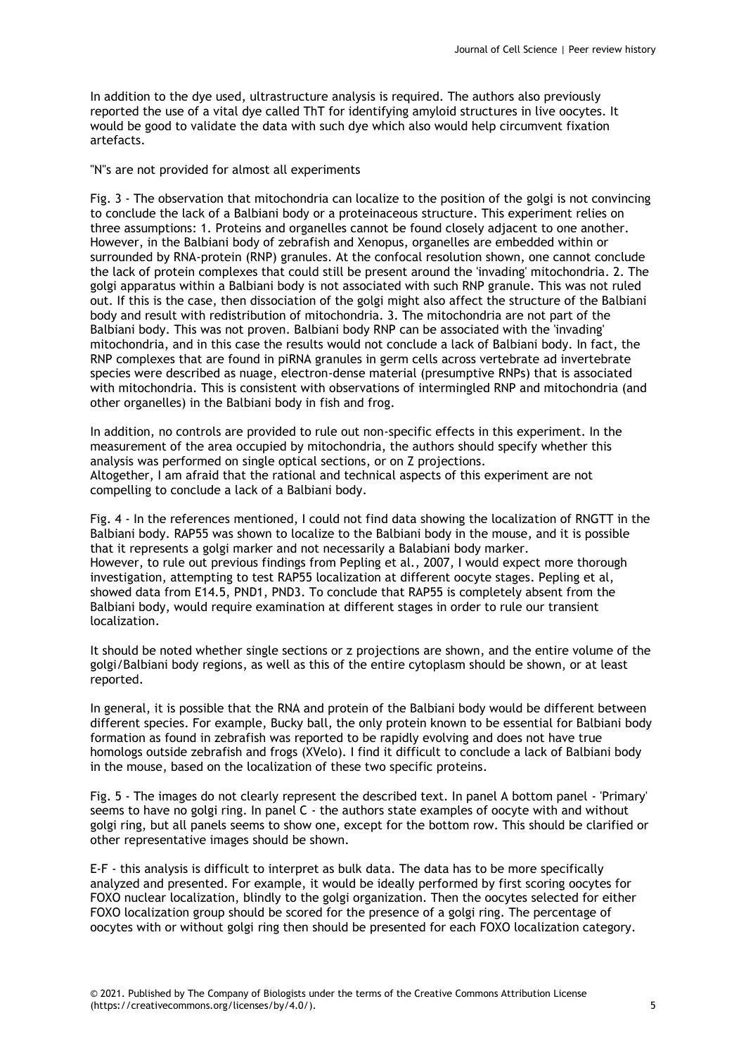In addition to the dye used, ultrastructure analysis is required. The authors also previously reported the use of a vital dye called ThT for identifying amyloid structures in live oocytes. It would be good to validate the data with such dye which also would help circumvent fixation artefacts.

"N"s are not provided for almost all experiments

Fig. 3 - The observation that mitochondria can localize to the position of the golgi is not convincing to conclude the lack of a Balbiani body or a proteinaceous structure. This experiment relies on three assumptions: 1. Proteins and organelles cannot be found closely adjacent to one another. However, in the Balbiani body of zebrafish and Xenopus, organelles are embedded within or surrounded by RNA-protein (RNP) granules. At the confocal resolution shown, one cannot conclude the lack of protein complexes that could still be present around the 'invading' mitochondria. 2. The golgi apparatus within a Balbiani body is not associated with such RNP granule. This was not ruled out. If this is the case, then dissociation of the golgi might also affect the structure of the Balbiani body and result with redistribution of mitochondria. 3. The mitochondria are not part of the Balbiani body. This was not proven. Balbiani body RNP can be associated with the 'invading' mitochondria, and in this case the results would not conclude a lack of Balbiani body. In fact, the RNP complexes that are found in piRNA granules in germ cells across vertebrate ad invertebrate species were described as nuage, electron-dense material (presumptive RNPs) that is associated with mitochondria. This is consistent with observations of intermingled RNP and mitochondria (and other organelles) in the Balbiani body in fish and frog.

In addition, no controls are provided to rule out non-specific effects in this experiment. In the measurement of the area occupied by mitochondria, the authors should specify whether this analysis was performed on single optical sections, or on Z projections.
Altogether, I am afraid that the rational and technical aspects of this experiment are not compelling to conclude a lack of a Balbiani body.

Fig. 4 - In the references mentioned, I could not find data showing the localization of RNGTT in the Balbiani body. RAP55 was shown to localize to the Balbiani body in the mouse, and it is possible that it represents a golgi marker and not necessarily a Balabiani body marker.
However, to rule out previous findings from Pepling et al., 2007, I would expect more thorough investigation, attempting to test RAP55 localization at different oocyte stages. Pepling et al, showed data from E14.5, PND1, PND3. To conclude that RAP55 is completely absent from the Balbiani body, would require examination at different stages in order to rule our transient localization.

It should be noted whether single sections or z projections are shown, and the entire volume of the golgi/Balbiani body regions, as well as this of the entire cytoplasm should be shown, or at least reported.

In general, it is possible that the RNA and protein of the Balbiani body would be different between different species. For example, Bucky ball, the only protein known to be essential for Balbiani body formation as found in zebrafish was reported to be rapidly evolving and does not have true homologs outside zebrafish and frogs (XVelo). I find it difficult to conclude a lack of Balbiani body in the mouse, based on the localization of these two specific proteins.

Fig. 5 - The images do not clearly represent the described text. In panel A bottom panel - 'Primary' seems to have no golgi ring. In panel C - the authors state examples of oocyte with and without golgi ring, but all panels seems to show one, except for the bottom row. This should be clarified or other representative images should be shown.

E-F - this analysis is difficult to interpret as bulk data. The data has to be more specifically analyzed and presented. For example, it would be ideally performed by first scoring oocytes for FOXO nuclear localization, blindly to the golgi organization. Then the oocytes selected for either FOXO localization group should be scored for the presence of a golgi ring. The percentage of oocytes with or without golgi ring then should be presented for each FOXO localization category.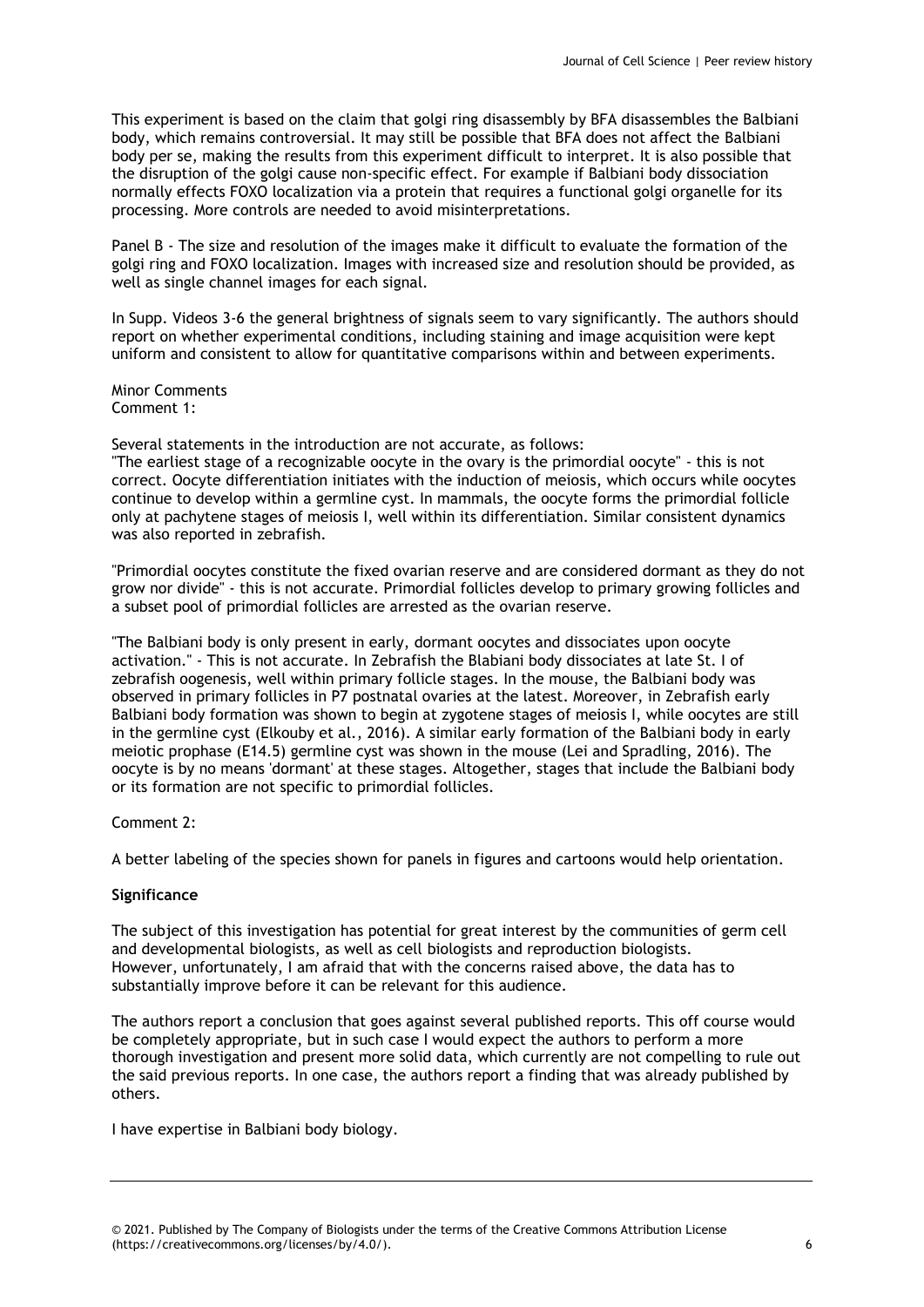This experiment is based on the claim that golgi ring disassembly by BFA disassembles the Balbiani body, which remains controversial. It may still be possible that BFA does not affect the Balbiani body per se, making the results from this experiment difficult to interpret. It is also possible that the disruption of the golgi cause non-specific effect. For example if Balbiani body dissociation normally effects FOXO localization via a protein that requires a functional golgi organelle for its processing. More controls are needed to avoid misinterpretations.

Panel B - The size and resolution of the images make it difficult to evaluate the formation of the golgi ring and FOXO localization. Images with increased size and resolution should be provided, as well as single channel images for each signal.

In Supp. Videos 3-6 the general brightness of signals seem to vary significantly. The authors should report on whether experimental conditions, including staining and image acquisition were kept uniform and consistent to allow for quantitative comparisons within and between experiments.

Minor Comments
Comment 1:

Several statements in the introduction are not accurate, as follows:
"The earliest stage of a recognizable oocyte in the ovary is the primordial oocyte" - this is not correct. Oocyte differentiation initiates with the induction of meiosis, which occurs while oocytes continue to develop within a germline cyst. In mammals, the oocyte forms the primordial follicle only at pachytene stages of meiosis I, well within its differentiation. Similar consistent dynamics was also reported in zebrafish.

"Primordial oocytes constitute the fixed ovarian reserve and are considered dormant as they do not grow nor divide" - this is not accurate. Primordial follicles develop to primary growing follicles and a subset pool of primordial follicles are arrested as the ovarian reserve.

"The Balbiani body is only present in early, dormant oocytes and dissociates upon oocyte activation." - This is not accurate. In Zebrafish the Blabiani body dissociates at late St. I of zebrafish oogenesis, well within primary follicle stages. In the mouse, the Balbiani body was observed in primary follicles in P7 postnatal ovaries at the latest. Moreover, in Zebrafish early Balbiani body formation was shown to begin at zygotene stages of meiosis I, while oocytes are still in the germline cyst (Elkouby et al., 2016). A similar early formation of the Balbiani body in early meiotic prophase (E14.5) germline cyst was shown in the mouse (Lei and Spradling, 2016). The oocyte is by no means 'dormant' at these stages. Altogether, stages that include the Balbiani body or its formation are not specific to primordial follicles.

Comment 2:

A better labeling of the species shown for panels in figures and cartoons would help orientation.

**Significance**

The subject of this investigation has potential for great interest by the communities of germ cell and developmental biologists, as well as cell biologists and reproduction biologists.
However, unfortunately, I am afraid that with the concerns raised above, the data has to substantially improve before it can be relevant for this audience.

The authors report a conclusion that goes against several published reports. This off course would be completely appropriate, but in such case I would expect the authors to perform a more thorough investigation and present more solid data, which currently are not compelling to rule out the said previous reports. In one case, the authors report a finding that was already published by others.

I have expertise in Balbiani body biology.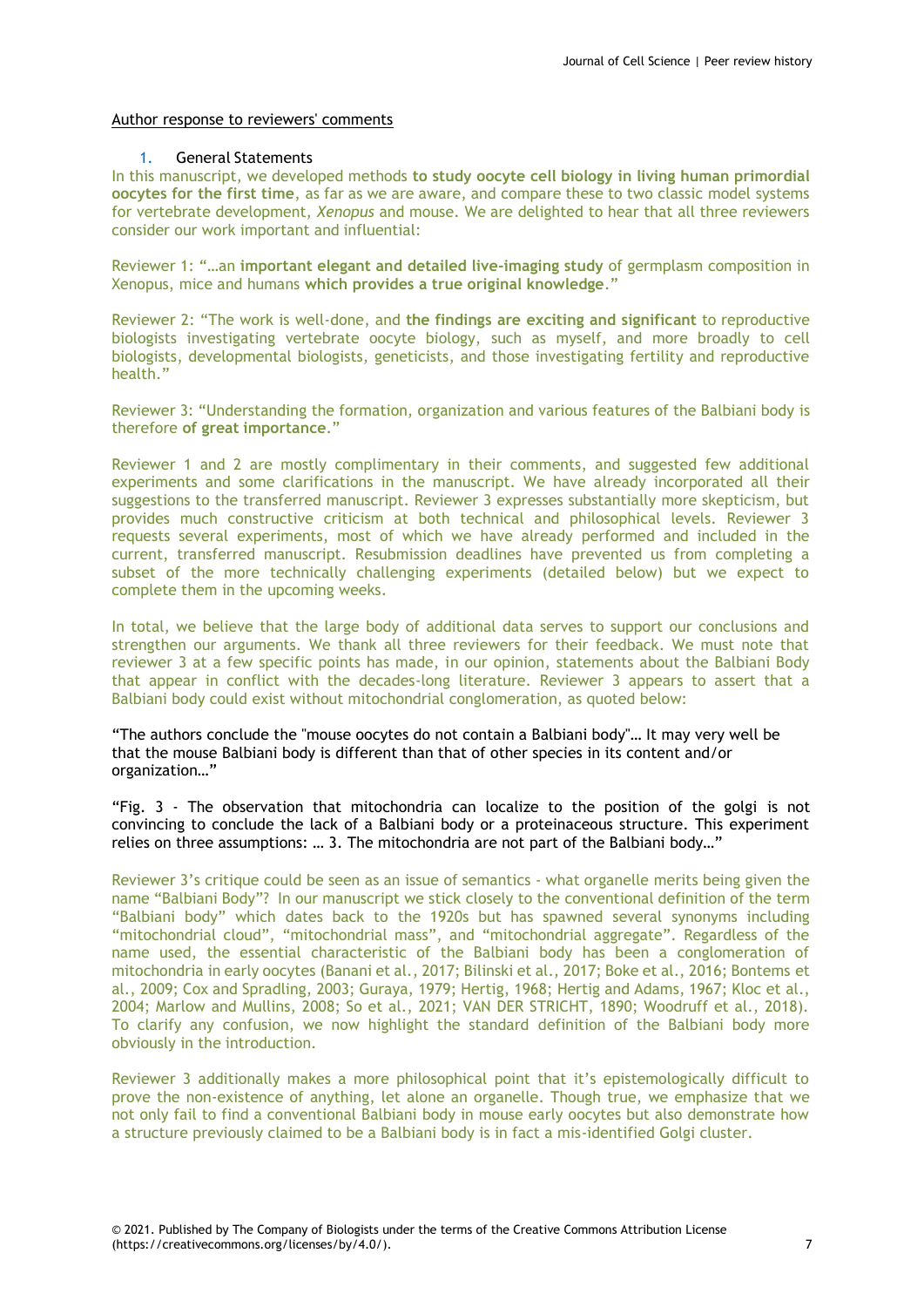Author response to reviewers' comments

1. General Statements

In this manuscript, we developed methods **to study oocyte cell biology in living human primordial oocytes for the first time**, as far as we are aware, and compare these to two classic model systems for vertebrate development, *Xenopus* and mouse. We are delighted to hear that all three reviewers consider our work important and influential:

Reviewer 1: "…an **important elegant and detailed live-imaging study** of germplasm composition in Xenopus, mice and humans **which provides a true original knowledge**."

Reviewer 2: "The work is well-done, and **the findings are exciting and significant** to reproductive biologists investigating vertebrate oocyte biology, such as myself, and more broadly to cell biologists, developmental biologists, geneticists, and those investigating fertility and reproductive health."

Reviewer 3: "Understanding the formation, organization and various features of the Balbiani body is therefore **of great importance**."

Reviewer 1 and 2 are mostly complimentary in their comments, and suggested few additional experiments and some clarifications in the manuscript. We have already incorporated all their suggestions to the transferred manuscript. Reviewer 3 expresses substantially more skepticism, but provides much constructive criticism at both technical and philosophical levels. Reviewer 3 requests several experiments, most of which we have already performed and included in the current, transferred manuscript. Resubmission deadlines have prevented us from completing a subset of the more technically challenging experiments (detailed below) but we expect to complete them in the upcoming weeks.

In total, we believe that the large body of additional data serves to support our conclusions and strengthen our arguments. We thank all three reviewers for their feedback. We must note that reviewer 3 at a few specific points has made, in our opinion, statements about the Balbiani Body that appear in conflict with the decades-long literature. Reviewer 3 appears to assert that a Balbiani body could exist without mitochondrial conglomeration, as quoted below:

"The authors conclude the "mouse oocytes do not contain a Balbiani body"… It may very well be that the mouse Balbiani body is different than that of other species in its content and/or organization…"

"Fig. 3 - The observation that mitochondria can localize to the position of the golgi is not convincing to conclude the lack of a Balbiani body or a proteinaceous structure. This experiment relies on three assumptions: … 3. The mitochondria are not part of the Balbiani body…"

Reviewer 3's critique could be seen as an issue of semantics - what organelle merits being given the name "Balbiani Body"? In our manuscript we stick closely to the conventional definition of the term "Balbiani body" which dates back to the 1920s but has spawned several synonyms including "mitochondrial cloud", "mitochondrial mass", and "mitochondrial aggregate". Regardless of the name used, the essential characteristic of the Balbiani body has been a conglomeration of mitochondria in early oocytes (Banani et al., 2017; Bilinski et al., 2017; Boke et al., 2016; Bontems et al., 2009; Cox and Spradling, 2003; Guraya, 1979; Hertig, 1968; Hertig and Adams, 1967; Kloc et al., 2004; Marlow and Mullins, 2008; So et al., 2021; VAN DER STRICHT, 1890; Woodruff et al., 2018). To clarify any confusion, we now highlight the standard definition of the Balbiani body more obviously in the introduction.

Reviewer 3 additionally makes a more philosophical point that it's epistemologically difficult to prove the non-existence of anything, let alone an organelle. Though true, we emphasize that we not only fail to find a conventional Balbiani body in mouse early oocytes but also demonstrate how a structure previously claimed to be a Balbiani body is in fact a mis-identified Golgi cluster.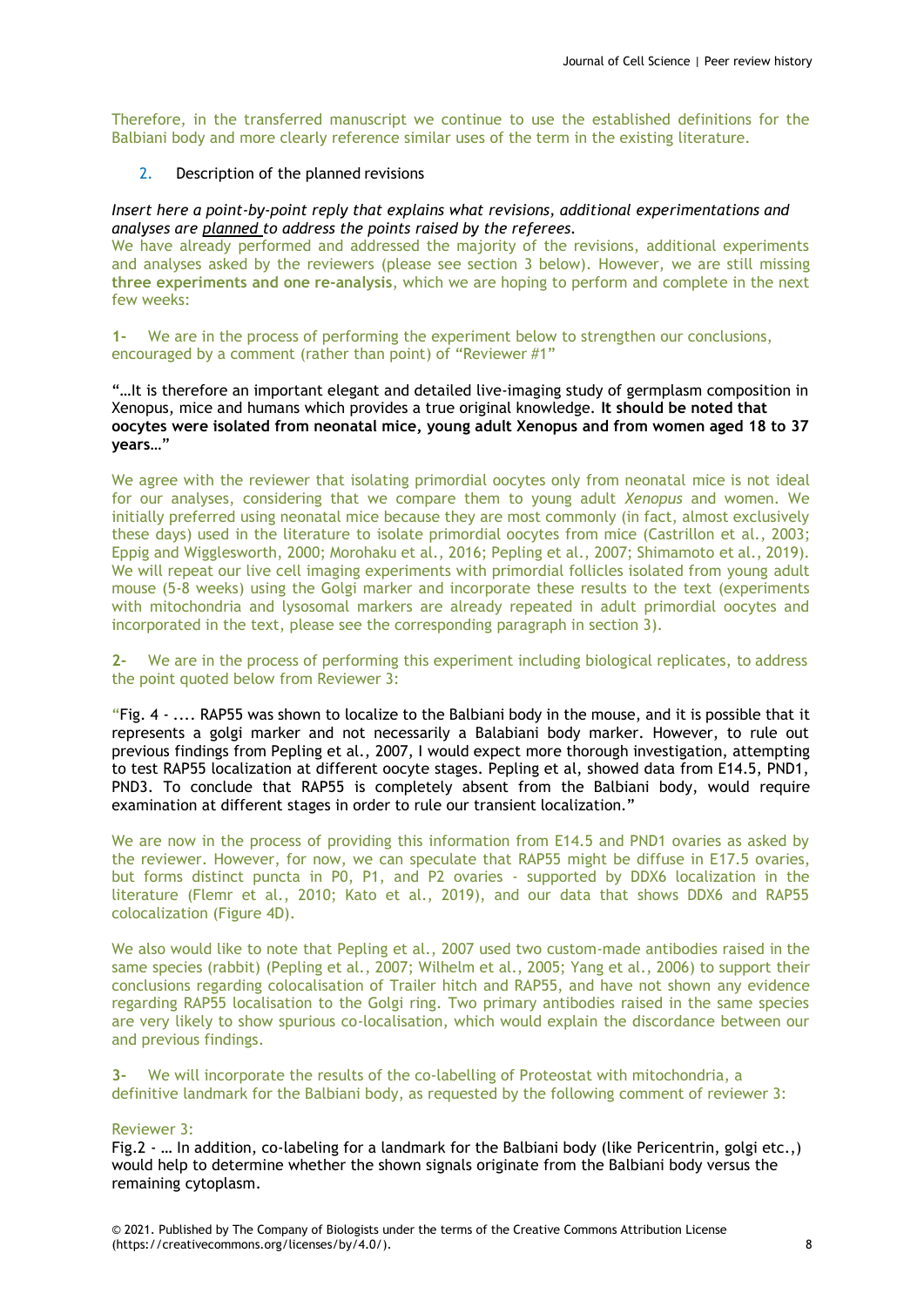Therefore, in the transferred manuscript we continue to use the established definitions for the Balbiani body and more clearly reference similar uses of the term in the existing literature.

2. Description of the planned revisions

*Insert here a point-by-point reply that explains what revisions, additional experimentations and analyses are* *planned* *to address the points raised by the referees.*

We have already performed and addressed the majority of the revisions, additional experiments and analyses asked by the reviewers (please see section 3 below). However, we are still missing **three experiments and one re-analysis**, which we are hoping to perform and complete in the next few weeks:

**1-** We are in the process of performing the experiment below to strengthen our conclusions, encouraged by a comment (rather than point) of "Reviewer #1"

"…It is therefore an important elegant and detailed live-imaging study of germplasm composition in Xenopus, mice and humans which provides a true original knowledge. **It should be noted that oocytes were isolated from neonatal mice, young adult Xenopus and from women aged 18 to 37 years…**"

We agree with the reviewer that isolating primordial oocytes only from neonatal mice is not ideal for our analyses, considering that we compare them to young adult *Xenopus* and women. We initially preferred using neonatal mice because they are most commonly (in fact, almost exclusively these days) used in the literature to isolate primordial oocytes from mice (Castrillon et al., 2003; Eppig and Wigglesworth, 2000; Morohaku et al., 2016; Pepling et al., 2007; Shimamoto et al., 2019). We will repeat our live cell imaging experiments with primordial follicles isolated from young adult mouse (5-8 weeks) using the Golgi marker and incorporate these results to the text (experiments with mitochondria and lysosomal markers are already repeated in adult primordial oocytes and incorporated in the text, please see the corresponding paragraph in section 3).

**2-** We are in the process of performing this experiment including biological replicates, to address the point quoted below from Reviewer 3:

"Fig. 4 - .... RAP55 was shown to localize to the Balbiani body in the mouse, and it is possible that it represents a golgi marker and not necessarily a Balabiani body marker. However, to rule out previous findings from Pepling et al., 2007, I would expect more thorough investigation, attempting to test RAP55 localization at different oocyte stages. Pepling et al, showed data from E14.5, PND1, PND3. To conclude that RAP55 is completely absent from the Balbiani body, would require examination at different stages in order to rule our transient localization."

We are now in the process of providing this information from E14.5 and PND1 ovaries as asked by the reviewer. However, for now, we can speculate that RAP55 might be diffuse in E17.5 ovaries, but forms distinct puncta in P0, P1, and P2 ovaries - supported by DDX6 localization in the literature (Flemr et al., 2010; Kato et al., 2019), and our data that shows DDX6 and RAP55 colocalization (Figure 4D).

We also would like to note that Pepling et al., 2007 used two custom-made antibodies raised in the same species (rabbit) (Pepling et al., 2007; Wilhelm et al., 2005; Yang et al., 2006) to support their conclusions regarding colocalisation of Trailer hitch and RAP55, and have not shown any evidence regarding RAP55 localisation to the Golgi ring. Two primary antibodies raised in the same species are very likely to show spurious co-localisation, which would explain the discordance between our and previous findings.

**3-** We will incorporate the results of the co-labelling of Proteostat with mitochondria, a definitive landmark for the Balbiani body, as requested by the following comment of reviewer 3:

Reviewer 3:

Fig.2 - … In addition, co-labeling for a landmark for the Balbiani body (like Pericentrin, golgi etc.,) would help to determine whether the shown signals originate from the Balbiani body versus the remaining cytoplasm.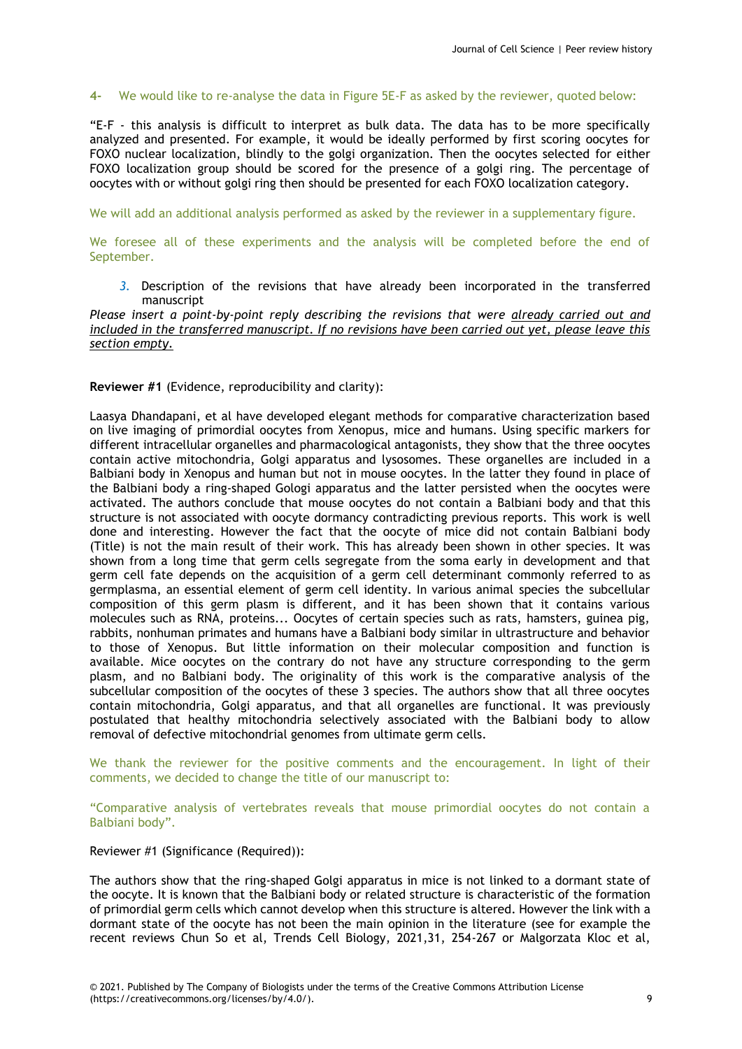4- We would like to re-analyse the data in Figure 5E-F as asked by the reviewer, quoted below:

"E-F - this analysis is difficult to interpret as bulk data. The data has to be more specifically analyzed and presented. For example, it would be ideally performed by first scoring oocytes for FOXO nuclear localization, blindly to the golgi organization. Then the oocytes selected for either FOXO localization group should be scored for the presence of a golgi ring. The percentage of oocytes with or without golgi ring then should be presented for each FOXO localization category.

We will add an additional analysis performed as asked by the reviewer in a supplementary figure.

We foresee all of these experiments and the analysis will be completed before the end of September.

3. Description of the revisions that have already been incorporated in the transferred manuscript

*Please insert a point-by-point reply describing the revisions that were already carried out and included in the transferred manuscript. If no revisions have been carried out yet, please leave this section empty.*

**Reviewer #1** (Evidence, reproducibility and clarity):

Laasya Dhandapani, et al have developed elegant methods for comparative characterization based on live imaging of primordial oocytes from Xenopus, mice and humans. Using specific markers for different intracellular organelles and pharmacological antagonists, they show that the three oocytes contain active mitochondria, Golgi apparatus and lysosomes. These organelles are included in a Balbiani body in Xenopus and human but not in mouse oocytes. In the latter they found in place of the Balbiani body a ring-shaped Gologi apparatus and the latter persisted when the oocytes were activated. The authors conclude that mouse oocytes do not contain a Balbiani body and that this structure is not associated with oocyte dormancy contradicting previous reports. This work is well done and interesting. However the fact that the oocyte of mice did not contain Balbiani body (Title) is not the main result of their work. This has already been shown in other species. It was shown from a long time that germ cells segregate from the soma early in development and that germ cell fate depends on the acquisition of a germ cell determinant commonly referred to as germplasma, an essential element of germ cell identity. In various animal species the subcellular composition of this germ plasm is different, and it has been shown that it contains various molecules such as RNA, proteins... Oocytes of certain species such as rats, hamsters, guinea pig, rabbits, nonhuman primates and humans have a Balbiani body similar in ultrastructure and behavior to those of Xenopus. But little information on their molecular composition and function is available. Mice oocytes on the contrary do not have any structure corresponding to the germ plasm, and no Balbiani body. The originality of this work is the comparative analysis of the subcellular composition of the oocytes of these 3 species. The authors show that all three oocytes contain mitochondria, Golgi apparatus, and that all organelles are functional. It was previously postulated that healthy mitochondria selectively associated with the Balbiani body to allow removal of defective mitochondrial genomes from ultimate germ cells.

We thank the reviewer for the positive comments and the encouragement. In light of their comments, we decided to change the title of our manuscript to:

"Comparative analysis of vertebrates reveals that mouse primordial oocytes do not contain a Balbiani body".

Reviewer #1 (Significance (Required)):

The authors show that the ring-shaped Golgi apparatus in mice is not linked to a dormant state of the oocyte. It is known that the Balbiani body or related structure is characteristic of the formation of primordial germ cells which cannot develop when this structure is altered. However the link with a dormant state of the oocyte has not been the main opinion in the literature (see for example the recent reviews Chun So et al, Trends Cell Biology, 2021,31, 254-267 or Malgorzata Kloc et al,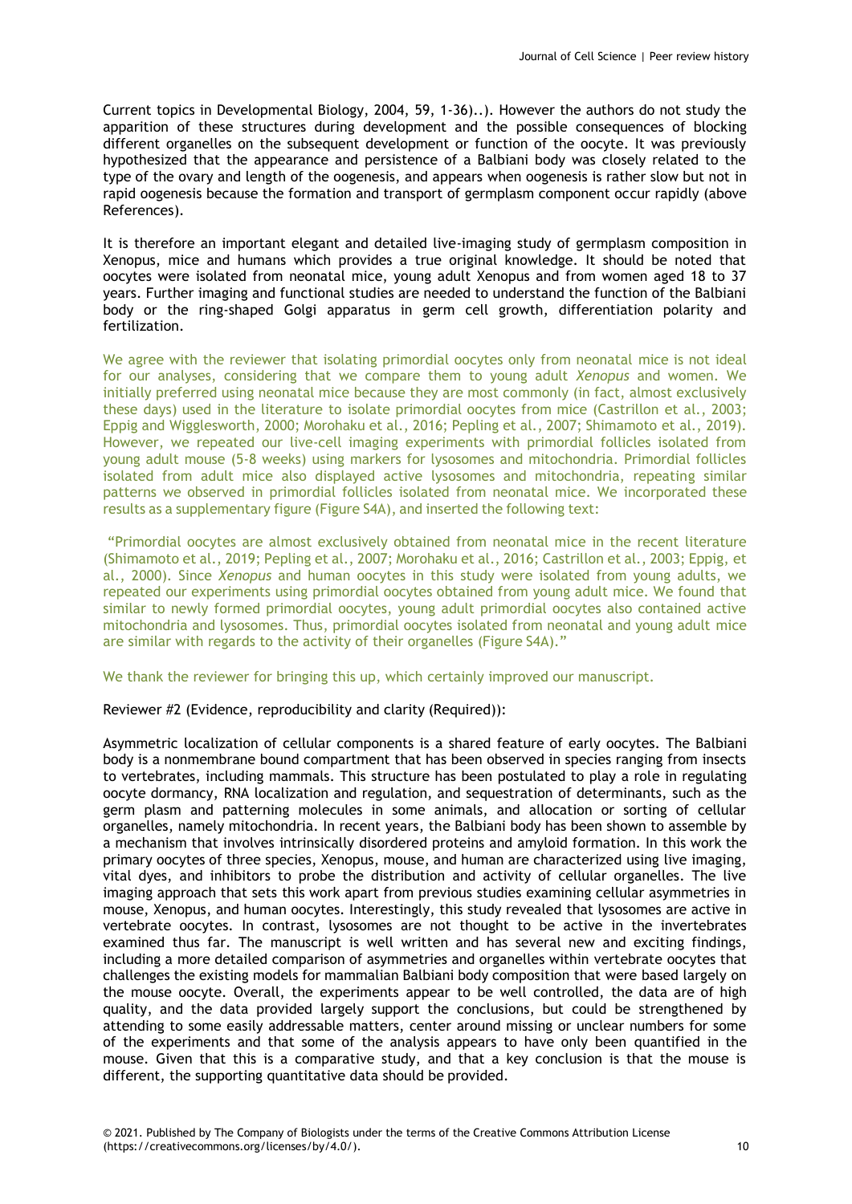Current topics in Developmental Biology, 2004, 59, 1-36)..). However the authors do not study the apparition of these structures during development and the possible consequences of blocking different organelles on the subsequent development or function of the oocyte. It was previously hypothesized that the appearance and persistence of a Balbiani body was closely related to the type of the ovary and length of the oogenesis, and appears when oogenesis is rather slow but not in rapid oogenesis because the formation and transport of germplasm component occur rapidly (above References).

It is therefore an important elegant and detailed live-imaging study of germplasm composition in Xenopus, mice and humans which provides a true original knowledge. It should be noted that oocytes were isolated from neonatal mice, young adult Xenopus and from women aged 18 to 37 years. Further imaging and functional studies are needed to understand the function of the Balbiani body or the ring-shaped Golgi apparatus in germ cell growth, differentiation polarity and fertilization.

We agree with the reviewer that isolating primordial oocytes only from neonatal mice is not ideal for our analyses, considering that we compare them to young adult *Xenopus* and women. We initially preferred using neonatal mice because they are most commonly (in fact, almost exclusively these days) used in the literature to isolate primordial oocytes from mice (Castrillon et al., 2003; Eppig and Wigglesworth, 2000; Morohaku et al., 2016; Pepling et al., 2007; Shimamoto et al., 2019). However, we repeated our live-cell imaging experiments with primordial follicles isolated from young adult mouse (5-8 weeks) using markers for lysosomes and mitochondria. Primordial follicles isolated from adult mice also displayed active lysosomes and mitochondria, repeating similar patterns we observed in primordial follicles isolated from neonatal mice. We incorporated these results as a supplementary figure (Figure S4A), and inserted the following text:

"Primordial oocytes are almost exclusively obtained from neonatal mice in the recent literature (Shimamoto et al., 2019; Pepling et al., 2007; Morohaku et al., 2016; Castrillon et al., 2003; Eppig, et al., 2000). Since *Xenopus* and human oocytes in this study were isolated from young adults, we repeated our experiments using primordial oocytes obtained from young adult mice. We found that similar to newly formed primordial oocytes, young adult primordial oocytes also contained active mitochondria and lysosomes. Thus, primordial oocytes isolated from neonatal and young adult mice are similar with regards to the activity of their organelles (Figure S4A)."

We thank the reviewer for bringing this up, which certainly improved our manuscript.

Reviewer #2 (Evidence, reproducibility and clarity (Required)):

Asymmetric localization of cellular components is a shared feature of early oocytes. The Balbiani body is a nonmembrane bound compartment that has been observed in species ranging from insects to vertebrates, including mammals. This structure has been postulated to play a role in regulating oocyte dormancy, RNA localization and regulation, and sequestration of determinants, such as the germ plasm and patterning molecules in some animals, and allocation or sorting of cellular organelles, namely mitochondria. In recent years, the Balbiani body has been shown to assemble by a mechanism that involves intrinsically disordered proteins and amyloid formation. In this work the primary oocytes of three species, Xenopus, mouse, and human are characterized using live imaging, vital dyes, and inhibitors to probe the distribution and activity of cellular organelles. The live imaging approach that sets this work apart from previous studies examining cellular asymmetries in mouse, Xenopus, and human oocytes. Interestingly, this study revealed that lysosomes are active in vertebrate oocytes. In contrast, lysosomes are not thought to be active in the invertebrates examined thus far. The manuscript is well written and has several new and exciting findings, including a more detailed comparison of asymmetries and organelles within vertebrate oocytes that challenges the existing models for mammalian Balbiani body composition that were based largely on the mouse oocyte. Overall, the experiments appear to be well controlled, the data are of high quality, and the data provided largely support the conclusions, but could be strengthened by attending to some easily addressable matters, center around missing or unclear numbers for some of the experiments and that some of the analysis appears to have only been quantified in the mouse. Given that this is a comparative study, and that a key conclusion is that the mouse is different, the supporting quantitative data should be provided.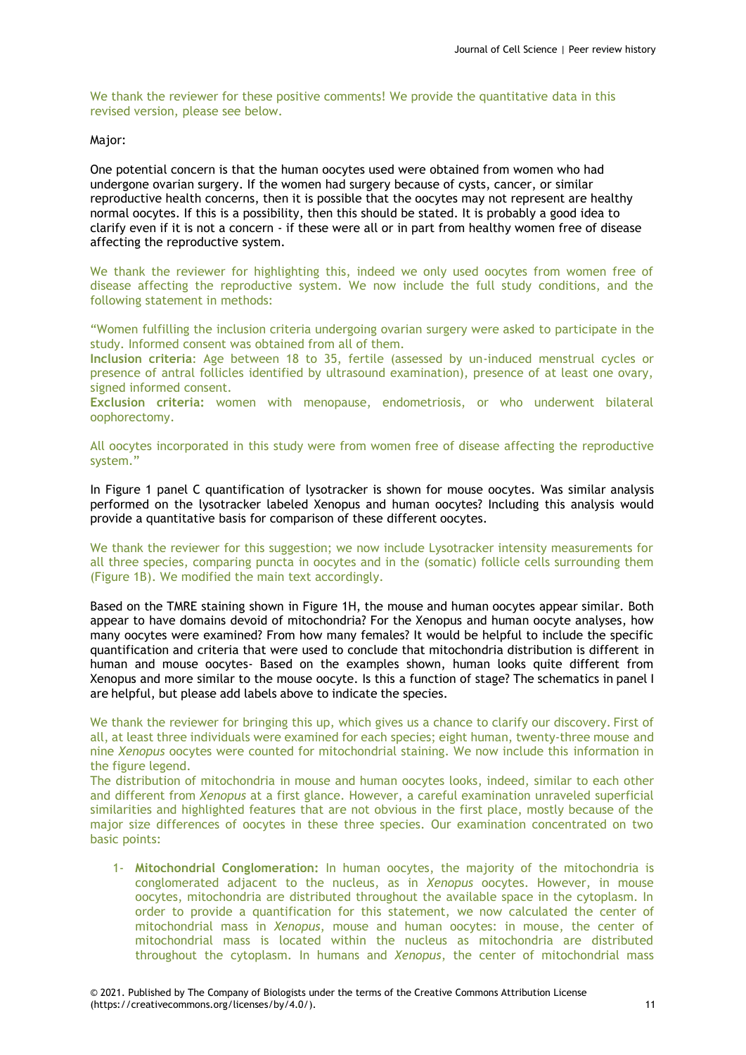We thank the reviewer for these positive comments! We provide the quantitative data in this revised version, please see below.

Major:

One potential concern is that the human oocytes used were obtained from women who had undergone ovarian surgery. If the women had surgery because of cysts, cancer, or similar reproductive health concerns, then it is possible that the oocytes may not represent are healthy normal oocytes. If this is a possibility, then this should be stated. It is probably a good idea to clarify even if it is not a concern - if these were all or in part from healthy women free of disease affecting the reproductive system.

We thank the reviewer for highlighting this, indeed we only used oocytes from women free of disease affecting the reproductive system. We now include the full study conditions, and the following statement in methods:

"Women fulfilling the inclusion criteria undergoing ovarian surgery were asked to participate in the study. Informed consent was obtained from all of them.

**Inclusion criteria**: Age between 18 to 35, fertile (assessed by un-induced menstrual cycles or presence of antral follicles identified by ultrasound examination), presence of at least one ovary, signed informed consent.

**Exclusion criteria:** women with menopause, endometriosis, or who underwent bilateral oophorectomy.

All oocytes incorporated in this study were from women free of disease affecting the reproductive system."

In Figure 1 panel C quantification of lysotracker is shown for mouse oocytes. Was similar analysis performed on the lysotracker labeled Xenopus and human oocytes? Including this analysis would provide a quantitative basis for comparison of these different oocytes.

We thank the reviewer for this suggestion; we now include Lysotracker intensity measurements for all three species, comparing puncta in oocytes and in the (somatic) follicle cells surrounding them (Figure 1B). We modified the main text accordingly.

Based on the TMRE staining shown in Figure 1H, the mouse and human oocytes appear similar. Both appear to have domains devoid of mitochondria? For the Xenopus and human oocyte analyses, how many oocytes were examined? From how many females? It would be helpful to include the specific quantification and criteria that were used to conclude that mitochondria distribution is different in human and mouse oocytes- Based on the examples shown, human looks quite different from Xenopus and more similar to the mouse oocyte. Is this a function of stage? The schematics in panel I are helpful, but please add labels above to indicate the species.

We thank the reviewer for bringing this up, which gives us a chance to clarify our discovery. First of all, at least three individuals were examined for each species; eight human, twenty-three mouse and nine *Xenopus* oocytes were counted for mitochondrial staining. We now include this information in the figure legend.

The distribution of mitochondria in mouse and human oocytes looks, indeed, similar to each other and different from *Xenopus* at a first glance. However, a careful examination unraveled superficial similarities and highlighted features that are not obvious in the first place, mostly because of the major size differences of oocytes in these three species. Our examination concentrated on two basic points:

1- **Mitochondrial Conglomeration:** In human oocytes, the majority of the mitochondria is conglomerated adjacent to the nucleus, as in *Xenopus* oocytes. However, in mouse oocytes, mitochondria are distributed throughout the available space in the cytoplasm. In order to provide a quantification for this statement, we now calculated the center of mitochondrial mass in *Xenopus*, mouse and human oocytes: in mouse, the center of mitochondrial mass is located within the nucleus as mitochondria are distributed throughout the cytoplasm. In humans and *Xenopus*, the center of mitochondrial mass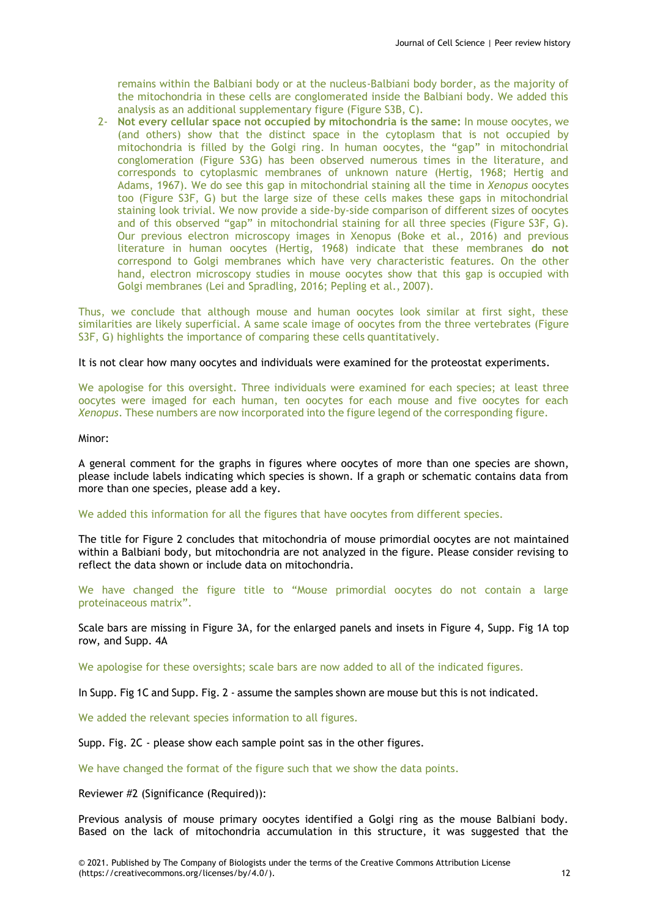remains within the Balbiani body or at the nucleus-Balbiani body border, as the majority of the mitochondria in these cells are conglomerated inside the Balbiani body. We added this analysis as an additional supplementary figure (Figure S3B, C).

2- **Not every cellular space not occupied by mitochondria is the same:** In mouse oocytes, we (and others) show that the distinct space in the cytoplasm that is not occupied by mitochondria is filled by the Golgi ring. In human oocytes, the "gap" in mitochondrial conglomeration (Figure S3G) has been observed numerous times in the literature, and corresponds to cytoplasmic membranes of unknown nature (Hertig, 1968; Hertig and Adams, 1967). We do see this gap in mitochondrial staining all the time in *Xenopus* oocytes too (Figure S3F, G) but the large size of these cells makes these gaps in mitochondrial staining look trivial. We now provide a side-by-side comparison of different sizes of oocytes and of this observed "gap" in mitochondrial staining for all three species (Figure S3F, G). Our previous electron microscopy images in Xenopus (Boke et al., 2016) and previous literature in human oocytes (Hertig, 1968) indicate that these membranes **do not** correspond to Golgi membranes which have very characteristic features. On the other hand, electron microscopy studies in mouse oocytes show that this gap is occupied with Golgi membranes (Lei and Spradling, 2016; Pepling et al., 2007).

Thus, we conclude that although mouse and human oocytes look similar at first sight, these similarities are likely superficial. A same scale image of oocytes from the three vertebrates (Figure S3F, G) highlights the importance of comparing these cells quantitatively.

It is not clear how many oocytes and individuals were examined for the proteostat experiments.

We apologise for this oversight. Three individuals were examined for each species; at least three oocytes were imaged for each human, ten oocytes for each mouse and five oocytes for each *Xenopus*. These numbers are now incorporated into the figure legend of the corresponding figure.

Minor:

A general comment for the graphs in figures where oocytes of more than one species are shown, please include labels indicating which species is shown. If a graph or schematic contains data from more than one species, please add a key.

We added this information for all the figures that have oocytes from different species.

The title for Figure 2 concludes that mitochondria of mouse primordial oocytes are not maintained within a Balbiani body, but mitochondria are not analyzed in the figure. Please consider revising to reflect the data shown or include data on mitochondria.

We have changed the figure title to "Mouse primordial oocytes do not contain a large proteinaceous matrix".

Scale bars are missing in Figure 3A, for the enlarged panels and insets in Figure 4, Supp. Fig 1A top row, and Supp. 4A

We apologise for these oversights; scale bars are now added to all of the indicated figures.

In Supp. Fig 1C and Supp. Fig. 2 - assume the samples shown are mouse but this is not indicated.

We added the relevant species information to all figures.

Supp. Fig. 2C - please show each sample point sas in the other figures.

We have changed the format of the figure such that we show the data points.

Reviewer #2 (Significance (Required)):

Previous analysis of mouse primary oocytes identified a Golgi ring as the mouse Balbiani body. Based on the lack of mitochondria accumulation in this structure, it was suggested that the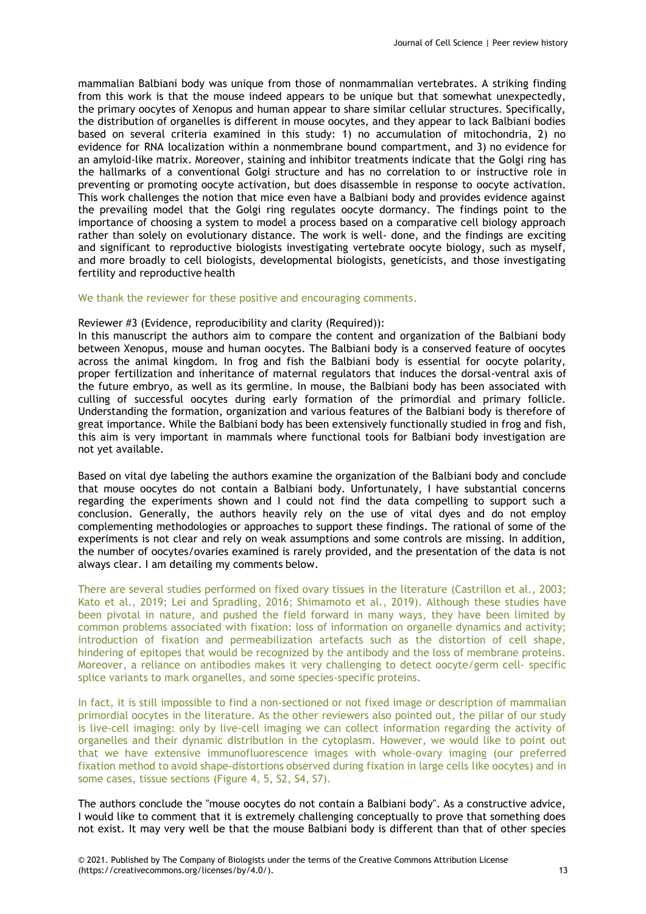mammalian Balbiani body was unique from those of nonmammalian vertebrates. A striking finding from this work is that the mouse indeed appears to be unique but that somewhat unexpectedly, the primary oocytes of Xenopus and human appear to share similar cellular structures. Specifically, the distribution of organelles is different in mouse oocytes, and they appear to lack Balbiani bodies based on several criteria examined in this study: 1) no accumulation of mitochondria, 2) no evidence for RNA localization within a nonmembrane bound compartment, and 3) no evidence for an amyloid-like matrix. Moreover, staining and inhibitor treatments indicate that the Golgi ring has the hallmarks of a conventional Golgi structure and has no correlation to or instructive role in preventing or promoting oocyte activation, but does disassemble in response to oocyte activation. This work challenges the notion that mice even have a Balbiani body and provides evidence against the prevailing model that the Golgi ring regulates oocyte dormancy. The findings point to the importance of choosing a system to model a process based on a comparative cell biology approach rather than solely on evolutionary distance. The work is well- done, and the findings are exciting and significant to reproductive biologists investigating vertebrate oocyte biology, such as myself, and more broadly to cell biologists, developmental biologists, geneticists, and those investigating fertility and reproductive health

We thank the reviewer for these positive and encouraging comments.

Reviewer #3 (Evidence, reproducibility and clarity (Required)):

In this manuscript the authors aim to compare the content and organization of the Balbiani body between Xenopus, mouse and human oocytes. The Balbiani body is a conserved feature of oocytes across the animal kingdom. In frog and fish the Balbiani body is essential for oocyte polarity, proper fertilization and inheritance of maternal regulators that induces the dorsal-ventral axis of the future embryo, as well as its germline. In mouse, the Balbiani body has been associated with culling of successful oocytes during early formation of the primordial and primary follicle. Understanding the formation, organization and various features of the Balbiani body is therefore of great importance. While the Balbiani body has been extensively functionally studied in frog and fish, this aim is very important in mammals where functional tools for Balbiani body investigation are not yet available.

Based on vital dye labeling the authors examine the organization of the Balbiani body and conclude that mouse oocytes do not contain a Balbiani body. Unfortunately, I have substantial concerns regarding the experiments shown and I could not find the data compelling to support such a conclusion. Generally, the authors heavily rely on the use of vital dyes and do not employ complementing methodologies or approaches to support these findings. The rational of some of the experiments is not clear and rely on weak assumptions and some controls are missing. In addition, the number of oocytes/ovaries examined is rarely provided, and the presentation of the data is not always clear. I am detailing my comments below.

There are several studies performed on fixed ovary tissues in the literature (Castrillon et al., 2003; Kato et al., 2019; Lei and Spradling, 2016; Shimamoto et al., 2019). Although these studies have been pivotal in nature, and pushed the field forward in many ways, they have been limited by common problems associated with fixation: loss of information on organelle dynamics and activity; introduction of fixation and permeabilization artefacts such as the distortion of cell shape, hindering of epitopes that would be recognized by the antibody and the loss of membrane proteins. Moreover, a reliance on antibodies makes it very challenging to detect oocyte/germ cell- specific splice variants to mark organelles, and some species-specific proteins.

In fact, it is still impossible to find a non-sectioned or not fixed image or description of mammalian primordial oocytes in the literature. As the other reviewers also pointed out, the pillar of our study is live-cell imaging: only by live-cell imaging we can collect information regarding the activity of organelles and their dynamic distribution in the cytoplasm. However, we would like to point out that we have extensive immunofluorescence images with whole-ovary imaging (our preferred fixation method to avoid shape-distortions observed during fixation in large cells like oocytes) and in some cases, tissue sections (Figure 4, 5, S2, S4, S7).

The authors conclude the "mouse oocytes do not contain a Balbiani body". As a constructive advice, I would like to comment that it is extremely challenging conceptually to prove that something does not exist. It may very well be that the mouse Balbiani body is different than that of other species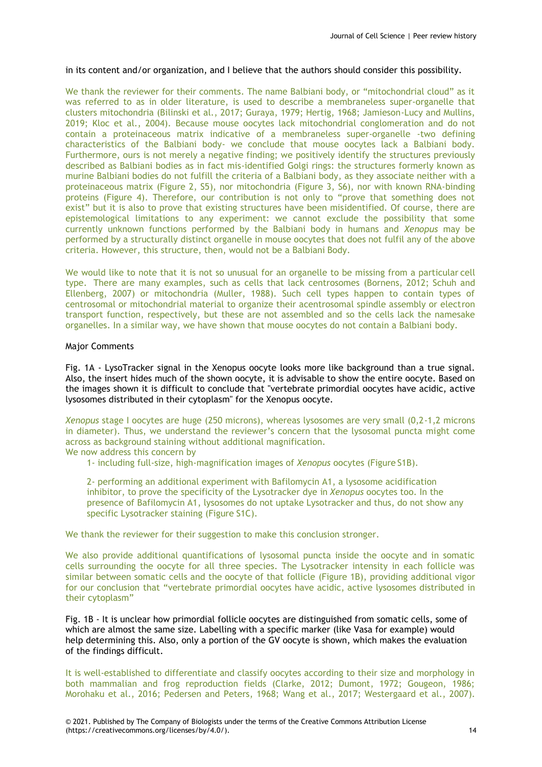in its content and/or organization, and I believe that the authors should consider this possibility.

We thank the reviewer for their comments. The name Balbiani body, or "mitochondrial cloud" as it was referred to as in older literature, is used to describe a membraneless super-organelle that clusters mitochondria (Bilinski et al., 2017; Guraya, 1979; Hertig, 1968; Jamieson-Lucy and Mullins, 2019; Kloc et al., 2004). Because mouse oocytes lack mitochondrial conglomeration and do not contain a proteinaceous matrix indicative of a membraneless super-organelle -two defining characteristics of the Balbiani body- we conclude that mouse oocytes lack a Balbiani body. Furthermore, ours is not merely a negative finding; we positively identify the structures previously described as Balbiani bodies as in fact mis-identified Golgi rings: the structures formerly known as murine Balbiani bodies do not fulfill the criteria of a Balbiani body, as they associate neither with a proteinaceous matrix (Figure 2, S5), nor mitochondria (Figure 3, S6), nor with known RNA-binding proteins (Figure 4). Therefore, our contribution is not only to "prove that something does not exist" but it is also to prove that existing structures have been misidentified. Of course, there are epistemological limitations to any experiment: we cannot exclude the possibility that some currently unknown functions performed by the Balbiani body in humans and *Xenopus* may be performed by a structurally distinct organelle in mouse oocytes that does not fulfil any of the above criteria. However, this structure, then, would not be a Balbiani Body.

We would like to note that it is not so unusual for an organelle to be missing from a particular cell type. There are many examples, such as cells that lack centrosomes (Bornens, 2012; Schuh and Ellenberg, 2007) or mitochondria (Muller, 1988). Such cell types happen to contain types of centrosomal or mitochondrial material to organize their acentrosomal spindle assembly or electron transport function, respectively, but these are not assembled and so the cells lack the namesake organelles. In a similar way, we have shown that mouse oocytes do not contain a Balbiani body.

Major Comments

Fig. 1A - LysoTracker signal in the Xenopus oocyte looks more like background than a true signal. Also, the insert hides much of the shown oocyte, it is advisable to show the entire oocyte. Based on the images shown it is difficult to conclude that "vertebrate primordial oocytes have acidic, active lysosomes distributed in their cytoplasm" for the Xenopus oocyte.

*Xenopus* stage I oocytes are huge (250 microns), whereas lysosomes are very small (0,2-1,2 microns in diameter). Thus, we understand the reviewer's concern that the lysosomal puncta might come across as background staining without additional magnification.

We now address this concern by

1- including full-size, high-magnification images of *Xenopus* oocytes (Figure S1B).

2- performing an additional experiment with Bafilomycin A1, a lysosome acidification inhibitor, to prove the specificity of the Lysotracker dye in *Xenopus* oocytes too. In the presence of Bafilomycin A1, lysosomes do not uptake Lysotracker and thus, do not show any specific Lysotracker staining (Figure S1C).

We thank the reviewer for their suggestion to make this conclusion stronger.

We also provide additional quantifications of lysosomal puncta inside the oocyte and in somatic cells surrounding the oocyte for all three species. The Lysotracker intensity in each follicle was similar between somatic cells and the oocyte of that follicle (Figure 1B), providing additional vigor for our conclusion that "vertebrate primordial oocytes have acidic, active lysosomes distributed in their cytoplasm"

Fig. 1B - It is unclear how primordial follicle oocytes are distinguished from somatic cells, some of which are almost the same size. Labelling with a specific marker (like Vasa for example) would help determining this. Also, only a portion of the GV oocyte is shown, which makes the evaluation of the findings difficult.

It is well-established to differentiate and classify oocytes according to their size and morphology in both mammalian and frog reproduction fields (Clarke, 2012; Dumont, 1972; Gougeon, 1986; Morohaku et al., 2016; Pedersen and Peters, 1968; Wang et al., 2017; Westergaard et al., 2007).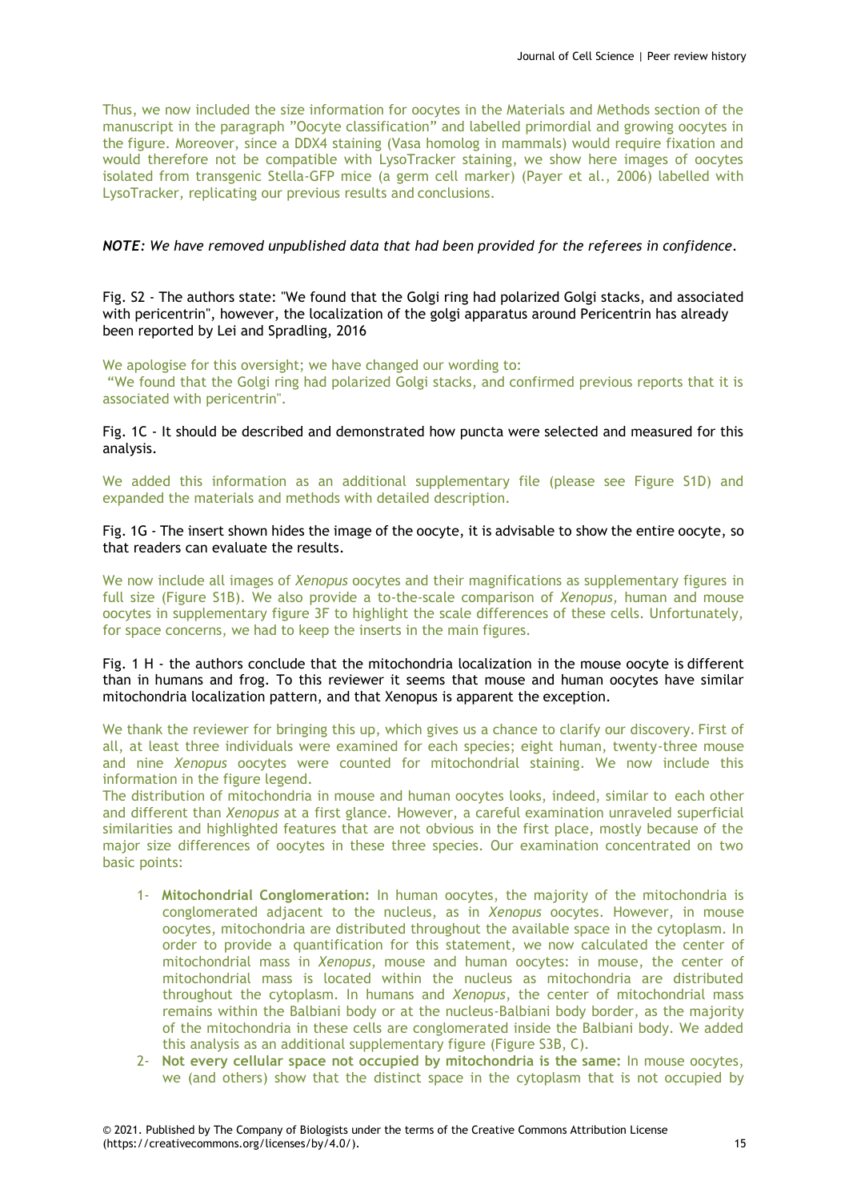Thus, we now included the size information for oocytes in the Materials and Methods section of the manuscript in the paragraph "Oocyte classification" and labelled primordial and growing oocytes in the figure. Moreover, since a DDX4 staining (Vasa homolog in mammals) would require fixation and would therefore not be compatible with LysoTracker staining, we show here images of oocytes isolated from transgenic Stella-GFP mice (a germ cell marker) (Payer et al., 2006) labelled with LysoTracker, replicating our previous results and conclusions.

***NOTE:** We have removed unpublished data that had been provided for the referees in confidence.*

Fig. S2 - The authors state: "We found that the Golgi ring had polarized Golgi stacks, and associated with pericentrin", however, the localization of the golgi apparatus around Pericentrin has already been reported by Lei and Spradling, 2016

We apologise for this oversight; we have changed our wording to:
"We found that the Golgi ring had polarized Golgi stacks, and confirmed previous reports that it is associated with pericentrin".

Fig. 1C - It should be described and demonstrated how puncta were selected and measured for this analysis.

We added this information as an additional supplementary file (please see Figure S1D) and expanded the materials and methods with detailed description.

Fig. 1G - The insert shown hides the image of the oocyte, it is advisable to show the entire oocyte, so that readers can evaluate the results.

We now include all images of *Xenopus* oocytes and their magnifications as supplementary figures in full size (Figure S1B). We also provide a to-the-scale comparison of *Xenopus,* human and mouse oocytes in supplementary figure 3F to highlight the scale differences of these cells. Unfortunately, for space concerns, we had to keep the inserts in the main figures.

Fig. 1 H - the authors conclude that the mitochondria localization in the mouse oocyte is different than in humans and frog. To this reviewer it seems that mouse and human oocytes have similar mitochondria localization pattern, and that Xenopus is apparent the exception.

We thank the reviewer for bringing this up, which gives us a chance to clarify our discovery. First of all, at least three individuals were examined for each species; eight human, twenty-three mouse and nine *Xenopus* oocytes were counted for mitochondrial staining. We now include this information in the figure legend.
The distribution of mitochondria in mouse and human oocytes looks, indeed, similar to each other and different than *Xenopus* at a first glance. However, a careful examination unraveled superficial similarities and highlighted features that are not obvious in the first place, mostly because of the major size differences of oocytes in these three species. Our examination concentrated on two basic points:

1- **Mitochondrial Conglomeration:** In human oocytes, the majority of the mitochondria is conglomerated adjacent to the nucleus, as in *Xenopus* oocytes. However, in mouse oocytes, mitochondria are distributed throughout the available space in the cytoplasm. In order to provide a quantification for this statement, we now calculated the center of mitochondrial mass in *Xenopus*, mouse and human oocytes: in mouse, the center of mitochondrial mass is located within the nucleus as mitochondria are distributed throughout the cytoplasm. In humans and *Xenopus*, the center of mitochondrial mass remains within the Balbiani body or at the nucleus-Balbiani body border, as the majority of the mitochondria in these cells are conglomerated inside the Balbiani body. We added this analysis as an additional supplementary figure (Figure S3B, C).
2- **Not every cellular space not occupied by mitochondria is the same:** In mouse oocytes, we (and others) show that the distinct space in the cytoplasm that is not occupied by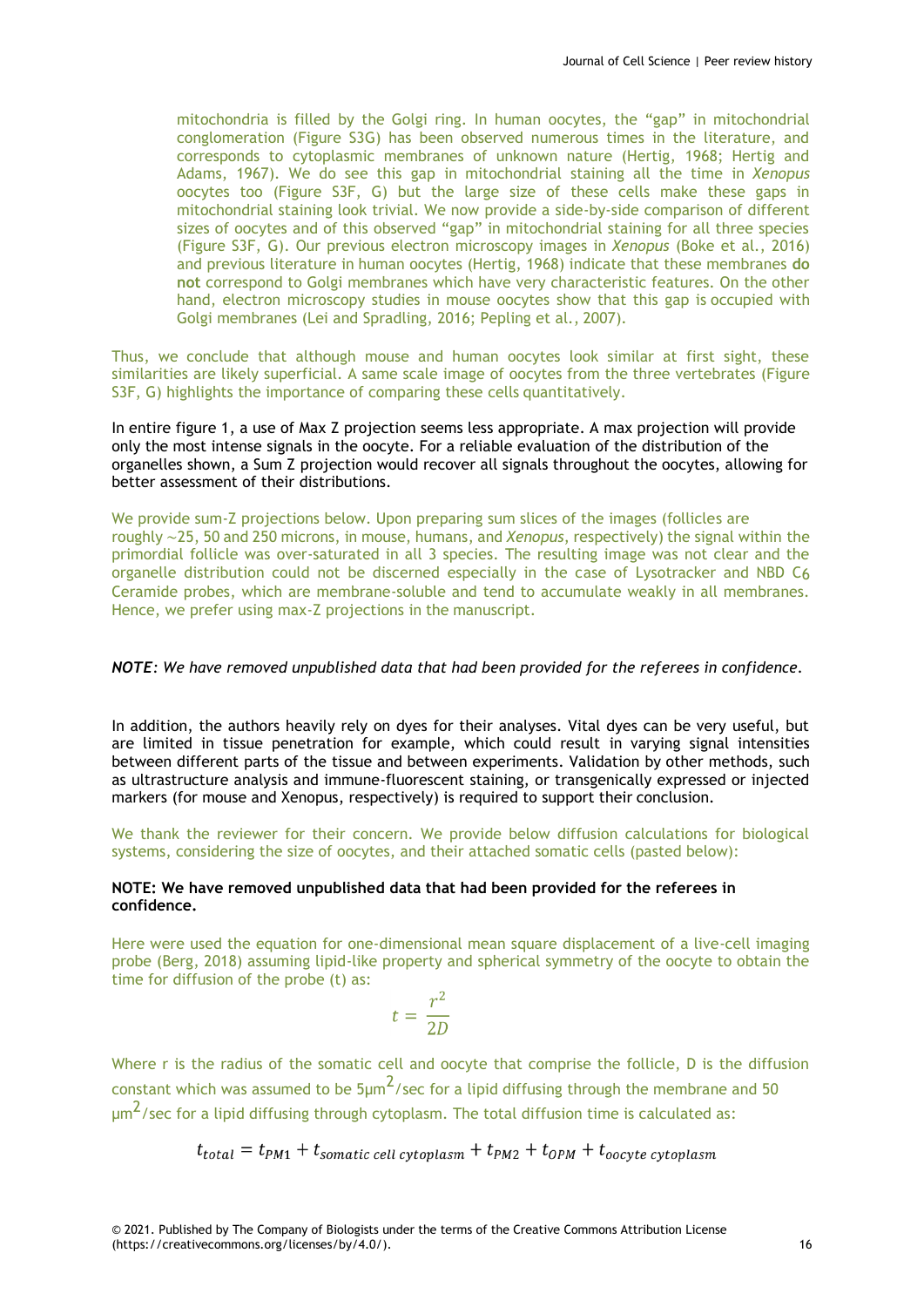mitochondria is filled by the Golgi ring. In human oocytes, the "gap" in mitochondrial conglomeration (Figure S3G) has been observed numerous times in the literature, and corresponds to cytoplasmic membranes of unknown nature (Hertig, 1968; Hertig and Adams, 1967). We do see this gap in mitochondrial staining all the time in *Xenopus* oocytes too (Figure S3F, G) but the large size of these cells make these gaps in mitochondrial staining look trivial. We now provide a side-by-side comparison of different sizes of oocytes and of this observed "gap" in mitochondrial staining for all three species (Figure S3F, G). Our previous electron microscopy images in *Xenopus* (Boke et al., 2016) and previous literature in human oocytes (Hertig, 1968) indicate that these membranes **do not** correspond to Golgi membranes which have very characteristic features. On the other hand, electron microscopy studies in mouse oocytes show that this gap is occupied with Golgi membranes (Lei and Spradling, 2016; Pepling et al., 2007).

Thus, we conclude that although mouse and human oocytes look similar at first sight, these similarities are likely superficial. A same scale image of oocytes from the three vertebrates (Figure S3F, G) highlights the importance of comparing these cells quantitatively.

In entire figure 1, a use of Max Z projection seems less appropriate. A max projection will provide only the most intense signals in the oocyte. For a reliable evaluation of the distribution of the organelles shown, a Sum Z projection would recover all signals throughout the oocytes, allowing for better assessment of their distributions.

We provide sum-Z projections below. Upon preparing sum slices of the images (follicles are roughly ~25, 50 and 250 microns, in mouse, humans, and *Xenopus*, respectively) the signal within the primordial follicle was over-saturated in all 3 species. The resulting image was not clear and the organelle distribution could not be discerned especially in the case of Lysotracker and NBD $C_6$ Ceramide probes, which are membrane-soluble and tend to accumulate weakly in all membranes. Hence, we prefer using max-Z projections in the manuscript.

***NOTE**: We have removed unpublished data that had been provided for the referees in confidence.*

In addition, the authors heavily rely on dyes for their analyses. Vital dyes can be very useful, but are limited in tissue penetration for example, which could result in varying signal intensities between different parts of the tissue and between experiments. Validation by other methods, such as ultrastructure analysis and immune-fluorescent staining, or transgenically expressed or injected markers (for mouse and Xenopus, respectively) is required to support their conclusion.

We thank the reviewer for their concern. We provide below diffusion calculations for biological systems, considering the size of oocytes, and their attached somatic cells (pasted below):

**NOTE: We have removed unpublished data that had been provided for the referees in confidence.**

Here were used the equation for one-dimensional mean square displacement of a live-cell imaging probe (Berg, 2018) assuming lipid-like property and spherical symmetry of the oocyte to obtain the time for diffusion of the probe (t) as:

$$t = \frac{r^2}{2D}$$

Where r is the radius of the somatic cell and oocyte that comprise the follicle, D is the diffusion constant which was assumed to be $5 \mu m^2/sec$ for a lipid diffusing through the membrane and $50 \mu m^2/sec$ for a lipid diffusing through cytoplasm. The total diffusion time is calculated as:

$$t_{total} = t_{PM1} + t_{somatic\ cell\ cytoplasm} + t_{PM2} + t_{OPM} + t_{oocyte\ cytoplasm}$$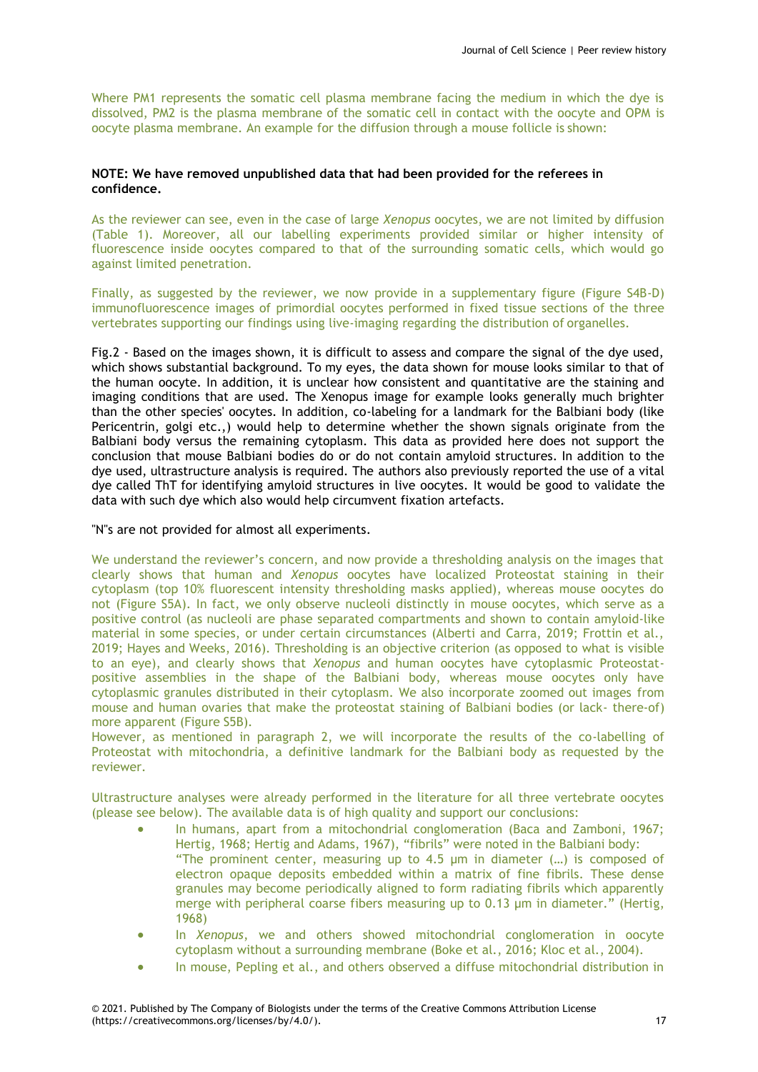Where PM1 represents the somatic cell plasma membrane facing the medium in which the dye is dissolved, PM2 is the plasma membrane of the somatic cell in contact with the oocyte and OPM is oocyte plasma membrane. An example for the diffusion through a mouse follicle is shown:

**NOTE: We have removed unpublished data that had been provided for the referees in confidence.**

As the reviewer can see, even in the case of large *Xenopus* oocytes, we are not limited by diffusion (Table 1). Moreover, all our labelling experiments provided similar or higher intensity of fluorescence inside oocytes compared to that of the surrounding somatic cells, which would go against limited penetration.

Finally, as suggested by the reviewer, we now provide in a supplementary figure (Figure S4B-D) immunofluorescence images of primordial oocytes performed in fixed tissue sections of the three vertebrates supporting our findings using live-imaging regarding the distribution of organelles.

Fig.2 - Based on the images shown, it is difficult to assess and compare the signal of the dye used, which shows substantial background. To my eyes, the data shown for mouse looks similar to that of the human oocyte. In addition, it is unclear how consistent and quantitative are the staining and imaging conditions that are used. The Xenopus image for example looks generally much brighter than the other species' oocytes. In addition, co-labeling for a landmark for the Balbiani body (like Pericentrin, golgi etc.,) would help to determine whether the shown signals originate from the Balbiani body versus the remaining cytoplasm. This data as provided here does not support the conclusion that mouse Balbiani bodies do or do not contain amyloid structures. In addition to the dye used, ultrastructure analysis is required. The authors also previously reported the use of a vital dye called ThT for identifying amyloid structures in live oocytes. It would be good to validate the data with such dye which also would help circumvent fixation artefacts.

"N"s are not provided for almost all experiments.

We understand the reviewer's concern, and now provide a thresholding analysis on the images that clearly shows that human and *Xenopus* oocytes have localized Proteostat staining in their cytoplasm (top 10% fluorescent intensity thresholding masks applied), whereas mouse oocytes do not (Figure S5A). In fact, we only observe nucleoli distinctly in mouse oocytes, which serve as a positive control (as nucleoli are phase separated compartments and shown to contain amyloid-like material in some species, or under certain circumstances (Alberti and Carra, 2019; Frottin et al., 2019; Hayes and Weeks, 2016). Thresholding is an objective criterion (as opposed to what is visible to an eye), and clearly shows that *Xenopus* and human oocytes have cytoplasmic Proteostat-positive assemblies in the shape of the Balbiani body, whereas mouse oocytes only have cytoplasmic granules distributed in their cytoplasm. We also incorporate zoomed out images from mouse and human ovaries that make the proteostat staining of Balbiani bodies (or lack- there-of) more apparent (Figure S5B).
However, as mentioned in paragraph 2, we will incorporate the results of the co-labelling of Proteostat with mitochondria, a definitive landmark for the Balbiani body as requested by the reviewer.

Ultrastructure analyses were already performed in the literature for all three vertebrate oocytes (please see below). The available data is of high quality and support our conclusions:

- In humans, apart from a mitochondrial conglomeration (Baca and Zamboni, 1967; Hertig, 1968; Hertig and Adams, 1967), "fibrils" were noted in the Balbiani body:
  "The prominent center, measuring up to 4.5 μm in diameter (…) is composed of electron opaque deposits embedded within a matrix of fine fibrils. These dense granules may become periodically aligned to form radiating fibrils which apparently merge with peripheral coarse fibers measuring up to 0.13 μm in diameter." (Hertig, 1968)
- In *Xenopus*, we and others showed mitochondrial conglomeration in oocyte cytoplasm without a surrounding membrane (Boke et al., 2016; Kloc et al., 2004).
- In mouse, Pepling et al., and others observed a diffuse mitochondrial distribution in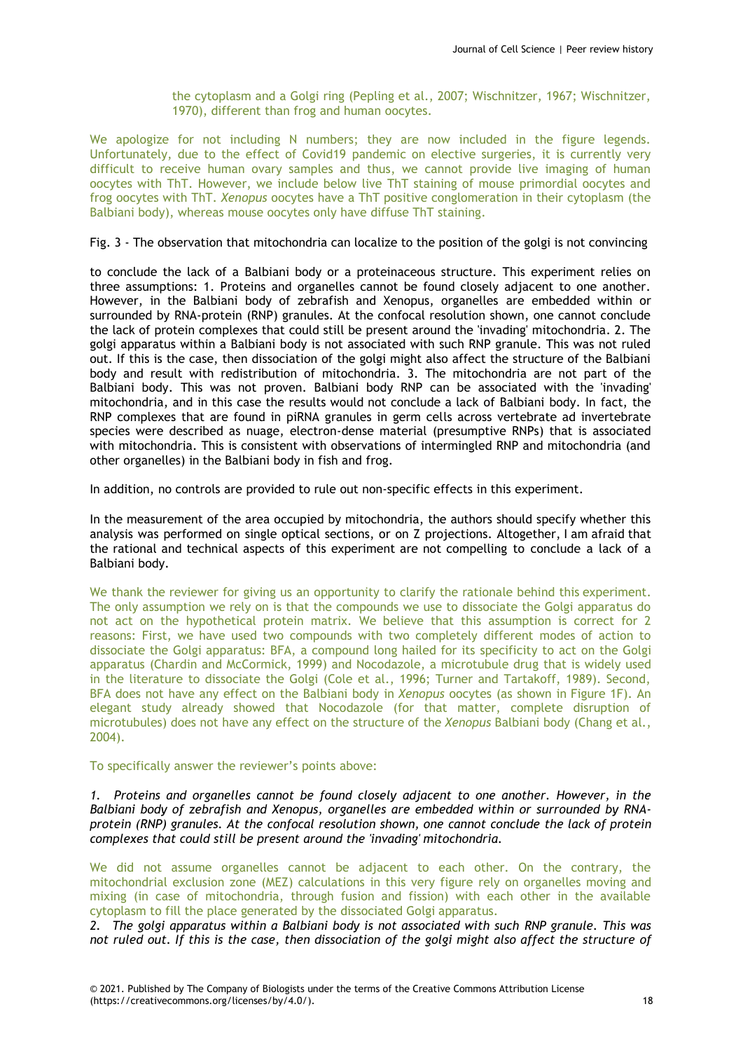the cytoplasm and a Golgi ring (Pepling et al., 2007; Wischnitzer, 1967; Wischnitzer, 1970), different than frog and human oocytes.

We apologize for not including N numbers; they are now included in the figure legends. Unfortunately, due to the effect of Covid19 pandemic on elective surgeries, it is currently very difficult to receive human ovary samples and thus, we cannot provide live imaging of human oocytes with ThT. However, we include below live ThT staining of mouse primordial oocytes and frog oocytes with ThT. *Xenopus* oocytes have a ThT positive conglomeration in their cytoplasm (the Balbiani body), whereas mouse oocytes only have diffuse ThT staining.

Fig. 3 - The observation that mitochondria can localize to the position of the golgi is not convincing

to conclude the lack of a Balbiani body or a proteinaceous structure. This experiment relies on three assumptions: 1. Proteins and organelles cannot be found closely adjacent to one another. However, in the Balbiani body of zebrafish and Xenopus, organelles are embedded within or surrounded by RNA-protein (RNP) granules. At the confocal resolution shown, one cannot conclude the lack of protein complexes that could still be present around the 'invading' mitochondria. 2. The golgi apparatus within a Balbiani body is not associated with such RNP granule. This was not ruled out. If this is the case, then dissociation of the golgi might also affect the structure of the Balbiani body and result with redistribution of mitochondria. 3. The mitochondria are not part of the Balbiani body. This was not proven. Balbiani body RNP can be associated with the 'invading' mitochondria, and in this case the results would not conclude a lack of Balbiani body. In fact, the RNP complexes that are found in piRNA granules in germ cells across vertebrate ad invertebrate species were described as nuage, electron-dense material (presumptive RNPs) that is associated with mitochondria. This is consistent with observations of intermingled RNP and mitochondria (and other organelles) in the Balbiani body in fish and frog.

In addition, no controls are provided to rule out non-specific effects in this experiment.

In the measurement of the area occupied by mitochondria, the authors should specify whether this analysis was performed on single optical sections, or on Z projections. Altogether, I am afraid that the rational and technical aspects of this experiment are not compelling to conclude a lack of a Balbiani body.

We thank the reviewer for giving us an opportunity to clarify the rationale behind this experiment. The only assumption we rely on is that the compounds we use to dissociate the Golgi apparatus do not act on the hypothetical protein matrix. We believe that this assumption is correct for 2 reasons: First, we have used two compounds with two completely different modes of action to dissociate the Golgi apparatus: BFA, a compound long hailed for its specificity to act on the Golgi apparatus (Chardin and McCormick, 1999) and Nocodazole, a microtubule drug that is widely used in the literature to dissociate the Golgi (Cole et al., 1996; Turner and Tartakoff, 1989). Second, BFA does not have any effect on the Balbiani body in *Xenopus* oocytes (as shown in Figure 1F). An elegant study already showed that Nocodazole (for that matter, complete disruption of microtubules) does not have any effect on the structure of the *Xenopus* Balbiani body (Chang et al., 2004).

To specifically answer the reviewer's points above:

*1. Proteins and organelles cannot be found closely adjacent to one another. However, in the Balbiani body of zebrafish and Xenopus, organelles are embedded within or surrounded by RNA-protein (RNP) granules. At the confocal resolution shown, one cannot conclude the lack of protein complexes that could still be present around the 'invading' mitochondria.*

We did not assume organelles cannot be adjacent to each other. On the contrary, the mitochondrial exclusion zone (MEZ) calculations in this very figure rely on organelles moving and mixing (in case of mitochondria, through fusion and fission) with each other in the available cytoplasm to fill the place generated by the dissociated Golgi apparatus.

*2. The golgi apparatus within a Balbiani body is not associated with such RNP granule. This was not ruled out. If this is the case, then dissociation of the golgi might also affect the structure of*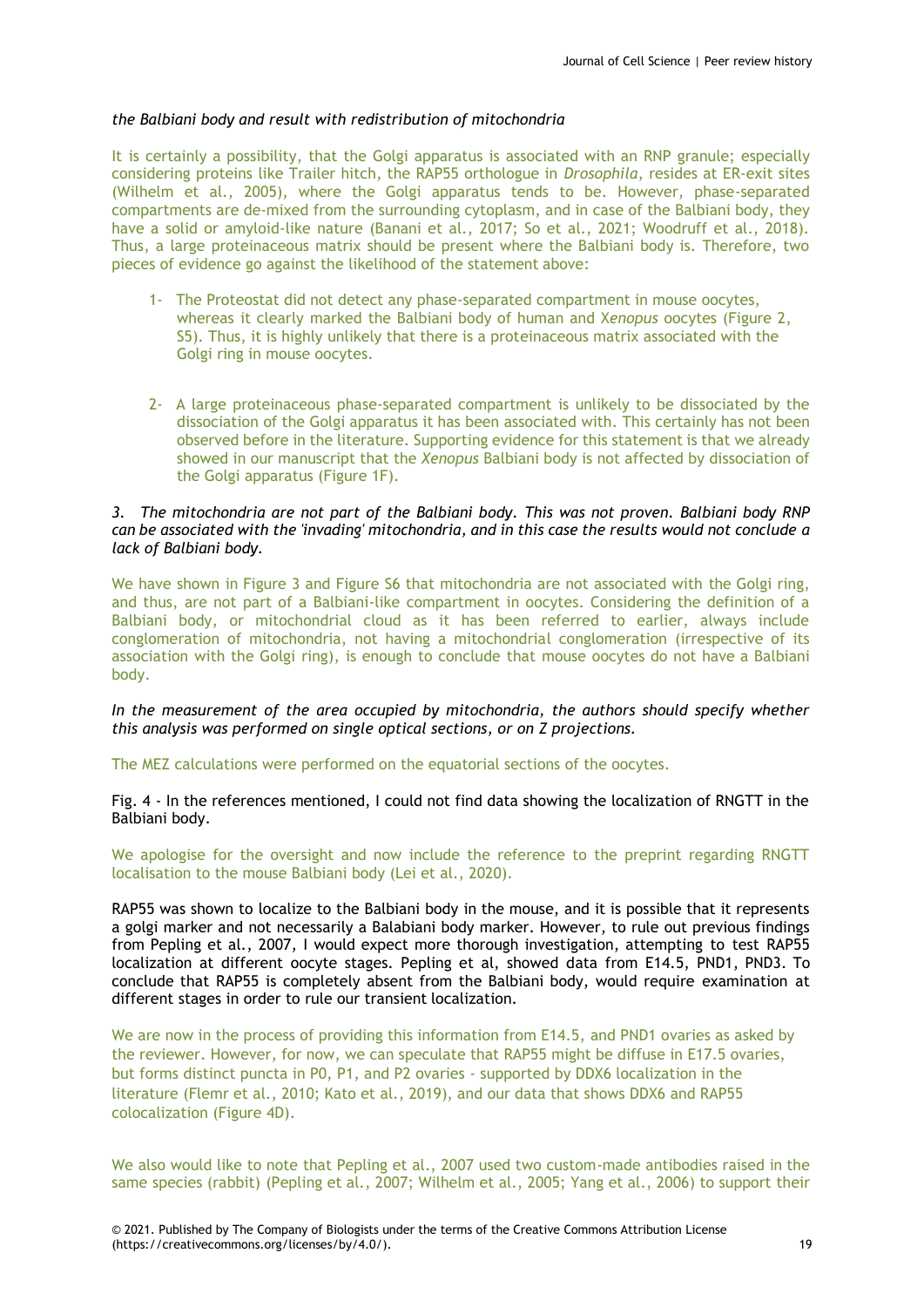*the Balbiani body and result with redistribution of mitochondria*

It is certainly a possibility, that the Golgi apparatus is associated with an RNP granule; especially considering proteins like Trailer hitch, the RAP55 orthologue in *Drosophila*, resides at ER-exit sites (Wilhelm et al., 2005), where the Golgi apparatus tends to be. However, phase-separated compartments are de-mixed from the surrounding cytoplasm, and in case of the Balbiani body, they have a solid or amyloid-like nature (Banani et al., 2017; So et al., 2021; Woodruff et al., 2018). Thus, a large proteinaceous matrix should be present where the Balbiani body is. Therefore, two pieces of evidence go against the likelihood of the statement above:

1- The Proteostat did not detect any phase-separated compartment in mouse oocytes, whereas it clearly marked the Balbiani body of human and X*enopus* oocytes (Figure 2, S5). Thus, it is highly unlikely that there is a proteinaceous matrix associated with the Golgi ring in mouse oocytes.

2- A large proteinaceous phase-separated compartment is unlikely to be dissociated by the dissociation of the Golgi apparatus it has been associated with. This certainly has not been observed before in the literature. Supporting evidence for this statement is that we already showed in our manuscript that the *Xenopus* Balbiani body is not affected by dissociation of the Golgi apparatus (Figure 1F).

*3. The mitochondria are not part of the Balbiani body. This was not proven. Balbiani body RNP can be associated with the 'invading' mitochondria, and in this case the results would not conclude a lack of Balbiani body.*

We have shown in Figure 3 and Figure S6 that mitochondria are not associated with the Golgi ring, and thus, are not part of a Balbiani-like compartment in oocytes. Considering the definition of a Balbiani body, or mitochondrial cloud as it has been referred to earlier, always include conglomeration of mitochondria, not having a mitochondrial conglomeration (irrespective of its association with the Golgi ring), is enough to conclude that mouse oocytes do not have a Balbiani body.

*In the measurement of the area occupied by mitochondria, the authors should specify whether this analysis was performed on single optical sections, or on Z projections.*

The MEZ calculations were performed on the equatorial sections of the oocytes.

Fig. 4 - In the references mentioned, I could not find data showing the localization of RNGTT in the Balbiani body.

We apologise for the oversight and now include the reference to the preprint regarding RNGTT localisation to the mouse Balbiani body (Lei et al., 2020).

RAP55 was shown to localize to the Balbiani body in the mouse, and it is possible that it represents a golgi marker and not necessarily a Balabiani body marker. However, to rule out previous findings from Pepling et al., 2007, I would expect more thorough investigation, attempting to test RAP55 localization at different oocyte stages. Pepling et al, showed data from E14.5, PND1, PND3. To conclude that RAP55 is completely absent from the Balbiani body, would require examination at different stages in order to rule our transient localization.

We are now in the process of providing this information from E14.5, and PND1 ovaries as asked by the reviewer. However, for now, we can speculate that RAP55 might be diffuse in E17.5 ovaries, but forms distinct puncta in P0, P1, and P2 ovaries - supported by DDX6 localization in the literature (Flemr et al., 2010; Kato et al., 2019), and our data that shows DDX6 and RAP55 colocalization (Figure 4D).

We also would like to note that Pepling et al., 2007 used two custom-made antibodies raised in the same species (rabbit) (Pepling et al., 2007; Wilhelm et al., 2005; Yang et al., 2006) to support their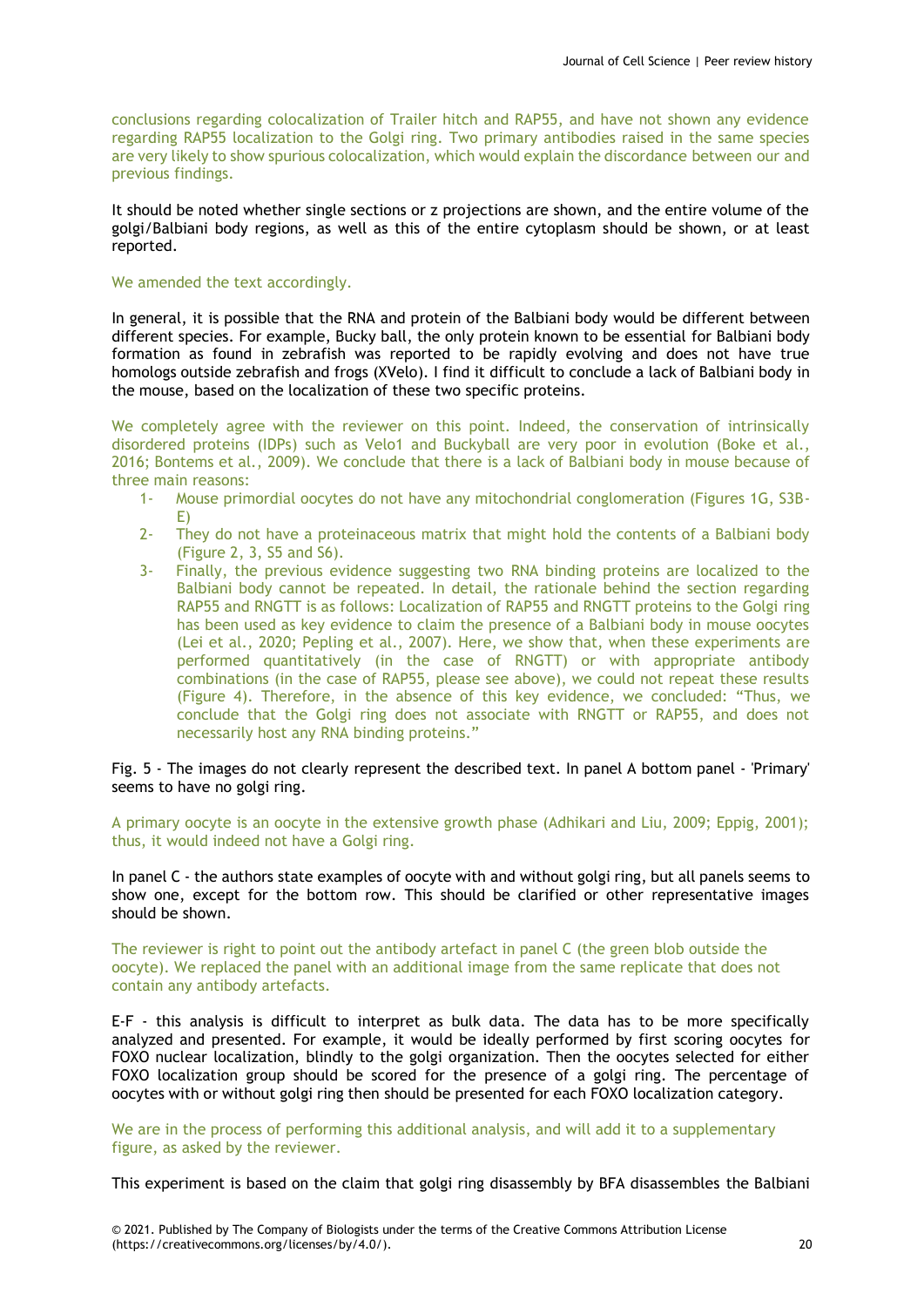conclusions regarding colocalization of Trailer hitch and RAP55, and have not shown any evidence regarding RAP55 localization to the Golgi ring. Two primary antibodies raised in the same species are very likely to show spurious colocalization, which would explain the discordance between our and previous findings.

It should be noted whether single sections or z projections are shown, and the entire volume of the golgi/Balbiani body regions, as well as this of the entire cytoplasm should be shown, or at least reported.

We amended the text accordingly.

In general, it is possible that the RNA and protein of the Balbiani body would be different between different species. For example, Bucky ball, the only protein known to be essential for Balbiani body formation as found in zebrafish was reported to be rapidly evolving and does not have true homologs outside zebrafish and frogs (XVelo). I find it difficult to conclude a lack of Balbiani body in the mouse, based on the localization of these two specific proteins.

We completely agree with the reviewer on this point. Indeed, the conservation of intrinsically disordered proteins (IDPs) such as Velo1 and Buckyball are very poor in evolution (Boke et al., 2016; Bontems et al., 2009). We conclude that there is a lack of Balbiani body in mouse because of three main reasons:

1- Mouse primordial oocytes do not have any mitochondrial conglomeration (Figures 1G, S3B-E)
2- They do not have a proteinaceous matrix that might hold the contents of a Balbiani body (Figure 2, 3, S5 and S6).
3- Finally, the previous evidence suggesting two RNA binding proteins are localized to the Balbiani body cannot be repeated. In detail, the rationale behind the section regarding RAP55 and RNGTT is as follows: Localization of RAP55 and RNGTT proteins to the Golgi ring has been used as key evidence to claim the presence of a Balbiani body in mouse oocytes (Lei et al., 2020; Pepling et al., 2007). Here, we show that, when these experiments are performed quantitatively (in the case of RNGTT) or with appropriate antibody combinations (in the case of RAP55, please see above), we could not repeat these results (Figure 4). Therefore, in the absence of this key evidence, we concluded: "Thus, we conclude that the Golgi ring does not associate with RNGTT or RAP55, and does not necessarily host any RNA binding proteins."

Fig. 5 - The images do not clearly represent the described text. In panel A bottom panel - 'Primary' seems to have no golgi ring.

A primary oocyte is an oocyte in the extensive growth phase (Adhikari and Liu, 2009; Eppig, 2001); thus, it would indeed not have a Golgi ring.

In panel C - the authors state examples of oocyte with and without golgi ring, but all panels seems to show one, except for the bottom row. This should be clarified or other representative images should be shown.

The reviewer is right to point out the antibody artefact in panel C (the green blob outside the oocyte). We replaced the panel with an additional image from the same replicate that does not contain any antibody artefacts.

E-F - this analysis is difficult to interpret as bulk data. The data has to be more specifically analyzed and presented. For example, it would be ideally performed by first scoring oocytes for FOXO nuclear localization, blindly to the golgi organization. Then the oocytes selected for either FOXO localization group should be scored for the presence of a golgi ring. The percentage of oocytes with or without golgi ring then should be presented for each FOXO localization category.

We are in the process of performing this additional analysis, and will add it to a supplementary figure, as asked by the reviewer.

This experiment is based on the claim that golgi ring disassembly by BFA disassembles the Balbiani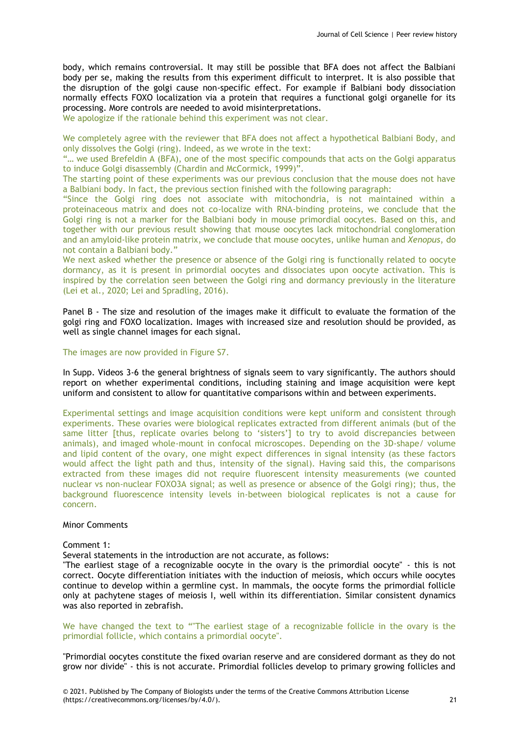body, which remains controversial. It may still be possible that BFA does not affect the Balbiani body per se, making the results from this experiment difficult to interpret. It is also possible that the disruption of the golgi cause non-specific effect. For example if Balbiani body dissociation normally effects FOXO localization via a protein that requires a functional golgi organelle for its processing. More controls are needed to avoid misinterpretations.

We apologize if the rationale behind this experiment was not clear.

We completely agree with the reviewer that BFA does not affect a hypothetical Balbiani Body, and only dissolves the Golgi (ring). Indeed, as we wrote in the text:

"… we used Brefeldin A (BFA), one of the most specific compounds that acts on the Golgi apparatus to induce Golgi disassembly (Chardin and McCormick, 1999)".

The starting point of these experiments was our previous conclusion that the mouse does not have a Balbiani body. In fact, the previous section finished with the following paragraph:

"Since the Golgi ring does not associate with mitochondria, is not maintained within a proteinaceous matrix and does not co-localize with RNA-binding proteins, we conclude that the Golgi ring is not a marker for the Balbiani body in mouse primordial oocytes. Based on this, and together with our previous result showing that mouse oocytes lack mitochondrial conglomeration and an amyloid-like protein matrix, we conclude that mouse oocytes, unlike human and *Xenopus*, do not contain a Balbiani body."

We next asked whether the presence or absence of the Golgi ring is functionally related to oocyte dormancy, as it is present in primordial oocytes and dissociates upon oocyte activation. This is inspired by the correlation seen between the Golgi ring and dormancy previously in the literature (Lei et al., 2020; Lei and Spradling, 2016).

Panel B - The size and resolution of the images make it difficult to evaluate the formation of the golgi ring and FOXO localization. Images with increased size and resolution should be provided, as well as single channel images for each signal.

The images are now provided in Figure S7.

In Supp. Videos 3-6 the general brightness of signals seem to vary significantly. The authors should report on whether experimental conditions, including staining and image acquisition were kept uniform and consistent to allow for quantitative comparisons within and between experiments.

Experimental settings and image acquisition conditions were kept uniform and consistent through experiments. These ovaries were biological replicates extracted from different animals (but of the same litter [thus, replicate ovaries belong to 'sisters'] to try to avoid discrepancies between animals), and imaged whole-mount in confocal microscopes. Depending on the 3D-shape/ volume and lipid content of the ovary, one might expect differences in signal intensity (as these factors would affect the light path and thus, intensity of the signal). Having said this, the comparisons extracted from these images did not require fluorescent intensity measurements (we counted nuclear vs non-nuclear FOXO3A signal; as well as presence or absence of the Golgi ring); thus, the background fluorescence intensity levels in-between biological replicates is not a cause for concern.

Minor Comments

Comment 1:

Several statements in the introduction are not accurate, as follows:

"The earliest stage of a recognizable oocyte in the ovary is the primordial oocyte" - this is not correct. Oocyte differentiation initiates with the induction of meiosis, which occurs while oocytes continue to develop within a germline cyst. In mammals, the oocyte forms the primordial follicle only at pachytene stages of meiosis I, well within its differentiation. Similar consistent dynamics was also reported in zebrafish.

We have changed the text to ""The earliest stage of a recognizable follicle in the ovary is the primordial follicle, which contains a primordial oocyte".

"Primordial oocytes constitute the fixed ovarian reserve and are considered dormant as they do not grow nor divide" - this is not accurate. Primordial follicles develop to primary growing follicles and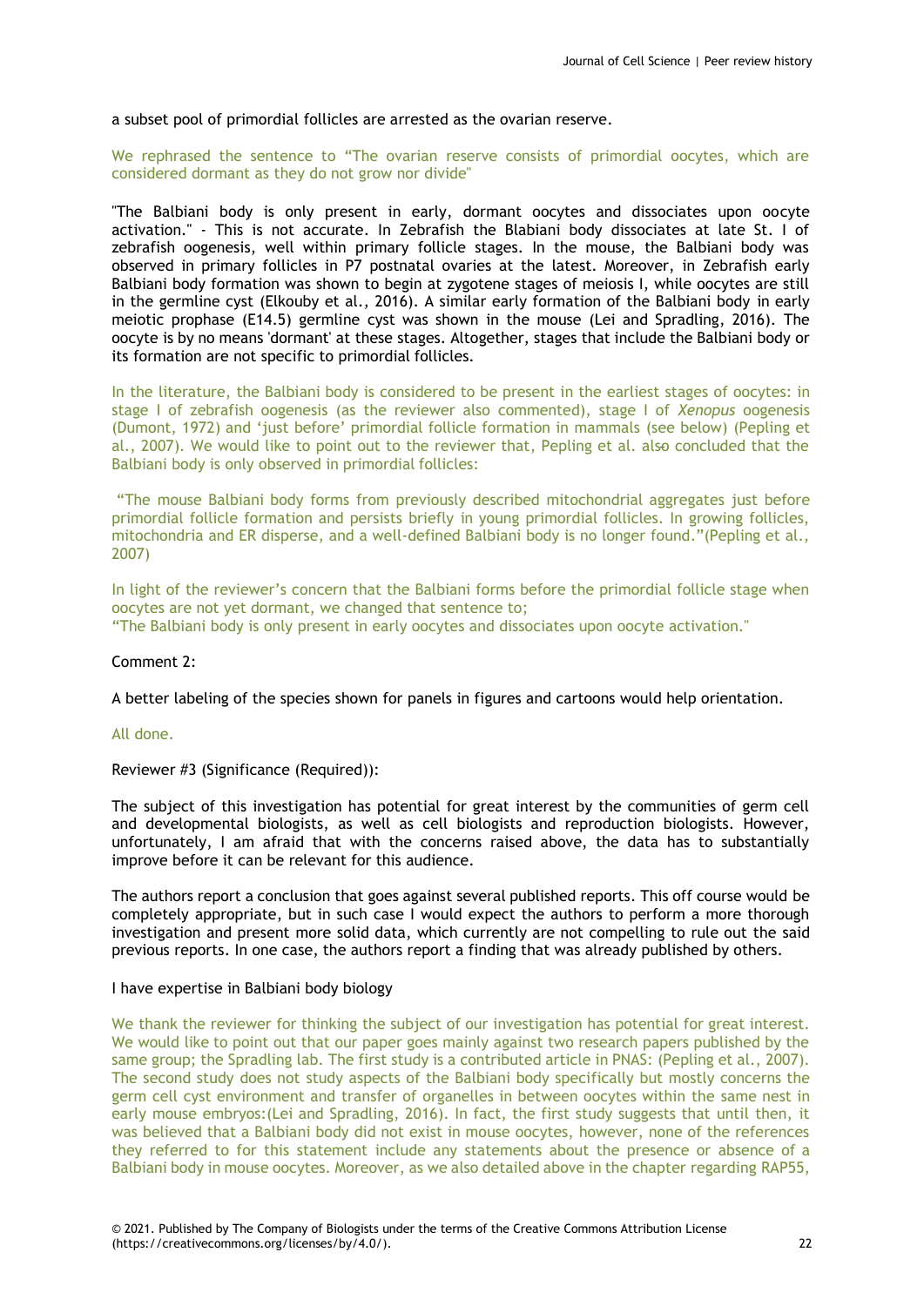a subset pool of primordial follicles are arrested as the ovarian reserve.

We rephrased the sentence to “The ovarian reserve consists of primordial oocytes, which are considered dormant as they do not grow nor divide"

"The Balbiani body is only present in early, dormant oocytes and dissociates upon oocyte activation." - This is not accurate. In Zebrafish the Blabiani body dissociates at late St. I of zebrafish oogenesis, well within primary follicle stages. In the mouse, the Balbiani body was observed in primary follicles in P7 postnatal ovaries at the latest. Moreover, in Zebrafish early Balbiani body formation was shown to begin at zygotene stages of meiosis I, while oocytes are still in the germline cyst (Elkouby et al., 2016). A similar early formation of the Balbiani body in early meiotic prophase (E14.5) germline cyst was shown in the mouse (Lei and Spradling, 2016). The oocyte is by no means 'dormant' at these stages. Altogether, stages that include the Balbiani body or its formation are not specific to primordial follicles.

In the literature, the Balbiani body is considered to be present in the earliest stages of oocytes: in stage I of zebrafish oogenesis (as the reviewer also commented), stage I of *Xenopus* oogenesis (Dumont, 1972) and ‘just before’ primordial follicle formation in mammals (see below) (Pepling et al., 2007). We would like to point out to the reviewer that, Pepling et al. also concluded that the Balbiani body is only observed in primordial follicles:

“The mouse Balbiani body forms from previously described mitochondrial aggregates just before primordial follicle formation and persists briefly in young primordial follicles. In growing follicles, mitochondria and ER disperse, and a well-defined Balbiani body is no longer found.”(Pepling et al., 2007)

In light of the reviewer’s concern that the Balbiani forms before the primordial follicle stage when oocytes are not yet dormant, we changed that sentence to;
“The Balbiani body is only present in early oocytes and dissociates upon oocyte activation."

Comment 2:

A better labeling of the species shown for panels in figures and cartoons would help orientation.

All done.

Reviewer #3 (Significance (Required)):

The subject of this investigation has potential for great interest by the communities of germ cell and developmental biologists, as well as cell biologists and reproduction biologists. However, unfortunately, I am afraid that with the concerns raised above, the data has to substantially improve before it can be relevant for this audience.

The authors report a conclusion that goes against several published reports. This off course would be completely appropriate, but in such case I would expect the authors to perform a more thorough investigation and present more solid data, which currently are not compelling to rule out the said previous reports. In one case, the authors report a finding that was already published by others.

I have expertise in Balbiani body biology

We thank the reviewer for thinking the subject of our investigation has potential for great interest. We would like to point out that our paper goes mainly against two research papers published by the same group; the Spradling lab. The first study is a contributed article in PNAS: (Pepling et al., 2007). The second study does not study aspects of the Balbiani body specifically but mostly concerns the germ cell cyst environment and transfer of organelles in between oocytes within the same nest in early mouse embryos:(Lei and Spradling, 2016). In fact, the first study suggests that until then, it was believed that a Balbiani body did not exist in mouse oocytes, however, none of the references they referred to for this statement include any statements about the presence or absence of a Balbiani body in mouse oocytes. Moreover, as we also detailed above in the chapter regarding RAP55,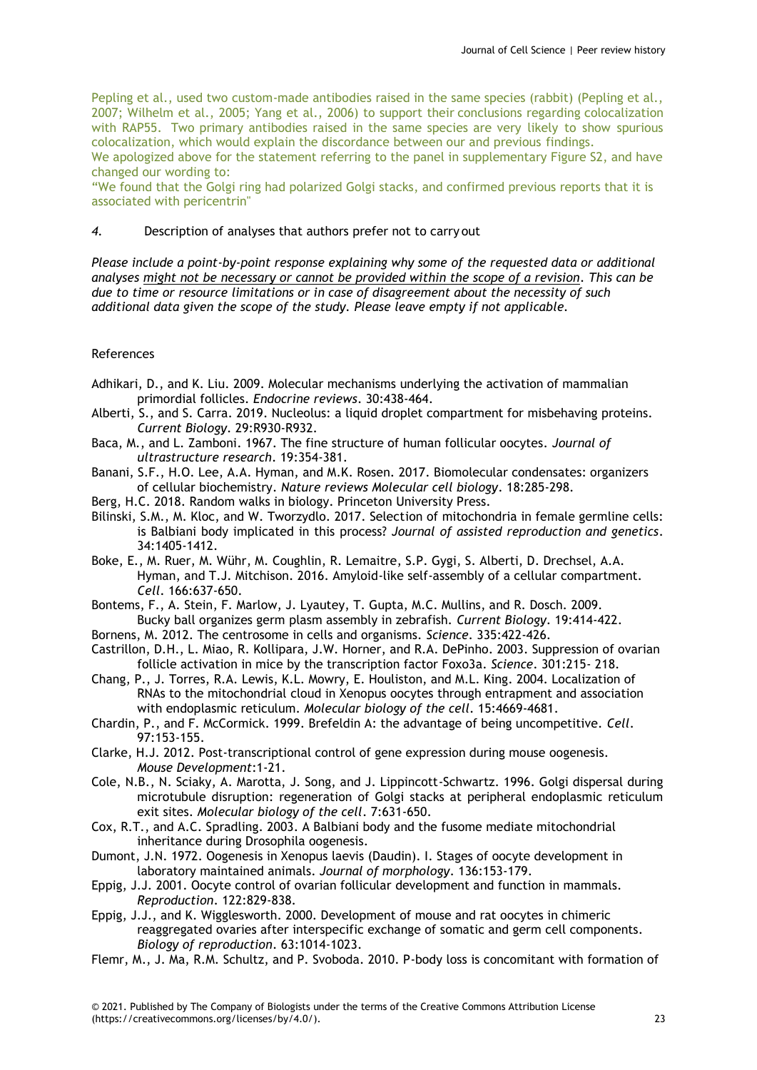Pepling et al., used two custom-made antibodies raised in the same species (rabbit) (Pepling et al., 2007; Wilhelm et al., 2005; Yang et al., 2006) to support their conclusions regarding colocalization with RAP55. Two primary antibodies raised in the same species are very likely to show spurious colocalization, which would explain the discordance between our and previous findings.

We apologized above for the statement referring to the panel in supplementary figure S2, and have changed our wording to:

"We found that the Golgi ring had polarized Golgi stacks, and confirmed previous reports that it is associated with pericentrin"

*4.* Description of analyses that authors prefer not to carry out

*Please include a point-by-point response explaining why some of the requested data or additional analyses might not be necessary or cannot be provided within the scope of a revision. This can be due to time or resource limitations or in case of disagreement about the necessity of such additional data given the scope of the study. Please leave empty if not applicable.*

References

Adhikari, D., and K. Liu. 2009. Molecular mechanisms underlying the activation of mammalian primordial follicles. *Endocrine reviews*. 30:438-464.

Alberti, S., and S. Carra. 2019. Nucleolus: a liquid droplet compartment for misbehaving proteins. *Current Biology*. 29:R930-R932.

Baca, M., and L. Zamboni. 1967. The fine structure of human follicular oocytes. *Journal of ultrastructure research*. 19:354-381.

Banani, S.F., H.O. Lee, A.A. Hyman, and M.K. Rosen. 2017. Biomolecular condensates: organizers of cellular biochemistry. *Nature reviews Molecular cell biology*. 18:285-298.

Berg, H.C. 2018. Random walks in biology. Princeton University Press.

Bilinski, S.M., M. Kloc, and W. Tworzydlo. 2017. Selection of mitochondria in female germline cells: is Balbiani body implicated in this process? *Journal of assisted reproduction and genetics*. 34:1405-1412.

Boke, E., M. Ruer, M. Wühr, M. Coughlin, R. Lemaitre, S.P. Gygi, S. Alberti, D. Drechsel, A.A. Hyman, and T.J. Mitchison. 2016. Amyloid-like self-assembly of a cellular compartment. *Cell*. 166:637-650.

Bontems, F., A. Stein, F. Marlow, J. Lyautey, T. Gupta, M.C. Mullins, and R. Dosch. 2009. Bucky ball organizes germ plasm assembly in zebrafish. *Current Biology*. 19:414-422.

Bornens, M. 2012. The centrosome in cells and organisms. *Science*. 335:422-426.

Castrillon, D.H., L. Miao, R. Kollipara, J.W. Horner, and R.A. DePinho. 2003. Suppression of ovarian follicle activation in mice by the transcription factor Foxo3a. *Science*. 301:215- 218.

Chang, P., J. Torres, R.A. Lewis, K.L. Mowry, E. Houliston, and M.L. King. 2004. Localization of RNAs to the mitochondrial cloud in Xenopus oocytes through entrapment and association with endoplasmic reticulum. *Molecular biology of the cell*. 15:4669-4681.

Chardin, P., and F. McCormick. 1999. Brefeldin A: the advantage of being uncompetitive. *Cell*. 97:153-155.

Clarke, H.J. 2012. Post-transcriptional control of gene expression during mouse oogenesis. *Mouse Development*:1-21.

Cole, N.B., N. Sciaky, A. Marotta, J. Song, and J. Lippincott-Schwartz. 1996. Golgi dispersal during microtubule disruption: regeneration of Golgi stacks at peripheral endoplasmic reticulum exit sites. *Molecular biology of the cell*. 7:631-650.

Cox, R.T., and A.C. Spradling. 2003. A Balbiani body and the fusome mediate mitochondrial inheritance during Drosophila oogenesis.

Dumont, J.N. 1972. Oogenesis in Xenopus laevis (Daudin). I. Stages of oocyte development in laboratory maintained animals. *Journal of morphology*. 136:153-179.

Eppig, J.J. 2001. Oocyte control of ovarian follicular development and function in mammals. *Reproduction*. 122:829-838.

Eppig, J.J., and K. Wigglesworth. 2000. Development of mouse and rat oocytes in chimeric reaggregated ovaries after interspecific exchange of somatic and germ cell components. *Biology of reproduction*. 63:1014-1023.

Flemr, M., J. Ma, R.M. Schultz, and P. Svoboda. 2010. P-body loss is concomitant with formation of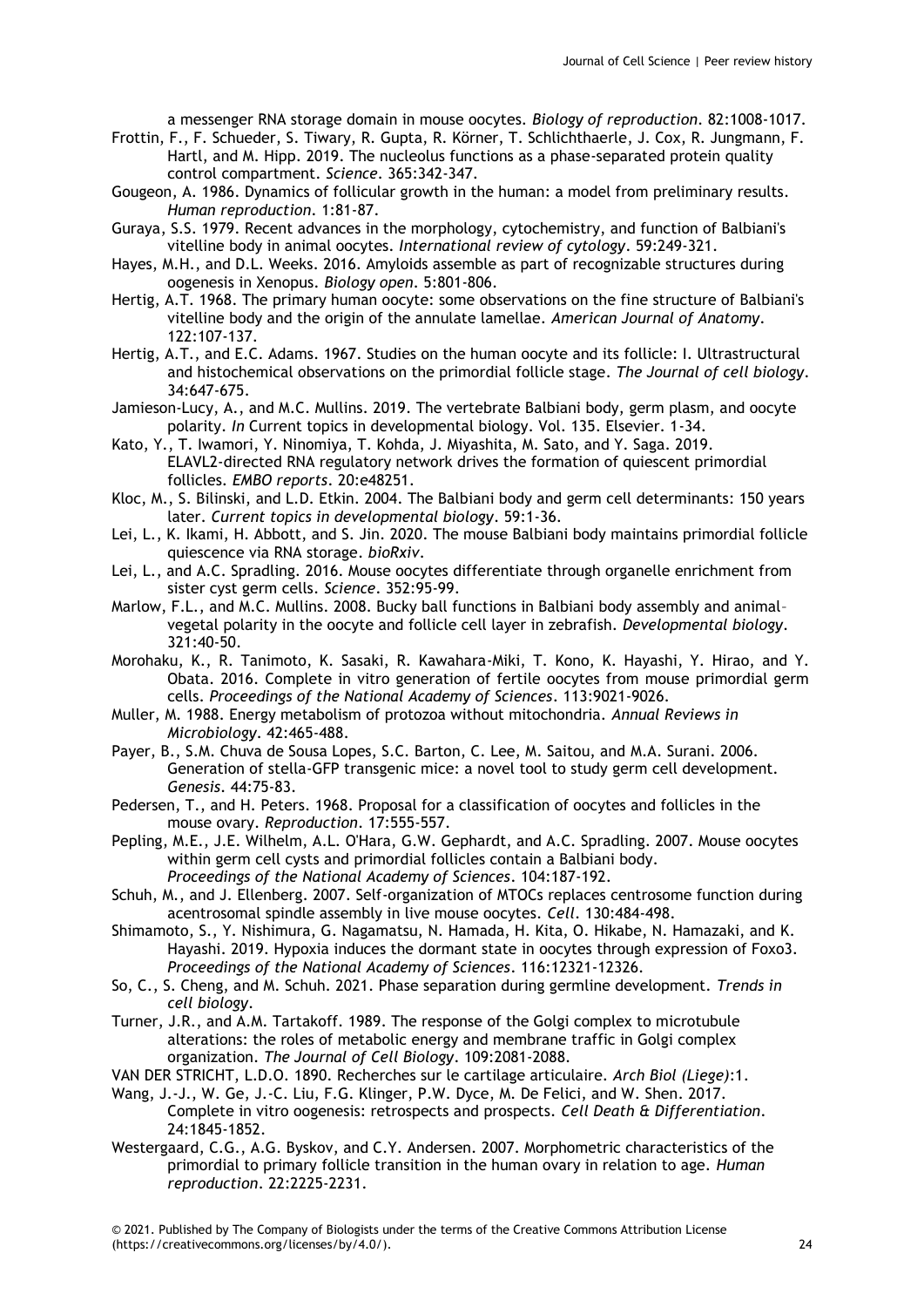a messenger RNA storage domain in mouse oocytes. *Biology of reproduction*. 82:1008-1017.

Frottin, F., F. Schueder, S. Tiwary, R. Gupta, R. Körner, T. Schlichthaerle, J. Cox, R. Jungmann, F. Hartl, and M. Hipp. 2019. The nucleolus functions as a phase-separated protein quality control compartment. *Science*. 365:342-347.

Gougeon, A. 1986. Dynamics of follicular growth in the human: a model from preliminary results. *Human reproduction*. 1:81-87.

Guraya, S.S. 1979. Recent advances in the morphology, cytochemistry, and function of Balbiani's vitelline body in animal oocytes. *International review of cytology*. 59:249-321.

Hayes, M.H., and D.L. Weeks. 2016. Amyloids assemble as part of recognizable structures during oogenesis in Xenopus. *Biology open*. 5:801-806.

Hertig, A.T. 1968. The primary human oocyte: some observations on the fine structure of Balbiani's vitelline body and the origin of the annulate lamellae. *American Journal of Anatomy*. 122:107-137.

Hertig, A.T., and E.C. Adams. 1967. Studies on the human oocyte and its follicle: I. Ultrastructural and histochemical observations on the primordial follicle stage. *The Journal of cell biology*. 34:647-675.

Jamieson-Lucy, A., and M.C. Mullins. 2019. The vertebrate Balbiani body, germ plasm, and oocyte polarity. *In* Current topics in developmental biology. Vol. 135. Elsevier. 1-34.

Kato, Y., T. Iwamori, Y. Ninomiya, T. Kohda, J. Miyashita, M. Sato, and Y. Saga. 2019. ELAVL2-directed RNA regulatory network drives the formation of quiescent primordial follicles. *EMBO reports*. 20:e48251.

Kloc, M., S. Bilinski, and L.D. Etkin. 2004. The Balbiani body and germ cell determinants: 150 years later. *Current topics in developmental biology*. 59:1-36.

Lei, L., K. Ikami, H. Abbott, and S. Jin. 2020. The mouse Balbiani body maintains primordial follicle quiescence via RNA storage. *bioRxiv*.

Lei, L., and A.C. Spradling. 2016. Mouse oocytes differentiate through organelle enrichment from sister cyst germ cells. *Science*. 352:95-99.

Marlow, F.L., and M.C. Mullins. 2008. Bucky ball functions in Balbiani body assembly and animal–vegetal polarity in the oocyte and follicle cell layer in zebrafish. *Developmental biology*. 321:40-50.

Morohaku, K., R. Tanimoto, K. Sasaki, R. Kawahara-Miki, T. Kono, K. Hayashi, Y. Hirao, and Y. Obata. 2016. Complete in vitro generation of fertile oocytes from mouse primordial germ cells. *Proceedings of the National Academy of Sciences*. 113:9021-9026.

Muller, M. 1988. Energy metabolism of protozoa without mitochondria. *Annual Reviews in Microbiology*. 42:465-488.

Payer, B., S.M. Chuva de Sousa Lopes, S.C. Barton, C. Lee, M. Saitou, and M.A. Surani. 2006. Generation of stella-GFP transgenic mice: a novel tool to study germ cell development. *Genesis*. 44:75-83.

Pedersen, T., and H. Peters. 1968. Proposal for a classification of oocytes and follicles in the mouse ovary. *Reproduction*. 17:555-557.

Pepling, M.E., J.E. Wilhelm, A.L. O'Hara, G.W. Gephardt, and A.C. Spradling. 2007. Mouse oocytes within germ cell cysts and primordial follicles contain a Balbiani body. *Proceedings of the National Academy of Sciences*. 104:187-192.

Schuh, M., and J. Ellenberg. 2007. Self-organization of MTOCs replaces centrosome function during acentrosomal spindle assembly in live mouse oocytes. *Cell*. 130:484-498.

Shimamoto, S., Y. Nishimura, G. Nagamatsu, N. Hamada, H. Kita, O. Hikabe, N. Hamazaki, and K. Hayashi. 2019. Hypoxia induces the dormant state in oocytes through expression of Foxo3. *Proceedings of the National Academy of Sciences*. 116:12321-12326.

So, C., S. Cheng, and M. Schuh. 2021. Phase separation during germline development. *Trends in cell biology*.

Turner, J.R., and A.M. Tartakoff. 1989. The response of the Golgi complex to microtubule alterations: the roles of metabolic energy and membrane traffic in Golgi complex organization. *The Journal of Cell Biology*. 109:2081-2088.

VAN DER STRICHT, L.D.O. 1890. Recherches sur le cartilage articulaire. *Arch Biol (Liege)*:1.

Wang, J.-J., W. Ge, J.-C. Liu, F.G. Klinger, P.W. Dyce, M. De Felici, and W. Shen. 2017. Complete in vitro oogenesis: retrospects and prospects. *Cell Death & Differentiation*. 24:1845-1852.

Westergaard, C.G., A.G. Byskov, and C.Y. Andersen. 2007. Morphometric characteristics of the primordial to primary follicle transition in the human ovary in relation to age. *Human reproduction*. 22:2225-2231.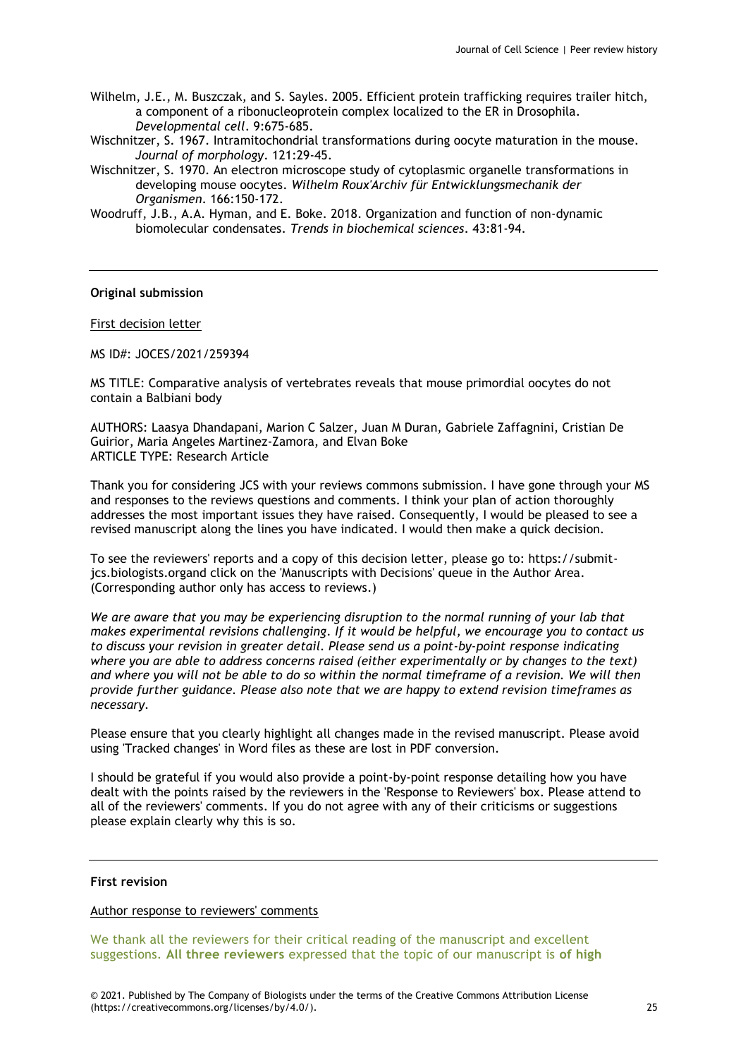Wilhelm, J.E., M. Buszczak, and S. Sayles. 2005. Efficient protein trafficking requires trailer hitch, a component of a ribonucleoprotein complex localized to the ER in Drosophila. *Developmental cell*. 9:675-685.

Wischnitzer, S. 1967. Intramitochondrial transformations during oocyte maturation in the mouse. *Journal of morphology*. 121:29-45.

Wischnitzer, S. 1970. An electron microscope study of cytoplasmic organelle transformations in developing mouse oocytes. *Wilhelm Roux'Archiv für Entwicklungsmechanik der Organismen*. 166:150-172.

Woodruff, J.B., A.A. Hyman, and E. Boke. 2018. Organization and function of non-dynamic biomolecular condensates. *Trends in biochemical sciences*. 43:81-94.

---

**Original submission**

First decision letter

MS ID#: JOCES/2021/259394

MS TITLE: Comparative analysis of vertebrates reveals that mouse primordial oocytes do not contain a Balbiani body

AUTHORS: Laasya Dhandapani, Marion C Salzer, Juan M Duran, Gabriele Zaffagnini, Cristian De Guirior, Maria Angeles Martinez-Zamora, and Elvan Boke
ARTICLE TYPE: Research Article

Thank you for considering JCS with your reviews commons submission. I have gone through your MS and responses to the reviews questions and comments. I think your plan of action thoroughly addresses the most important issues they have raised. Consequently, I would be pleased to see a revised manuscript along the lines you have indicated. I would then make a quick decision.

To see the reviewers' reports and a copy of this decision letter, please go to: https://submit-jcs.biologists.organd click on the 'Manuscripts with Decisions' queue in the Author Area. (Corresponding author only has access to reviews.)

*We are aware that you may be experiencing disruption to the normal running of your lab that makes experimental revisions challenging. If it would be helpful, we encourage you to contact us to discuss your revision in greater detail. Please send us a point-by-point response indicating where you are able to address concerns raised (either experimentally or by changes to the text) and where you will not be able to do so within the normal timeframe of a revision. We will then provide further guidance. Please also note that we are happy to extend revision timeframes as necessary.*

Please ensure that you clearly highlight all changes made in the revised manuscript. Please avoid using 'Tracked changes' in Word files as these are lost in PDF conversion.

I should be grateful if you would also provide a point-by-point response detailing how you have dealt with the points raised by the reviewers in the 'Response to Reviewers' box. Please attend to all of the reviewers' comments. If you do not agree with any of their criticisms or suggestions please explain clearly why this is so.

---

**First revision**

Author response to reviewers' comments

We thank all the reviewers for their critical reading of the manuscript and excellent suggestions. **All three reviewers** expressed that the topic of our manuscript is **of high**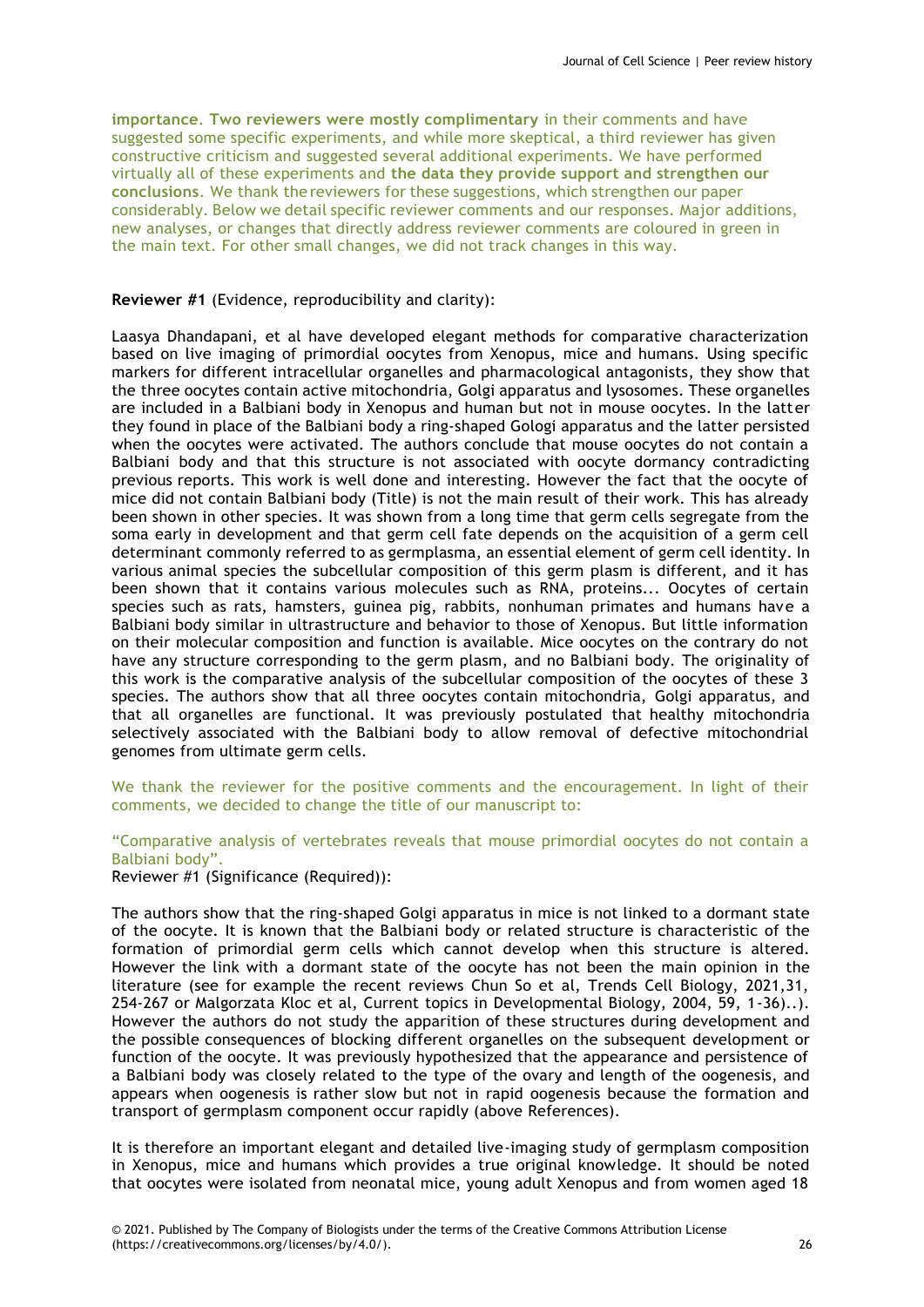**importance**. **Two reviewers were mostly complimentary** in their comments and have suggested some specific experiments, and while more skeptical, a third reviewer has given constructive criticism and suggested several additional experiments. We have performed virtually all of these experiments and **the data they provide support and strengthen our conclusions**. We thank the reviewers for these suggestions, which strengthen our paper considerably. Below we detail specific reviewer comments and our responses. Major additions, new analyses, or changes that directly address reviewer comments are coloured in green in the main text. For other small changes, we did not track changes in this way.

**Reviewer #1** (Evidence, reproducibility and clarity):

Laasya Dhandapani, et al have developed elegant methods for comparative characterization based on live imaging of primordial oocytes from Xenopus, mice and humans. Using specific markers for different intracellular organelles and pharmacological antagonists, they show that the three oocytes contain active mitochondria, Golgi apparatus and lysosomes. These organelles are included in a Balbiani body in Xenopus and human but not in mouse oocytes. In the latter they found in place of the Balbiani body a ring-shaped Gologi apparatus and the latter persisted when the oocytes were activated. The authors conclude that mouse oocytes do not contain a Balbiani body and that this structure is not associated with oocyte dormancy contradicting previous reports. This work is well done and interesting. However the fact that the oocyte of mice did not contain Balbiani body (Title) is not the main result of their work. This has already been shown in other species. It was shown from a long time that germ cells segregate from the soma early in development and that germ cell fate depends on the acquisition of a germ cell determinant commonly referred to as germplasma, an essential element of germ cell identity. In various animal species the subcellular composition of this germ plasm is different, and it has been shown that it contains various molecules such as RNA, proteins... Oocytes of certain species such as rats, hamsters, guinea pig, rabbits, nonhuman primates and humans have a Balbiani body similar in ultrastructure and behavior to those of Xenopus. But little information on their molecular composition and function is available. Mice oocytes on the contrary do not have any structure corresponding to the germ plasm, and no Balbiani body. The originality of this work is the comparative analysis of the subcellular composition of the oocytes of these 3 species. The authors show that all three oocytes contain mitochondria, Golgi apparatus, and that all organelles are functional. It was previously postulated that healthy mitochondria selectively associated with the Balbiani body to allow removal of defective mitochondrial genomes from ultimate germ cells.

We thank the reviewer for the positive comments and the encouragement. In light of their comments, we decided to change the title of our manuscript to:

"Comparative analysis of vertebrates reveals that mouse primordial oocytes do not contain a Balbiani body".

Reviewer #1 (Significance (Required)):

The authors show that the ring-shaped Golgi apparatus in mice is not linked to a dormant state of the oocyte. It is known that the Balbiani body or related structure is characteristic of the formation of primordial germ cells which cannot develop when this structure is altered. However the link with a dormant state of the oocyte has not been the main opinion in the literature (see for example the recent reviews Chun So et al, Trends Cell Biology, 2021,31, 254-267 or Malgorzata Kloc et al, Current topics in Developmental Biology, 2004, 59, 1-36)..). However the authors do not study the apparition of these structures during development and the possible consequences of blocking different organelles on the subsequent development or function of the oocyte. It was previously hypothesized that the appearance and persistence of a Balbiani body was closely related to the type of the ovary and length of the oogenesis, and appears when oogenesis is rather slow but not in rapid oogenesis because the formation and transport of germplasm component occur rapidly (above References).

It is therefore an important elegant and detailed live-imaging study of germplasm composition in Xenopus, mice and humans which provides a true original knowledge. It should be noted that oocytes were isolated from neonatal mice, young adult Xenopus and from women aged 18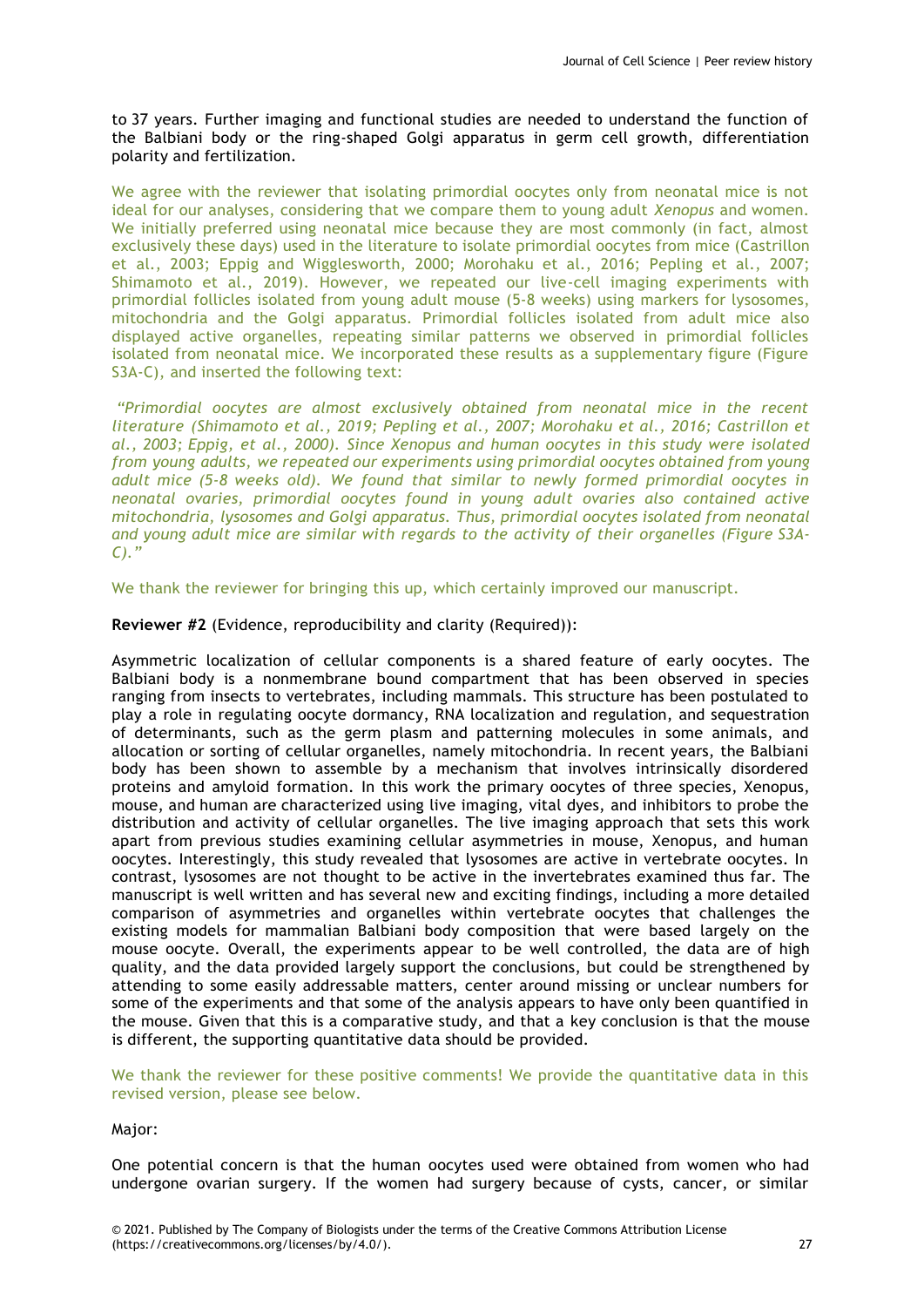to 37 years. Further imaging and functional studies are needed to understand the function of the Balbiani body or the ring-shaped Golgi apparatus in germ cell growth, differentiation polarity and fertilization.

We agree with the reviewer that isolating primordial oocytes only from neonatal mice is not ideal for our analyses, considering that we compare them to young adult *Xenopus* and women. We initially preferred using neonatal mice because they are most commonly (in fact, almost exclusively these days) used in the literature to isolate primordial oocytes from mice (Castrillon et al., 2003; Eppig and Wigglesworth, 2000; Morohaku et al., 2016; Pepling et al., 2007; Shimamoto et al., 2019). However, we repeated our live-cell imaging experiments with primordial follicles isolated from young adult mouse (5-8 weeks) using markers for lysosomes, mitochondria and the Golgi apparatus. Primordial follicles isolated from adult mice also displayed active organelles, repeating similar patterns we observed in primordial follicles isolated from neonatal mice. We incorporated these results as a supplementary figure (Figure S3A-C), and inserted the following text:

*"Primordial oocytes are almost exclusively obtained from neonatal mice in the recent literature (Shimamoto et al., 2019; Pepling et al., 2007; Morohaku et al., 2016; Castrillon et al., 2003; Eppig, et al., 2000). Since Xenopus and human oocytes in this study were isolated from young adults, we repeated our experiments using primordial oocytes obtained from young adult mice (5-8 weeks old). We found that similar to newly formed primordial oocytes in neonatal ovaries, primordial oocytes found in young adult ovaries also contained active mitochondria, lysosomes and Golgi apparatus. Thus, primordial oocytes isolated from neonatal and young adult mice are similar with regards to the activity of their organelles (Figure S3A-C)."*

We thank the reviewer for bringing this up, which certainly improved our manuscript.

**Reviewer #2** (Evidence, reproducibility and clarity (Required)):

Asymmetric localization of cellular components is a shared feature of early oocytes. The Balbiani body is a nonmembrane bound compartment that has been observed in species ranging from insects to vertebrates, including mammals. This structure has been postulated to play a role in regulating oocyte dormancy, RNA localization and regulation, and sequestration of determinants, such as the germ plasm and patterning molecules in some animals, and allocation or sorting of cellular organelles, namely mitochondria. In recent years, the Balbiani body has been shown to assemble by a mechanism that involves intrinsically disordered proteins and amyloid formation. In this work the primary oocytes of three species, Xenopus, mouse, and human are characterized using live imaging, vital dyes, and inhibitors to probe the distribution and activity of cellular organelles. The live imaging approach that sets this work apart from previous studies examining cellular asymmetries in mouse, Xenopus, and human oocytes. Interestingly, this study revealed that lysosomes are active in vertebrate oocytes. In contrast, lysosomes are not thought to be active in the invertebrates examined thus far. The manuscript is well written and has several new and exciting findings, including a more detailed comparison of asymmetries and organelles within vertebrate oocytes that challenges the existing models for mammalian Balbiani body composition that were based largely on the mouse oocyte. Overall, the experiments appear to be well controlled, the data are of high quality, and the data provided largely support the conclusions, but could be strengthened by attending to some easily addressable matters, center around missing or unclear numbers for some of the experiments and that some of the analysis appears to have only been quantified in the mouse. Given that this is a comparative study, and that a key conclusion is that the mouse is different, the supporting quantitative data should be provided.

We thank the reviewer for these positive comments! We provide the quantitative data in this revised version, please see below.

Major:

One potential concern is that the human oocytes used were obtained from women who had undergone ovarian surgery. If the women had surgery because of cysts, cancer, or similar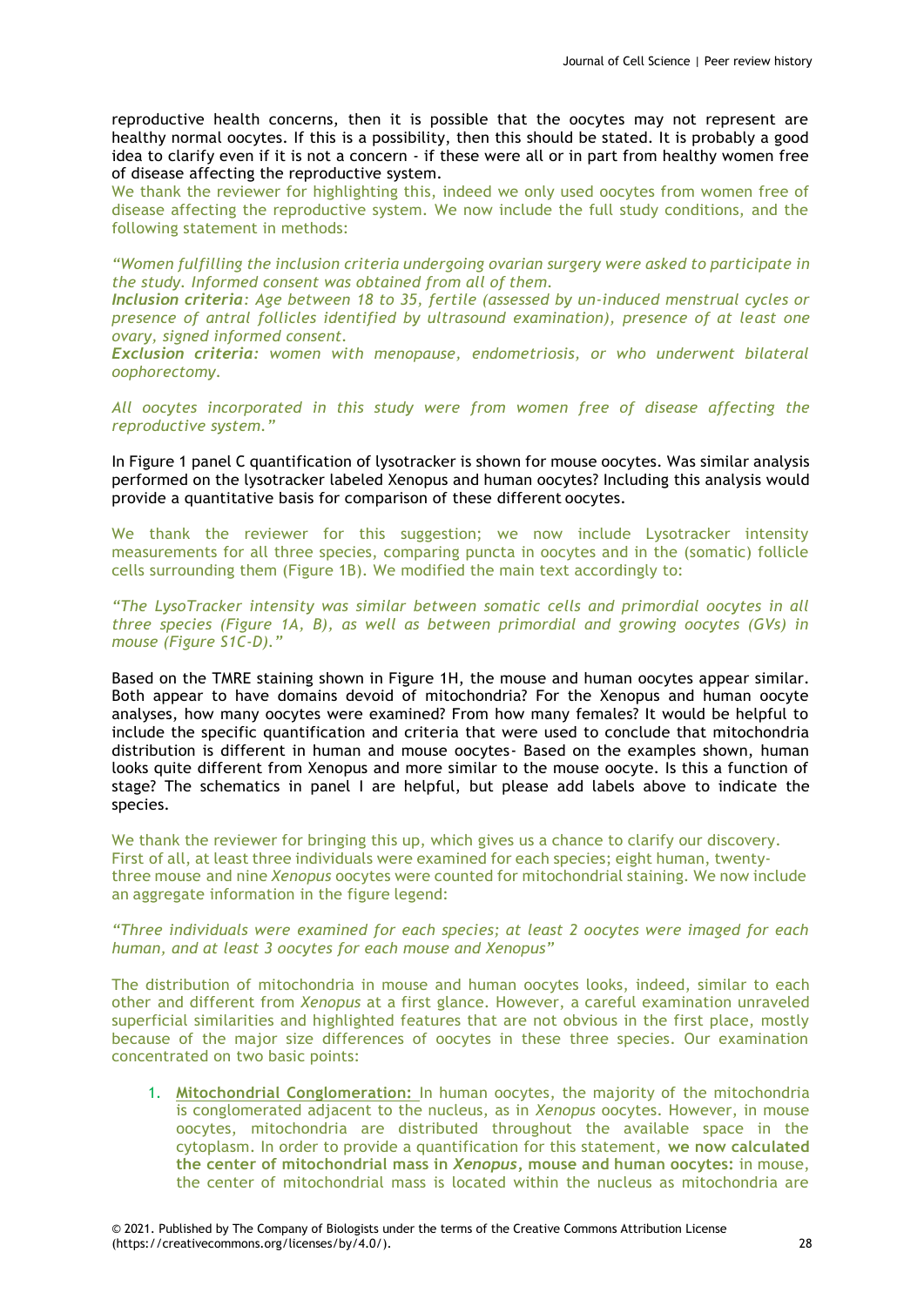reproductive health concerns, then it is possible that the oocytes may not represent are healthy normal oocytes. If this is a possibility, then this should be stated. It is probably a good idea to clarify even if it is not a concern - if these were all or in part from healthy women free of disease affecting the reproductive system.

We thank the reviewer for highlighting this, indeed we only used oocytes from women free of disease affecting the reproductive system. We now include the full study conditions, and the following statement in methods:

*"Women fulfilling the inclusion criteria undergoing ovarian surgery were asked to participate in the study. Informed consent was obtained from all of them.*
***Inclusion criteria****: Age between 18 to 35, fertile (assessed by un-induced menstrual cycles or presence of antral follicles identified by ultrasound examination), presence of at least one ovary, signed informed consent.*
***Exclusion criteria****: women with menopause, endometriosis, or who underwent bilateral oophorectomy.*

*All oocytes incorporated in this study were from women free of disease affecting the reproductive system."*

In Figure 1 panel C quantification of lysotracker is shown for mouse oocytes. Was similar analysis performed on the lysotracker labeled Xenopus and human oocytes? Including this analysis would provide a quantitative basis for comparison of these different oocytes.

We thank the reviewer for this suggestion; we now include Lysotracker intensity measurements for all three species, comparing puncta in oocytes and in the (somatic) follicle cells surrounding them (Figure 1B). We modified the main text accordingly to:

*"The LysoTracker intensity was similar between somatic cells and primordial oocytes in all three species (Figure 1A, B), as well as between primordial and growing oocytes (GVs) in mouse (Figure S1C-D)."*

Based on the TMRE staining shown in Figure 1H, the mouse and human oocytes appear similar. Both appear to have domains devoid of mitochondria? For the Xenopus and human oocyte analyses, how many oocytes were examined? From how many females? It would be helpful to include the specific quantification and criteria that were used to conclude that mitochondria distribution is different in human and mouse oocytes- Based on the examples shown, human looks quite different from Xenopus and more similar to the mouse oocyte. Is this a function of stage? The schematics in panel I are helpful, but please add labels above to indicate the species.

We thank the reviewer for bringing this up, which gives us a chance to clarify our discovery. First of all, at least three individuals were examined for each species; eight human, twenty-three mouse and nine *Xenopus* oocytes were counted for mitochondrial staining. We now include an aggregate information in the figure legend:

*"Three individuals were examined for each species; at least 2 oocytes were imaged for each human, and at least 3 oocytes for each mouse and Xenopus"*

The distribution of mitochondria in mouse and human oocytes looks, indeed, similar to each other and different from *Xenopus* at a first glance. However, a careful examination unraveled superficial similarities and highlighted features that are not obvious in the first place, mostly because of the major size differences of oocytes in these three species. Our examination concentrated on two basic points:

1. **Mitochondrial Conglomeration:** In human oocytes, the majority of the mitochondria is conglomerated adjacent to the nucleus, as in *Xenopus* oocytes. However, in mouse oocytes, mitochondria are distributed throughout the available space in the cytoplasm. In order to provide a quantification for this statement, **we now calculated the center of mitochondrial mass in *Xenopus*, mouse and human oocytes:** in mouse, the center of mitochondrial mass is located within the nucleus as mitochondria are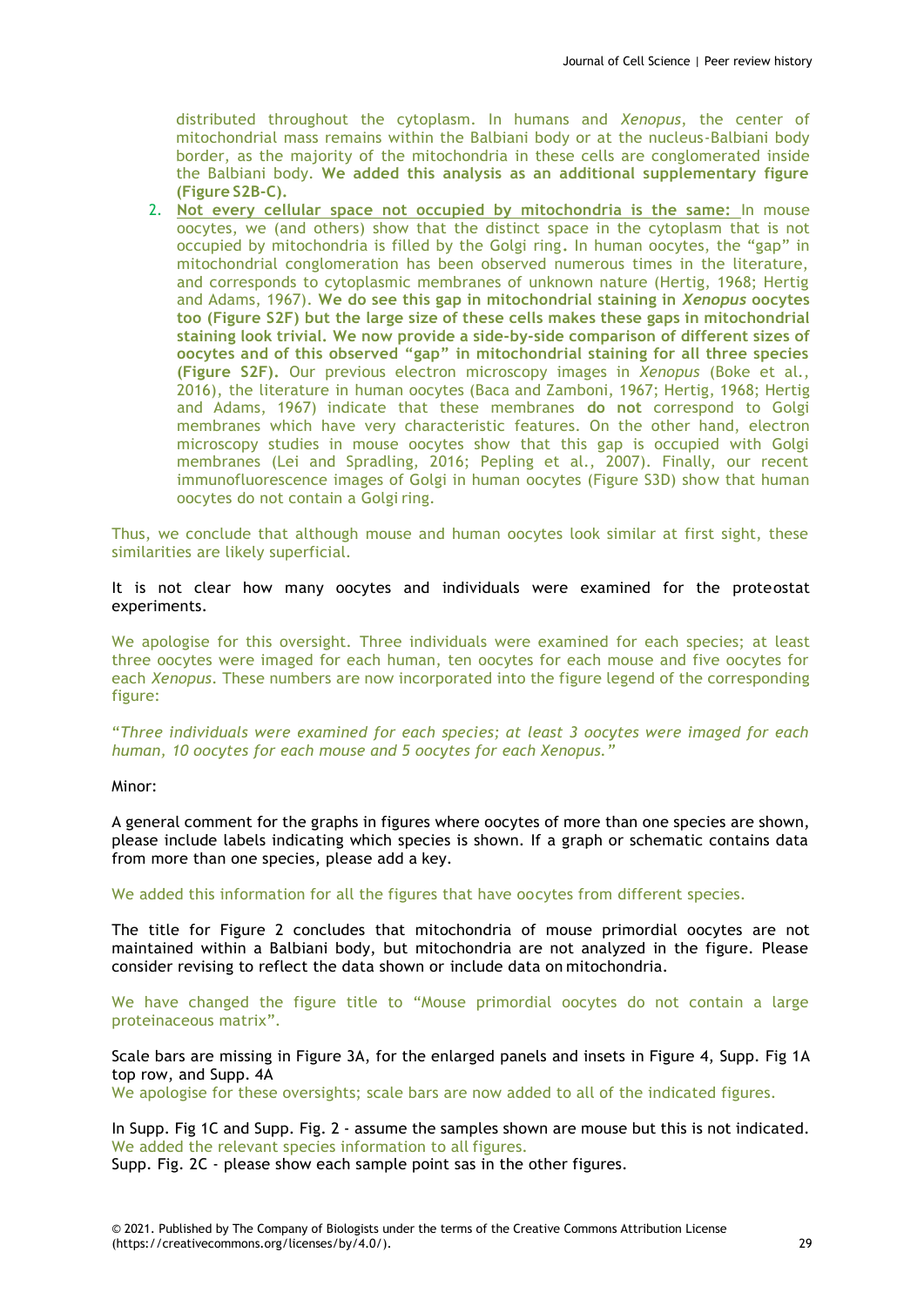distributed throughout the cytoplasm. In humans and *Xenopus*, the center of mitochondrial mass remains within the Balbiani body or at the nucleus-Balbiani body border, as the majority of the mitochondria in these cells are conglomerated inside the Balbiani body. **We added this analysis as an additional supplementary figure (Figure S2B-C).**

2. **Not every cellular space not occupied by mitochondria is the same:** In mouse oocytes, we (and others) show that the distinct space in the cytoplasm that is not occupied by mitochondria is filled by the Golgi ring**.** In human oocytes, the "gap" in mitochondrial conglomeration has been observed numerous times in the literature, and corresponds to cytoplasmic membranes of unknown nature (Hertig, 1968; Hertig and Adams, 1967). **We do see this gap in mitochondrial staining in *Xenopus* oocytes too (Figure S2F) but the large size of these cells makes these gaps in mitochondrial staining look trivial. We now provide a side-by-side comparison of different sizes of oocytes and of this observed "gap" in mitochondrial staining for all three species (Figure S2F).** Our previous electron microscopy images in *Xenopus* (Boke et al., 2016), the literature in human oocytes (Baca and Zamboni, 1967; Hertig, 1968; Hertig and Adams, 1967) indicate that these membranes **do not** correspond to Golgi membranes which have very characteristic features. On the other hand, electron microscopy studies in mouse oocytes show that this gap is occupied with Golgi membranes (Lei and Spradling, 2016; Pepling et al., 2007). Finally, our recent immunofluorescence images of Golgi in human oocytes (Figure S3D) show that human oocytes do not contain a Golgi ring.

Thus, we conclude that although mouse and human oocytes look similar at first sight, these similarities are likely superficial.

It is not clear how many oocytes and individuals were examined for the proteostat experiments.

We apologise for this oversight. Three individuals were examined for each species; at least three oocytes were imaged for each human, ten oocytes for each mouse and five oocytes for each *Xenopus*. These numbers are now incorporated into the figure legend of the corresponding figure:

"*Three individuals were examined for each species; at least 3 oocytes were imaged for each human, 10 oocytes for each mouse and 5 oocytes for each Xenopus.*"

Minor:

A general comment for the graphs in figures where oocytes of more than one species are shown, please include labels indicating which species is shown. If a graph or schematic contains data from more than one species, please add a key.

We added this information for all the figures that have oocytes from different species.

The title for Figure 2 concludes that mitochondria of mouse primordial oocytes are not maintained within a Balbiani body, but mitochondria are not analyzed in the figure. Please consider revising to reflect the data shown or include data on mitochondria.

We have changed the figure title to "Mouse primordial oocytes do not contain a large proteinaceous matrix".

Scale bars are missing in Figure 3A, for the enlarged panels and insets in Figure 4, Supp. Fig 1A top row, and Supp. 4A
We apologise for these oversights; scale bars are now added to all of the indicated figures.

In Supp. Fig 1C and Supp. Fig. 2 - assume the samples shown are mouse but this is not indicated.
We added the relevant species information to all figures.
Supp. Fig. 2C - please show each sample point sas in the other figures.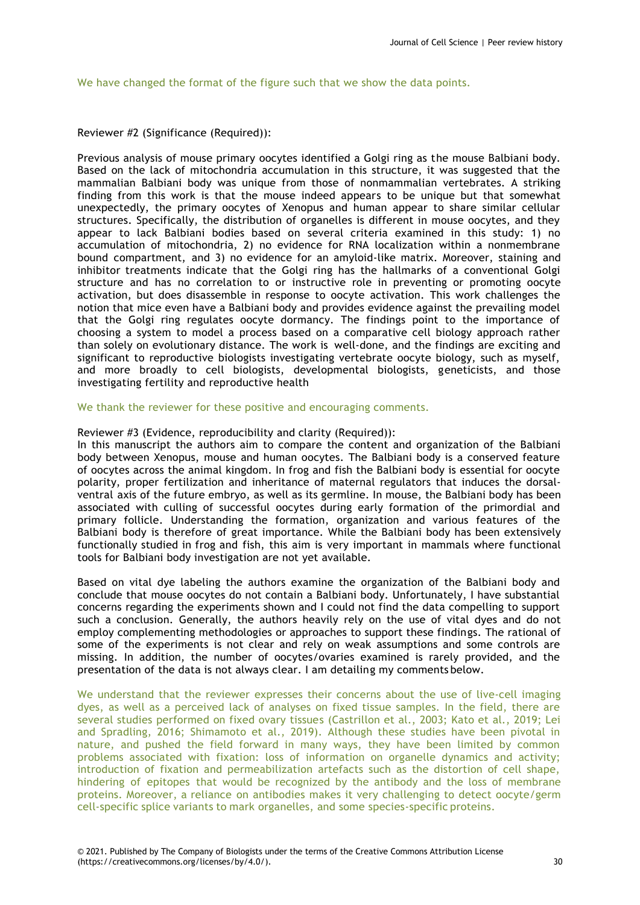We have changed the format of the figure such that we show the data points.

Reviewer #2 (Significance (Required)):

Previous analysis of mouse primary oocytes identified a Golgi ring as the mouse Balbiani body. Based on the lack of mitochondria accumulation in this structure, it was suggested that the mammalian Balbiani body was unique from those of nonmammalian vertebrates. A striking finding from this work is that the mouse indeed appears to be unique but that somewhat unexpectedly, the primary oocytes of Xenopus and human appear to share similar cellular structures. Specifically, the distribution of organelles is different in mouse oocytes, and they appear to lack Balbiani bodies based on several criteria examined in this study: 1) no accumulation of mitochondria, 2) no evidence for RNA localization within a nonmembrane bound compartment, and 3) no evidence for an amyloid-like matrix. Moreover, staining and inhibitor treatments indicate that the Golgi ring has the hallmarks of a conventional Golgi structure and has no correlation to or instructive role in preventing or promoting oocyte activation, but does disassemble in response to oocyte activation. This work challenges the notion that mice even have a Balbiani body and provides evidence against the prevailing model that the Golgi ring regulates oocyte dormancy. The findings point to the importance of choosing a system to model a process based on a comparative cell biology approach rather than solely on evolutionary distance. The work is well-done, and the findings are exciting and significant to reproductive biologists investigating vertebrate oocyte biology, such as myself, and more broadly to cell biologists, developmental biologists, geneticists, and those investigating fertility and reproductive health

We thank the reviewer for these positive and encouraging comments.

Reviewer #3 (Evidence, reproducibility and clarity (Required)):

In this manuscript the authors aim to compare the content and organization of the Balbiani body between Xenopus, mouse and human oocytes. The Balbiani body is a conserved feature of oocytes across the animal kingdom. In frog and fish the Balbiani body is essential for oocyte polarity, proper fertilization and inheritance of maternal regulators that induces the dorsal-ventral axis of the future embryo, as well as its germline. In mouse, the Balbiani body has been associated with culling of successful oocytes during early formation of the primordial and primary follicle. Understanding the formation, organization and various features of the Balbiani body is therefore of great importance. While the Balbiani body has been extensively functionally studied in frog and fish, this aim is very important in mammals where functional tools for Balbiani body investigation are not yet available.

Based on vital dye labeling the authors examine the organization of the Balbiani body and conclude that mouse oocytes do not contain a Balbiani body. Unfortunately, I have substantial concerns regarding the experiments shown and I could not find the data compelling to support such a conclusion. Generally, the authors heavily rely on the use of vital dyes and do not employ complementing methodologies or approaches to support these findings. The rational of some of the experiments is not clear and rely on weak assumptions and some controls are missing. In addition, the number of oocytes/ovaries examined is rarely provided, and the presentation of the data is not always clear. I am detailing my comments below.

We understand that the reviewer expresses their concerns about the use of live-cell imaging dyes, as well as a perceived lack of analyses on fixed tissue samples. In the field, there are several studies performed on fixed ovary tissues (Castrillon et al., 2003; Kato et al., 2019; Lei and Spradling, 2016; Shimamoto et al., 2019). Although these studies have been pivotal in nature, and pushed the field forward in many ways, they have been limited by common problems associated with fixation: loss of information on organelle dynamics and activity; introduction of fixation and permeabilization artefacts such as the distortion of cell shape, hindering of epitopes that would be recognized by the antibody and the loss of membrane proteins. Moreover, a reliance on antibodies makes it very challenging to detect oocyte/germ cell-specific splice variants to mark organelles, and some species-specific proteins.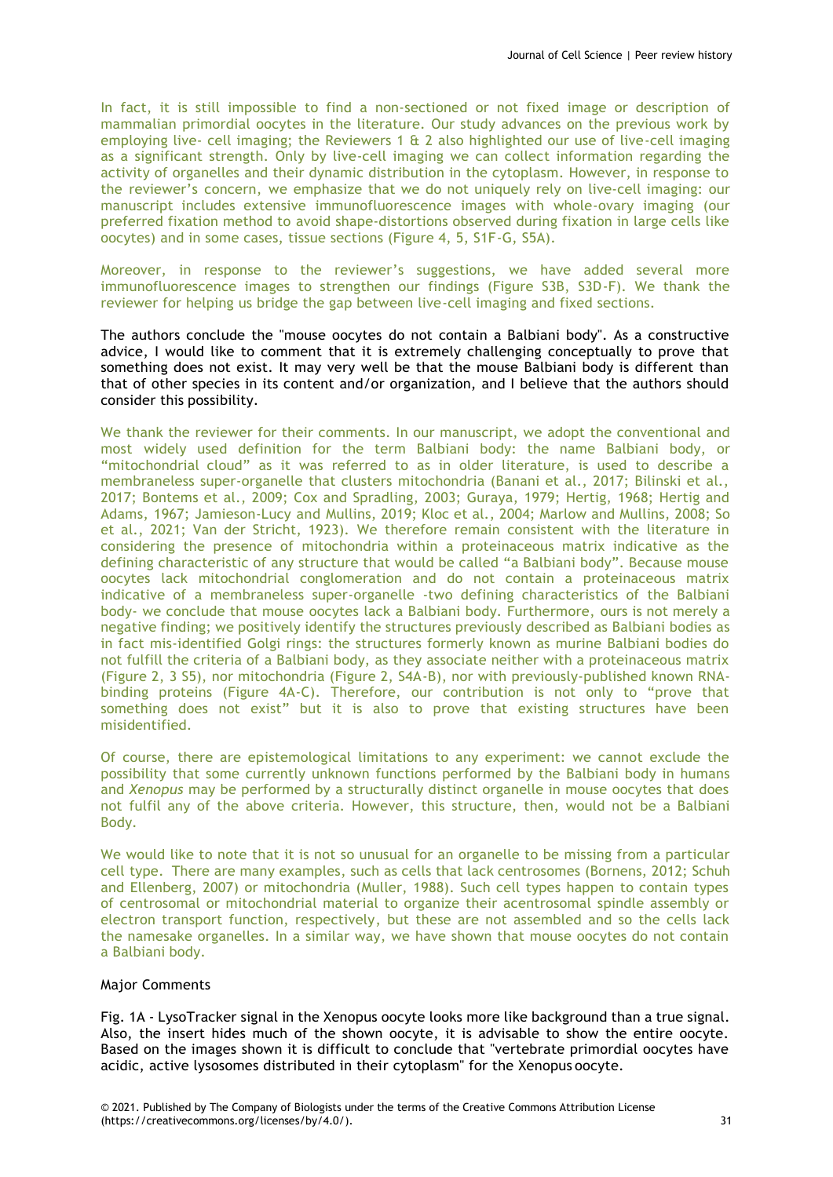In fact, it is still impossible to find a non-sectioned or not fixed image or description of mammalian primordial oocytes in the literature. Our study advances on the previous work by employing live- cell imaging; the Reviewers 1 & 2 also highlighted our use of live-cell imaging as a significant strength. Only by live-cell imaging we can collect information regarding the activity of organelles and their dynamic distribution in the cytoplasm. However, in response to the reviewer's concern, we emphasize that we do not uniquely rely on live-cell imaging: our manuscript includes extensive immunofluorescence images with whole-ovary imaging (our preferred fixation method to avoid shape-distortions observed during fixation in large cells like oocytes) and in some cases, tissue sections (Figure 4, 5, S1F-G, S5A).

Moreover, in response to the reviewer's suggestions, we have added several more immunofluorescence images to strengthen our findings (Figure S3B, S3D-F). We thank the reviewer for helping us bridge the gap between live-cell imaging and fixed sections.

The authors conclude the "mouse oocytes do not contain a Balbiani body". As a constructive advice, I would like to comment that it is extremely challenging conceptually to prove that something does not exist. It may very well be that the mouse Balbiani body is different than that of other species in its content and/or organization, and I believe that the authors should consider this possibility.

We thank the reviewer for their comments. In our manuscript, we adopt the conventional and most widely used definition for the term Balbiani body: the name Balbiani body, or "mitochondrial cloud" as it was referred to as in older literature, is used to describe a membraneless super-organelle that clusters mitochondria (Banani et al., 2017; Bilinski et al., 2017; Bontems et al., 2009; Cox and Spradling, 2003; Guraya, 1979; Hertig, 1968; Hertig and Adams, 1967; Jamieson-Lucy and Mullins, 2019; Kloc et al., 2004; Marlow and Mullins, 2008; So et al., 2021; Van der Stricht, 1923). We therefore remain consistent with the literature in considering the presence of mitochondria within a proteinaceous matrix indicative as the defining characteristic of any structure that would be called "a Balbiani body". Because mouse oocytes lack mitochondrial conglomeration and do not contain a proteinaceous matrix indicative of a membraneless super-organelle -two defining characteristics of the Balbiani body- we conclude that mouse oocytes lack a Balbiani body. Furthermore, ours is not merely a negative finding; we positively identify the structures previously described as Balbiani bodies as in fact mis-identified Golgi rings: the structures formerly known as murine Balbiani bodies do not fulfill the criteria of a Balbiani body, as they associate neither with a proteinaceous matrix (Figure 2, 3 S5), nor mitochondria (Figure 2, S4A-B), nor with previously-published known RNA-binding proteins (Figure 4A-C). Therefore, our contribution is not only to "prove that something does not exist" but it is also to prove that existing structures have been misidentified.

Of course, there are epistemological limitations to any experiment: we cannot exclude the possibility that some currently unknown functions performed by the Balbiani body in humans and *Xenopus* may be performed by a structurally distinct organelle in mouse oocytes that does not fulfil any of the above criteria. However, this structure, then, would not be a Balbiani Body.

We would like to note that it is not so unusual for an organelle to be missing from a particular cell type. There are many examples, such as cells that lack centrosomes (Bornens, 2012; Schuh and Ellenberg, 2007) or mitochondria (Muller, 1988). Such cell types happen to contain types of centrosomal or mitochondrial material to organize their acentrosomal spindle assembly or electron transport function, respectively, but these are not assembled and so the cells lack the namesake organelles. In a similar way, we have shown that mouse oocytes do not contain a Balbiani body.

Major Comments

Fig. 1A - LysoTracker signal in the Xenopus oocyte looks more like background than a true signal. Also, the insert hides much of the shown oocyte, it is advisable to show the entire oocyte. Based on the images shown it is difficult to conclude that "vertebrate primordial oocytes have acidic, active lysosomes distributed in their cytoplasm" for the Xenopus oocyte.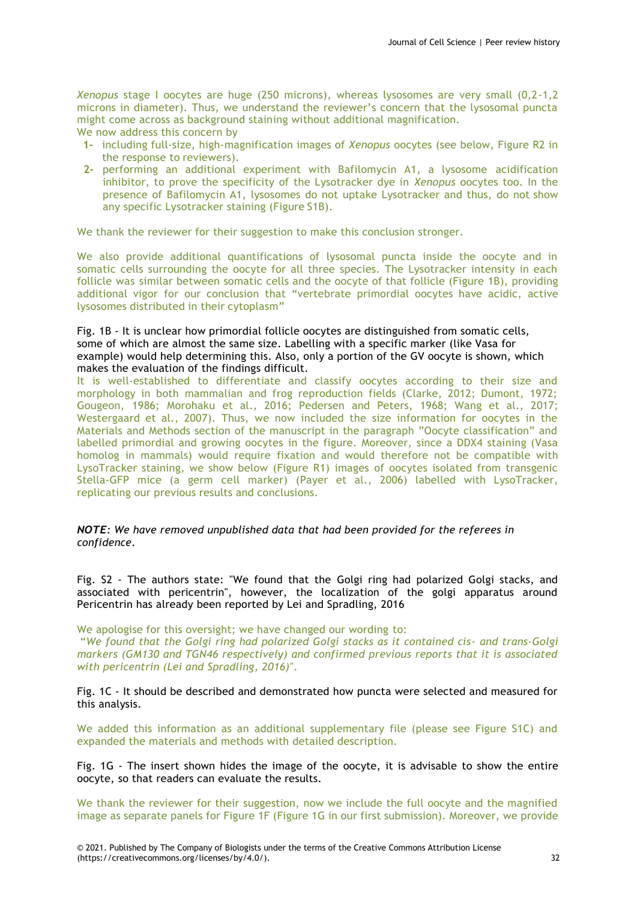*Xenopus* stage I oocytes are huge (250 microns), whereas lysosomes are very small (0,2-1,2 microns in diameter). Thus, we understand the reviewer's concern that the lysosomal puncta might come across as background staining without additional magnification.
We now address this concern by

1- including full-size, high-magnification images of *Xenopus* oocytes (see below, Figure R2 in the response to reviewers).
2- performing an additional experiment with Bafilomycin A1, a lysosome acidification inhibitor, to prove the specificity of the Lysotracker dye in *Xenopus* oocytes too. In the presence of Bafilomycin A1, lysosomes do not uptake Lysotracker and thus, do not show any specific Lysotracker staining (Figure S1B).

We thank the reviewer for their suggestion to make this conclusion stronger.

We also provide additional quantifications of lysosomal puncta inside the oocyte and in somatic cells surrounding the oocyte for all three species. The Lysotracker intensity in each follicle was similar between somatic cells and the oocyte of that follicle (Figure 1B), providing additional vigor for our conclusion that "vertebrate primordial oocytes have acidic, active lysosomes distributed in their cytoplasm"

Fig. 1B - It is unclear how primordial follicle oocytes are distinguished from somatic cells, some of which are almost the same size. Labelling with a specific marker (like Vasa for example) would help determining this. Also, only a portion of the GV oocyte is shown, which makes the evaluation of the findings difficult.

It is well-established to differentiate and classify oocytes according to their size and morphology in both mammalian and frog reproduction fields (Clarke, 2012; Dumont, 1972; Gougeon, 1986; Morohaku et al., 2016; Pedersen and Peters, 1968; Wang et al., 2017; Westergaard et al., 2007). Thus, we now included the size information for oocytes in the Materials and Methods section of the manuscript in the paragraph "Oocyte classification" and labelled primordial and growing oocytes in the figure. Moreover, since a DDX4 staining (Vasa homolog in mammals) would require fixation and would therefore not be compatible with LysoTracker staining, we show below (Figure R1) images of oocytes isolated from transgenic Stella-GFP mice (a germ cell marker) (Payer et al., 2006) labelled with LysoTracker, replicating our previous results and conclusions.

***NOTE***: *We have removed unpublished data that had been provided for the referees in confidence.*

Fig. S2 - The authors state: "We found that the Golgi ring had polarized Golgi stacks, and associated with pericentrin", however, the localization of the golgi apparatus around Pericentrin has already been reported by Lei and Spradling, 2016

We apologise for this oversight; we have changed our wording to:
"*We found that the Golgi ring had polarized Golgi stacks as it contained cis- and trans-Golgi markers (GM130 and TGN46 respectively) and confirmed previous reports that it is associated with pericentrin (Lei and Spradling, 2016)*".

Fig. 1C - It should be described and demonstrated how puncta were selected and measured for this analysis.

We added this information as an additional supplementary file (please see Figure S1C) and expanded the materials and methods with detailed description.

Fig. 1G - The insert shown hides the image of the oocyte, it is advisable to show the entire oocyte, so that readers can evaluate the results.

We thank the reviewer for their suggestion, now we include the full oocyte and the magnified image as separate panels for Figure 1F (Figure 1G in our first submission). Moreover, we provide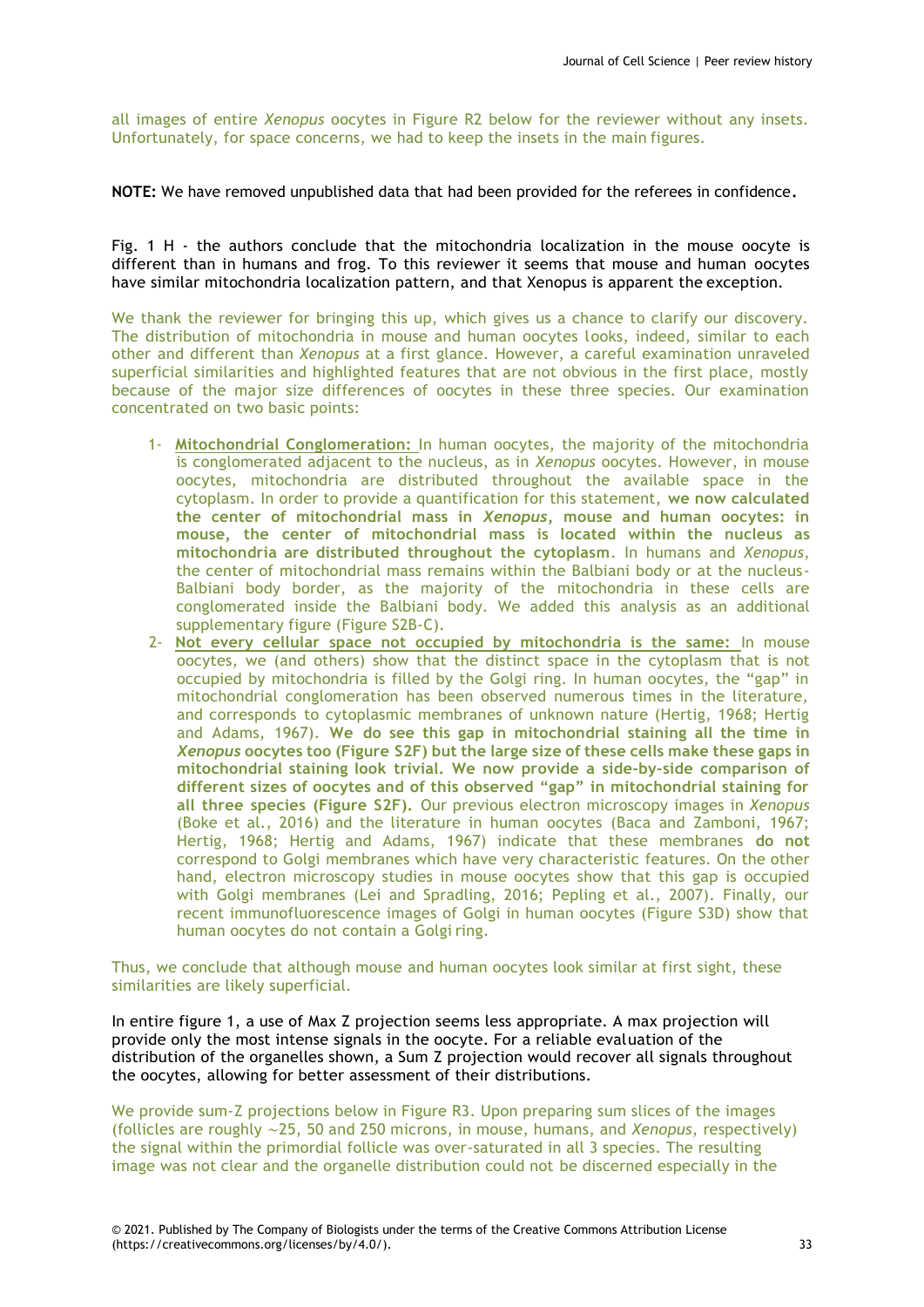all images of entire *Xenopus* oocytes in Figure R2 below for the reviewer without any insets. Unfortunately, for space concerns, we had to keep the insets in the main figures.

**NOTE:** We have removed unpublished data that had been provided for the referees in confidence**.**

Fig. 1 H - the authors conclude that the mitochondria localization in the mouse oocyte is different than in humans and frog. To this reviewer it seems that mouse and human oocytes have similar mitochondria localization pattern, and that Xenopus is apparent the exception.

We thank the reviewer for bringing this up, which gives us a chance to clarify our discovery. The distribution of mitochondria in mouse and human oocytes looks, indeed, similar to each other and different than *Xenopus* at a first glance. However, a careful examination unraveled superficial similarities and highlighted features that are not obvious in the first place, mostly because of the major size differences of oocytes in these three species. Our examination concentrated on two basic points:

1- **Mitochondrial Conglomeration:** In human oocytes, the majority of the mitochondria is conglomerated adjacent to the nucleus, as in *Xenopus* oocytes. However, in mouse oocytes, mitochondria are distributed throughout the available space in the cytoplasm. In order to provide a quantification for this statement, **we now calculated the center of mitochondrial mass in *Xenopus*, mouse and human oocytes: in mouse, the center of mitochondrial mass is located within the nucleus as mitochondria are distributed throughout the cytoplasm**. In humans and *Xenopus*, the center of mitochondrial mass remains within the Balbiani body or at the nucleus-Balbiani body border, as the majority of the mitochondria in these cells are conglomerated inside the Balbiani body. We added this analysis as an additional supplementary figure (Figure S2B-C).

2- **Not every cellular space not occupied by mitochondria is the same:** In mouse oocytes, we (and others) show that the distinct space in the cytoplasm that is not occupied by mitochondria is filled by the Golgi ring. In human oocytes, the "gap" in mitochondrial conglomeration has been observed numerous times in the literature, and corresponds to cytoplasmic membranes of unknown nature (Hertig, 1968; Hertig and Adams, 1967). **We do see this gap in mitochondrial staining all the time in *Xenopus* oocytes too (Figure S2F) but the large size of these cells make these gaps in mitochondrial staining look trivial. We now provide a side-by-side comparison of different sizes of oocytes and of this observed "gap" in mitochondrial staining for all three species (Figure S2F).** Our previous electron microscopy images in *Xenopus* (Boke et al., 2016) and the literature in human oocytes (Baca and Zamboni, 1967; Hertig, 1968; Hertig and Adams, 1967) indicate that these membranes **do not** correspond to Golgi membranes which have very characteristic features. On the other hand, electron microscopy studies in mouse oocytes show that this gap is occupied with Golgi membranes (Lei and Spradling, 2016; Pepling et al., 2007). Finally, our recent immunofluorescence images of Golgi in human oocytes (Figure S3D) show that human oocytes do not contain a Golgi ring.

Thus, we conclude that although mouse and human oocytes look similar at first sight, these similarities are likely superficial.

In entire figure 1, a use of Max Z projection seems less appropriate. A max projection will provide only the most intense signals in the oocyte. For a reliable evaluation of the distribution of the organelles shown, a Sum Z projection would recover all signals throughout the oocytes, allowing for better assessment of their distributions.

We provide sum-Z projections below in Figure R3. Upon preparing sum slices of the images (follicles are roughly ~25, 50 and 250 microns, in mouse, humans, and *Xenopus*, respectively) the signal within the primordial follicle was over-saturated in all 3 species. The resulting image was not clear and the organelle distribution could not be discerned especially in the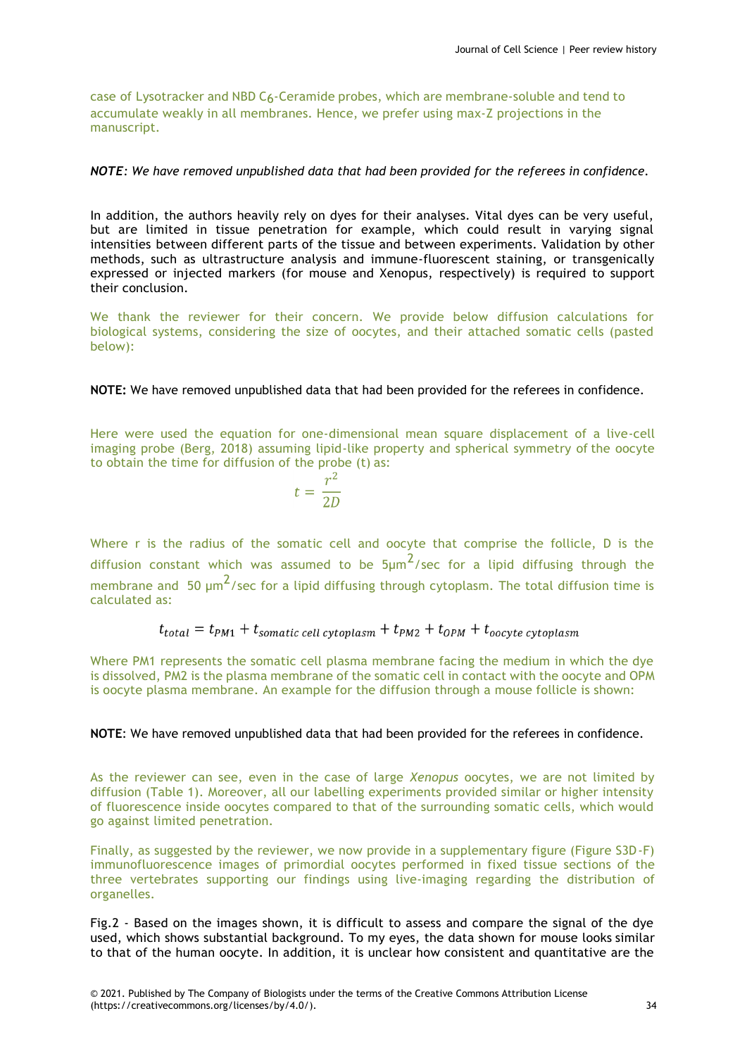case of Lysotracker and NBD $C_6$-Ceramide probes, which are membrane-soluble and tend to accumulate weakly in all membranes. Hence, we prefer using max-Z projections in the manuscript.

***NOTE***: *We have removed unpublished data that had been provided for the referees in confidence.*

In addition, the authors heavily rely on dyes for their analyses. Vital dyes can be very useful, but are limited in tissue penetration for example, which could result in varying signal intensities between different parts of the tissue and between experiments. Validation by other methods, such as ultrastructure analysis and immune-fluorescent staining, or transgenically expressed or injected markers (for mouse and Xenopus, respectively) is required to support their conclusion.

We thank the reviewer for their concern. We provide below diffusion calculations for biological systems, considering the size of oocytes, and their attached somatic cells (pasted below):

**NOTE:** We have removed unpublished data that had been provided for the referees in confidence.

Here were used the equation for one-dimensional mean square displacement of a live-cell imaging probe (Berg, 2018) assuming lipid-like property and spherical symmetry of the oocyte to obtain the time for diffusion of the probe (t) as:

$$t = \frac{r^2}{2D}$$

Where r is the radius of the somatic cell and oocyte that comprise the follicle, D is the diffusion constant which was assumed to be $5 \mu m^2$/sec for a lipid diffusing through the membrane and $50 \mu m^2$/sec for a lipid diffusing through cytoplasm. The total diffusion time is calculated as:

$$t_{total} = t_{PM1} + t_{somatic\ cell\ cytoplasm} + t_{PM2} + t_{OPM} + t_{oocyte\ cytoplasm}$$

Where PM1 represents the somatic cell plasma membrane facing the medium in which the dye is dissolved, PM2 is the plasma membrane of the somatic cell in contact with the oocyte and OPM is oocyte plasma membrane. An example for the diffusion through a mouse follicle is shown:

**NOTE**: We have removed unpublished data that had been provided for the referees in confidence.

As the reviewer can see, even in the case of large *Xenopus* oocytes, we are not limited by diffusion (Table 1). Moreover, all our labelling experiments provided similar or higher intensity of fluorescence inside oocytes compared to that of the surrounding somatic cells, which would go against limited penetration.

Finally, as suggested by the reviewer, we now provide in a supplementary figure (Figure S3D-F) immunofluorescence images of primordial oocytes performed in fixed tissue sections of the three vertebrates supporting our findings using live-imaging regarding the distribution of organelles.

Fig.2 - Based on the images shown, it is difficult to assess and compare the signal of the dye used, which shows substantial background. To my eyes, the data shown for mouse looks similar to that of the human oocyte. In addition, it is unclear how consistent and quantitative are the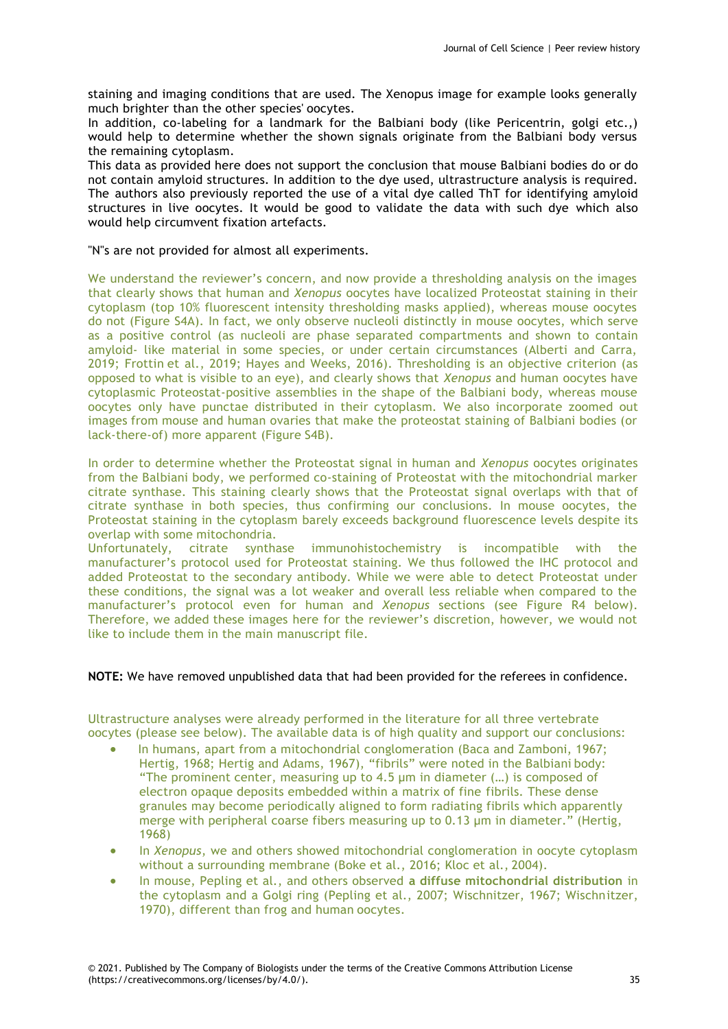staining and imaging conditions that are used. The Xenopus image for example looks generally much brighter than the other species' oocytes.

In addition, co-labeling for a landmark for the Balbiani body (like Pericentrin, golgi etc.,) would help to determine whether the shown signals originate from the Balbiani body versus the remaining cytoplasm.

This data as provided here does not support the conclusion that mouse Balbiani bodies do or do not contain amyloid structures. In addition to the dye used, ultrastructure analysis is required. The authors also previously reported the use of a vital dye called ThT for identifying amyloid structures in live oocytes. It would be good to validate the data with such dye which also would help circumvent fixation artefacts.

"N"s are not provided for almost all experiments.

We understand the reviewer's concern, and now provide a thresholding analysis on the images that clearly shows that human and *Xenopus* oocytes have localized Proteostat staining in their cytoplasm (top 10% fluorescent intensity thresholding masks applied), whereas mouse oocytes do not (Figure S4A). In fact, we only observe nucleoli distinctly in mouse oocytes, which serve as a positive control (as nucleoli are phase separated compartments and shown to contain amyloid- like material in some species, or under certain circumstances (Alberti and Carra, 2019; Frottin et al., 2019; Hayes and Weeks, 2016). Thresholding is an objective criterion (as opposed to what is visible to an eye), and clearly shows that *Xenopus* and human oocytes have cytoplasmic Proteostat-positive assemblies in the shape of the Balbiani body, whereas mouse oocytes only have punctae distributed in their cytoplasm. We also incorporate zoomed out images from mouse and human ovaries that make the proteostat staining of Balbiani bodies (or lack-there-of) more apparent (Figure S4B).

In order to determine whether the Proteostat signal in human and *Xenopus* oocytes originates from the Balbiani body, we performed co-staining of Proteostat with the mitochondrial marker citrate synthase. This staining clearly shows that the Proteostat signal overlaps with that of citrate synthase in both species, thus confirming our conclusions. In mouse oocytes, the Proteostat staining in the cytoplasm barely exceeds background fluorescence levels despite its overlap with some mitochondria.

Unfortunately, citrate synthase immunohistochemistry is incompatible with the manufacturer's protocol used for Proteostat staining. We thus followed the IHC protocol and added Proteostat to the secondary antibody. While we were able to detect Proteostat under these conditions, the signal was a lot weaker and overall less reliable when compared to the manufacturer's protocol even for human and *Xenopus* sections (see Figure R4 below). Therefore, we added these images here for the reviewer's discretion, however, we would not like to include them in the main manuscript file.

**NOTE:** We have removed unpublished data that had been provided for the referees in confidence.

Ultrastructure analyses were already performed in the literature for all three vertebrate oocytes (please see below). The available data is of high quality and support our conclusions:

- In humans, apart from a mitochondrial conglomeration (Baca and Zamboni, 1967; Hertig, 1968; Hertig and Adams, 1967), "fibrils" were noted in the Balbiani body: "The prominent center, measuring up to 4.5 µm in diameter (…) is composed of electron opaque deposits embedded within a matrix of fine fibrils. These dense granules may become periodically aligned to form radiating fibrils which apparently merge with peripheral coarse fibers measuring up to 0.13 µm in diameter." (Hertig, 1968)
- In *Xenopus*, we and others showed mitochondrial conglomeration in oocyte cytoplasm without a surrounding membrane (Boke et al., 2016; Kloc et al., 2004).
- In mouse, Pepling et al., and others observed **a diffuse mitochondrial distribution** in the cytoplasm and a Golgi ring (Pepling et al., 2007; Wischnitzer, 1967; Wischnitzer, 1970), different than frog and human oocytes.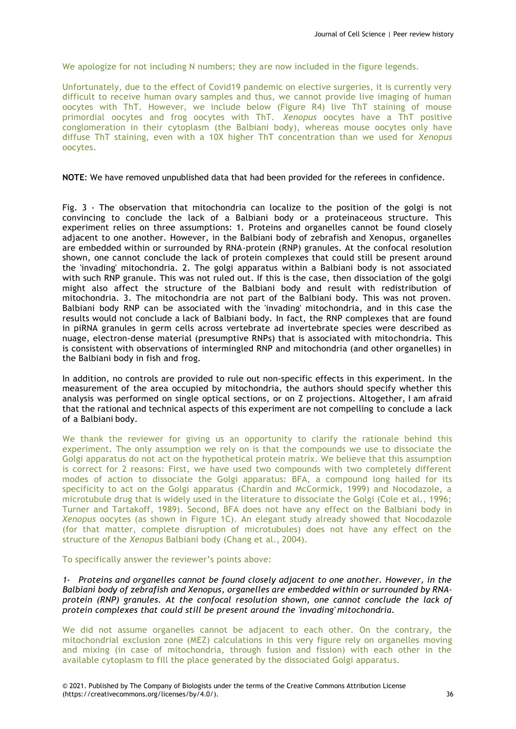We apologize for not including N numbers; they are now included in the figure legends.

Unfortunately, due to the effect of Covid19 pandemic on elective surgeries, it is currently very difficult to receive human ovary samples and thus, we cannot provide live imaging of human oocytes with ThT. However, we include below (Figure R4) live ThT staining of mouse primordial oocytes and frog oocytes with ThT. *Xenopus* oocytes have a ThT positive conglomeration in their cytoplasm (the Balbiani body), whereas mouse oocytes only have diffuse ThT staining, even with a 10X higher ThT concentration than we used for *Xenopus* oocytes.

**NOTE**: We have removed unpublished data that had been provided for the referees in confidence.

Fig. 3 - The observation that mitochondria can localize to the position of the golgi is not convincing to conclude the lack of a Balbiani body or a proteinaceous structure. This experiment relies on three assumptions: 1. Proteins and organelles cannot be found closely adjacent to one another. However, in the Balbiani body of zebrafish and Xenopus, organelles are embedded within or surrounded by RNA-protein (RNP) granules. At the confocal resolution shown, one cannot conclude the lack of protein complexes that could still be present around the 'invading' mitochondria. 2. The golgi apparatus within a Balbiani body is not associated with such RNP granule. This was not ruled out. If this is the case, then dissociation of the golgi might also affect the structure of the Balbiani body and result with redistribution of mitochondria. 3. The mitochondria are not part of the Balbiani body. This was not proven. Balbiani body RNP can be associated with the 'invading' mitochondria, and in this case the results would not conclude a lack of Balbiani body. In fact, the RNP complexes that are found in piRNA granules in germ cells across vertebrate ad invertebrate species were described as nuage, electron-dense material (presumptive RNPs) that is associated with mitochondria. This is consistent with observations of intermingled RNP and mitochondria (and other organelles) in the Balbiani body in fish and frog.

In addition, no controls are provided to rule out non-specific effects in this experiment. In the measurement of the area occupied by mitochondria, the authors should specify whether this analysis was performed on single optical sections, or on Z projections. Altogether, I am afraid that the rational and technical aspects of this experiment are not compelling to conclude a lack of a Balbiani body.

We thank the reviewer for giving us an opportunity to clarify the rationale behind this experiment. The only assumption we rely on is that the compounds we use to dissociate the Golgi apparatus do not act on the hypothetical protein matrix. We believe that this assumption is correct for 2 reasons: First, we have used two compounds with two completely different modes of action to dissociate the Golgi apparatus: BFA, a compound long hailed for its specificity to act on the Golgi apparatus (Chardin and McCormick, 1999) and Nocodazole, a microtubule drug that is widely used in the literature to dissociate the Golgi (Cole et al., 1996; Turner and Tartakoff, 1989). Second, BFA does not have any effect on the Balbiani body in *Xenopus* oocytes (as shown in Figure 1C). An elegant study already showed that Nocodazole (for that matter, complete disruption of microtubules) does not have any effect on the structure of the *Xenopus* Balbiani body (Chang et al., 2004).

To specifically answer the reviewer's points above:

*1- Proteins and organelles cannot be found closely adjacent to one another. However, in the Balbiani body of zebrafish and Xenopus, organelles are embedded within or surrounded by RNA-protein (RNP) granules. At the confocal resolution shown, one cannot conclude the lack of protein complexes that could still be present around the 'invading' mitochondria.*

We did not assume organelles cannot be adjacent to each other. On the contrary, the mitochondrial exclusion zone (MEZ) calculations in this very figure rely on organelles moving and mixing (in case of mitochondria, through fusion and fission) with each other in the available cytoplasm to fill the place generated by the dissociated Golgi apparatus.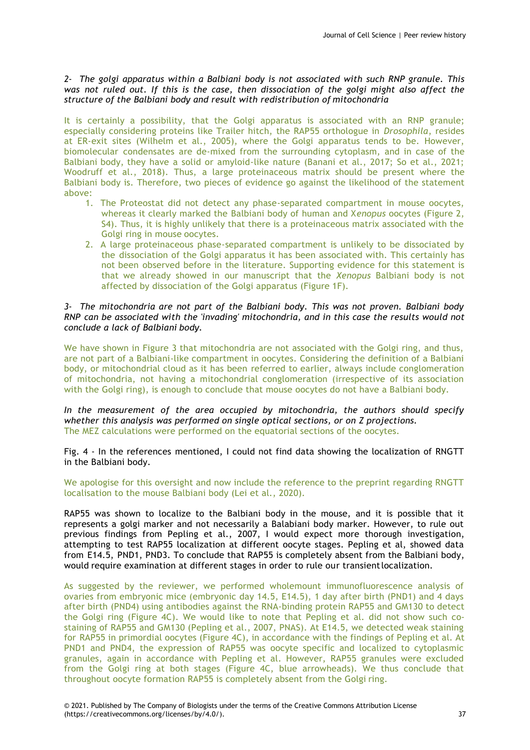*2- The golgi apparatus within a Balbiani body is not associated with such RNP granule. This was not ruled out. If this is the case, then dissociation of the golgi might also affect the structure of the Balbiani body and result with redistribution of mitochondria*

It is certainly a possibility, that the Golgi apparatus is associated with an RNP granule; especially considering proteins like Trailer hitch, the RAP55 orthologue in *Drosophila*, resides at ER-exit sites (Wilhelm et al., 2005), where the Golgi apparatus tends to be. However, biomolecular condensates are de-mixed from the surrounding cytoplasm, and in case of the Balbiani body, they have a solid or amyloid-like nature (Banani et al., 2017; So et al., 2021; Woodruff et al., 2018). Thus, a large proteinaceous matrix should be present where the Balbiani body is. Therefore, two pieces of evidence go against the likelihood of the statement above:

1. The Proteostat did not detect any phase-separated compartment in mouse oocytes, whereas it clearly marked the Balbiani body of human and X*enopus* oocytes (Figure 2, S4). Thus, it is highly unlikely that there is a proteinaceous matrix associated with the Golgi ring in mouse oocytes.
2. A large proteinaceous phase-separated compartment is unlikely to be dissociated by the dissociation of the Golgi apparatus it has been associated with. This certainly has not been observed before in the literature. Supporting evidence for this statement is that we already showed in our manuscript that the *Xenopus* Balbiani body is not affected by dissociation of the Golgi apparatus (Figure 1F).

*3- The mitochondria are not part of the Balbiani body. This was not proven. Balbiani body RNP can be associated with the 'invading' mitochondria, and in this case the results would not conclude a lack of Balbiani body.*

We have shown in Figure 3 that mitochondria are not associated with the Golgi ring, and thus, are not part of a Balbiani-like compartment in oocytes. Considering the definition of a Balbiani body, or mitochondrial cloud as it has been referred to earlier, always include conglomeration of mitochondria, not having a mitochondrial conglomeration (irrespective of its association with the Golgi ring), is enough to conclude that mouse oocytes do not have a Balbiani body.

*In the measurement of the area occupied by mitochondria, the authors should specify whether this analysis was performed on single optical sections, or on Z projections.*
The MEZ calculations were performed on the equatorial sections of the oocytes.

Fig. 4 - In the references mentioned, I could not find data showing the localization of RNGTT in the Balbiani body.

We apologise for this oversight and now include the reference to the preprint regarding RNGTT localisation to the mouse Balbiani body (Lei et al., 2020).

RAP55 was shown to localize to the Balbiani body in the mouse, and it is possible that it represents a golgi marker and not necessarily a Balabiani body marker. However, to rule out previous findings from Pepling et al., 2007, I would expect more thorough investigation, attempting to test RAP55 localization at different oocyte stages. Pepling et al, showed data from E14.5, PND1, PND3. To conclude that RAP55 is completely absent from the Balbiani body, would require examination at different stages in order to rule our transient localization.

As suggested by the reviewer, we performed wholemount immunofluorescence analysis of ovaries from embryonic mice (embryonic day 14.5, E14.5), 1 day after birth (PND1) and 4 days after birth (PND4) using antibodies against the RNA-binding protein RAP55 and GM130 to detect the Golgi ring (Figure 4C). We would like to note that Pepling et al. did not show such co-staining of RAP55 and GM130 (Pepling et al., 2007, PNAS). At E14.5, we detected weak staining for RAP55 in primordial oocytes (Figure 4C), in accordance with the findings of Pepling et al. At PND1 and PND4, the expression of RAP55 was oocyte specific and localized to cytoplasmic granules, again in accordance with Pepling et al. However, RAP55 granules were excluded from the Golgi ring at both stages (Figure 4C, blue arrowheads). We thus conclude that throughout oocyte formation RAP55 is completely absent from the Golgi ring.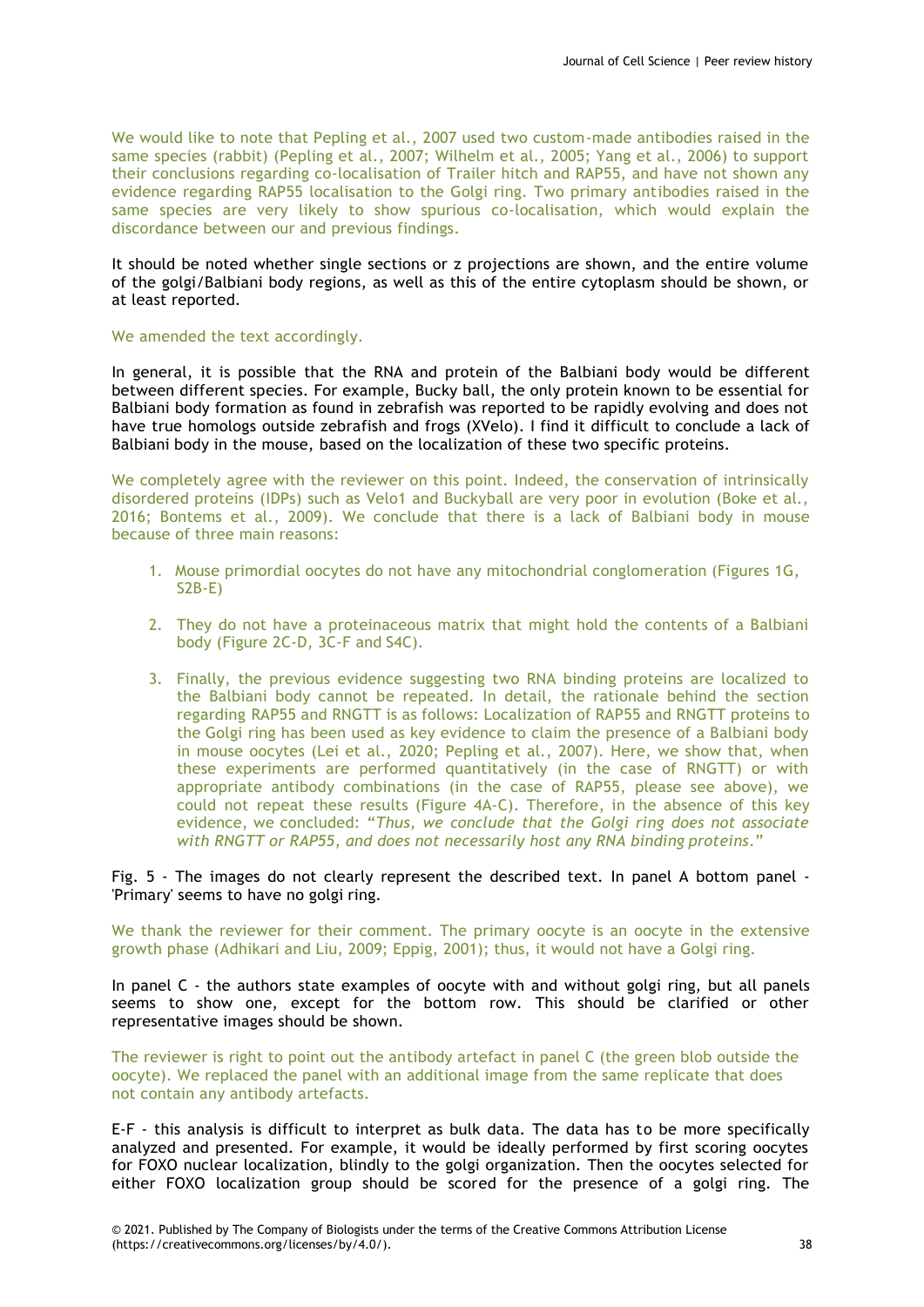We would like to note that Pepling et al., 2007 used two custom-made antibodies raised in the same species (rabbit) (Pepling et al., 2007; Wilhelm et al., 2005; Yang et al., 2006) to support their conclusions regarding co-localisation of Trailer hitch and RAP55, and have not shown any evidence regarding RAP55 localisation to the Golgi ring. Two primary antibodies raised in the same species are very likely to show spurious co-localisation, which would explain the discordance between our and previous findings.

It should be noted whether single sections or z projections are shown, and the entire volume of the golgi/Balbiani body regions, as well as this of the entire cytoplasm should be shown, or at least reported.

We amended the text accordingly.

In general, it is possible that the RNA and protein of the Balbiani body would be different between different species. For example, Bucky ball, the only protein known to be essential for Balbiani body formation as found in zebrafish was reported to be rapidly evolving and does not have true homologs outside zebrafish and frogs (XVelo). I find it difficult to conclude a lack of Balbiani body in the mouse, based on the localization of these two specific proteins.

We completely agree with the reviewer on this point. Indeed, the conservation of intrinsically disordered proteins (IDPs) such as Velo1 and Buckyball are very poor in evolution (Boke et al., 2016; Bontems et al., 2009). We conclude that there is a lack of Balbiani body in mouse because of three main reasons:

1. Mouse primordial oocytes do not have any mitochondrial conglomeration (Figures 1G, S2B-E)
2. They do not have a proteinaceous matrix that might hold the contents of a Balbiani body (Figure 2C-D, 3C-F and S4C).
3. Finally, the previous evidence suggesting two RNA binding proteins are localized to the Balbiani body cannot be repeated. In detail, the rationale behind the section regarding RAP55 and RNGTT is as follows: Localization of RAP55 and RNGTT proteins to the Golgi ring has been used as key evidence to claim the presence of a Balbiani body in mouse oocytes (Lei et al., 2020; Pepling et al., 2007). Here, we show that, when these experiments are performed quantitatively (in the case of RNGTT) or with appropriate antibody combinations (in the case of RAP55, please see above), we could not repeat these results (Figure 4A-C). Therefore, in the absence of this key evidence, we concluded: "*Thus, we conclude that the Golgi ring does not associate with RNGTT or RAP55, and does not necessarily host any RNA binding proteins.*"

Fig. 5 - The images do not clearly represent the described text. In panel A bottom panel - 'Primary' seems to have no golgi ring.

We thank the reviewer for their comment. The primary oocyte is an oocyte in the extensive growth phase (Adhikari and Liu, 2009; Eppig, 2001); thus, it would not have a Golgi ring.

In panel C - the authors state examples of oocyte with and without golgi ring, but all panels seems to show one, except for the bottom row. This should be clarified or other representative images should be shown.

The reviewer is right to point out the antibody artefact in panel C (the green blob outside the oocyte). We replaced the panel with an additional image from the same replicate that does not contain any antibody artefacts.

E-F - this analysis is difficult to interpret as bulk data. The data has to be more specifically analyzed and presented. For example, it would be ideally performed by first scoring oocytes for FOXO nuclear localization, blindly to the golgi organization. Then the oocytes selected for either FOXO localization group should be scored for the presence of a golgi ring. The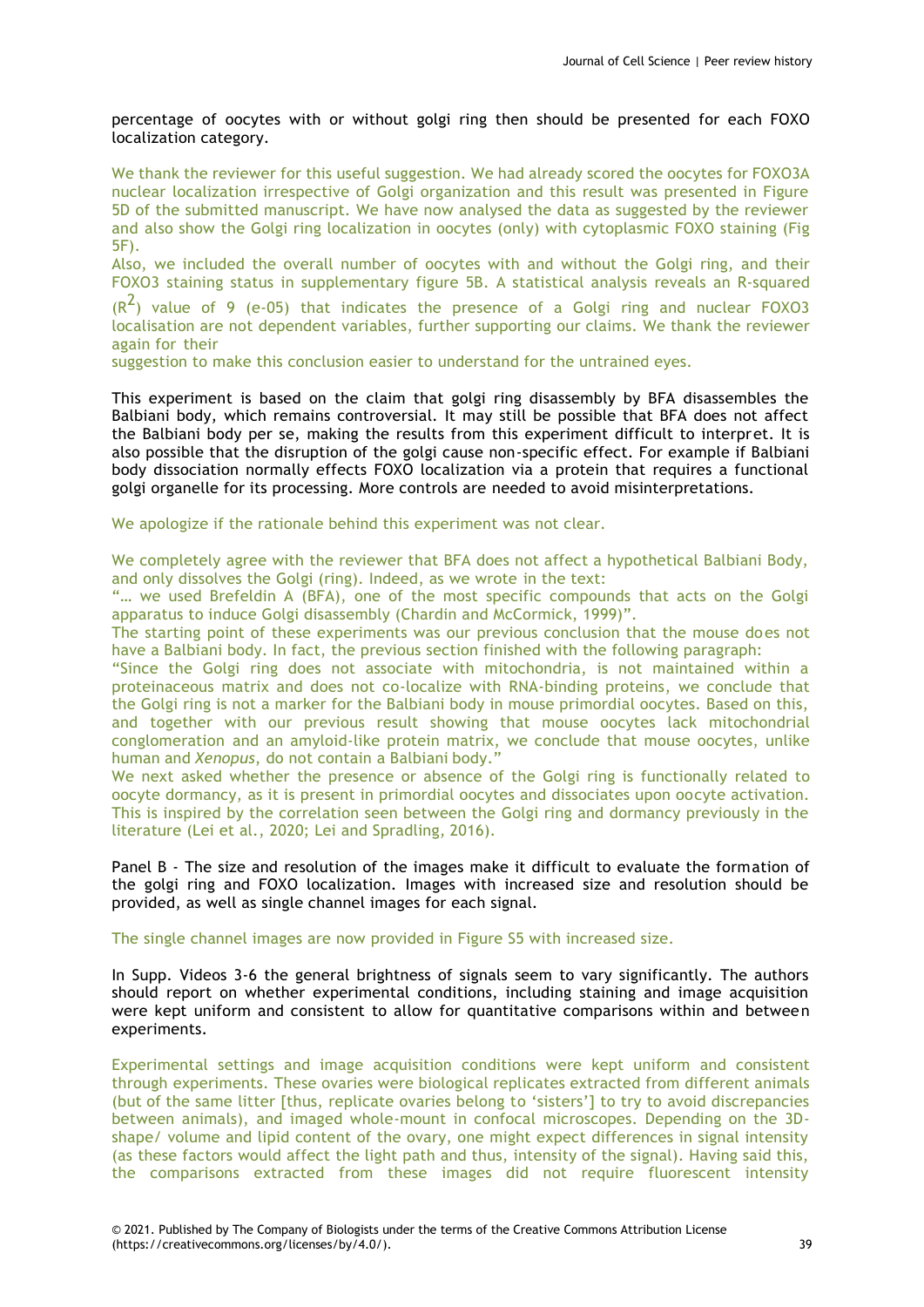percentage of oocytes with or without golgi ring then should be presented for each FOXO localization category.

We thank the reviewer for this useful suggestion. We had already scored the oocytes for FOXO3A nuclear localization irrespective of Golgi organization and this result was presented in Figure 5D of the submitted manuscript. We have now analysed the data as suggested by the reviewer and also show the Golgi ring localization in oocytes (only) with cytoplasmic FOXO staining (Fig 5F).

Also, we included the overall number of oocytes with and without the Golgi ring, and their FOXO3 staining status in supplementary figure 5B. A statistical analysis reveals an R-squared ($R^2$) value of 9 (e-05) that indicates the presence of a Golgi ring and nuclear FOXO3 localisation are not dependent variables, further supporting our claims. We thank the reviewer again for their suggestion to make this conclusion easier to understand for the untrained eyes.

This experiment is based on the claim that golgi ring disassembly by BFA disassembles the Balbiani body, which remains controversial. It may still be possible that BFA does not affect the Balbiani body per se, making the results from this experiment difficult to interpret. It is also possible that the disruption of the golgi cause non-specific effect. For example if Balbiani body dissociation normally effects FOXO localization via a protein that requires a functional golgi organelle for its processing. More controls are needed to avoid misinterpretations.

We apologize if the rationale behind this experiment was not clear.

We completely agree with the reviewer that BFA does not affect a hypothetical Balbiani Body, and only dissolves the Golgi (ring). Indeed, as we wrote in the text:

"… we used Brefeldin A (BFA), one of the most specific compounds that acts on the Golgi apparatus to induce Golgi disassembly (Chardin and McCormick, 1999)".

The starting point of these experiments was our previous conclusion that the mouse does not have a Balbiani body. In fact, the previous section finished with the following paragraph:

"Since the Golgi ring does not associate with mitochondria, is not maintained within a proteinaceous matrix and does not co-localize with RNA-binding proteins, we conclude that the Golgi ring is not a marker for the Balbiani body in mouse primordial oocytes. Based on this, and together with our previous result showing that mouse oocytes lack mitochondrial conglomeration and an amyloid-like protein matrix, we conclude that mouse oocytes, unlike human and *Xenopus*, do not contain a Balbiani body."

We next asked whether the presence or absence of the Golgi ring is functionally related to oocyte dormancy, as it is present in primordial oocytes and dissociates upon oocyte activation. This is inspired by the correlation seen between the Golgi ring and dormancy previously in the literature (Lei et al., 2020; Lei and Spradling, 2016).

Panel B - The size and resolution of the images make it difficult to evaluate the formation of the golgi ring and FOXO localization. Images with increased size and resolution should be provided, as well as single channel images for each signal.

The single channel images are now provided in Figure S5 with increased size.

In Supp. Videos 3-6 the general brightness of signals seem to vary significantly. The authors should report on whether experimental conditions, including staining and image acquisition were kept uniform and consistent to allow for quantitative comparisons within and between experiments.

Experimental settings and image acquisition conditions were kept uniform and consistent through experiments. These ovaries were biological replicates extracted from different animals (but of the same litter [thus, replicate ovaries belong to 'sisters'] to try to avoid discrepancies between animals), and imaged whole-mount in confocal microscopes. Depending on the 3D-shape/ volume and lipid content of the ovary, one might expect differences in signal intensity (as these factors would affect the light path and thus, intensity of the signal). Having said this, the comparisons extracted from these images did not require fluorescent intensity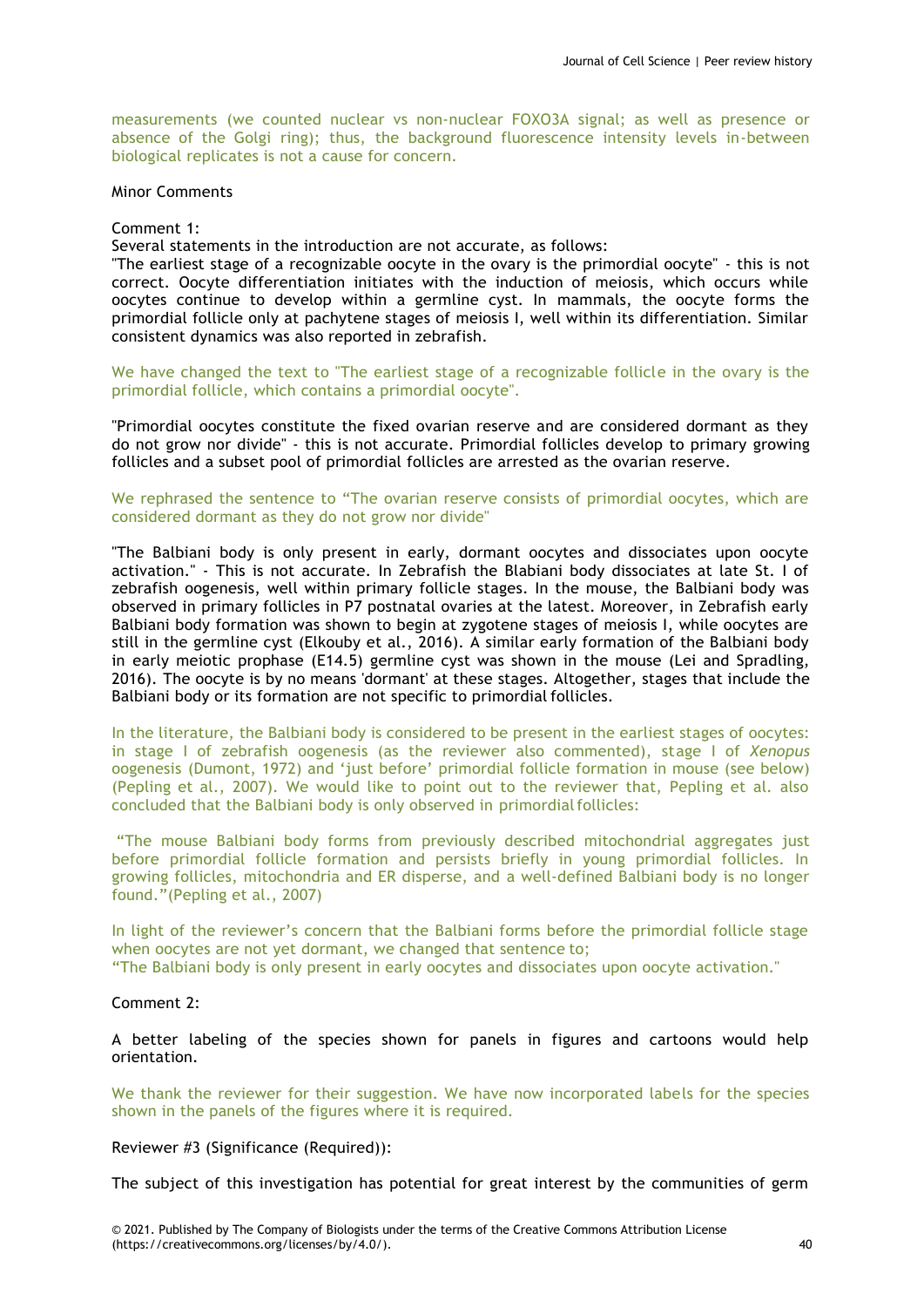measurements (we counted nuclear vs non-nuclear FOXO3A signal; as well as presence or absence of the Golgi ring); thus, the background fluorescence intensity levels in-between biological replicates is not a cause for concern.

Minor Comments

Comment 1:
Several statements in the introduction are not accurate, as follows:
"The earliest stage of a recognizable oocyte in the ovary is the primordial oocyte" - this is not correct. Oocyte differentiation initiates with the induction of meiosis, which occurs while oocytes continue to develop within a germline cyst. In mammals, the oocyte forms the primordial follicle only at pachytene stages of meiosis I, well within its differentiation. Similar consistent dynamics was also reported in zebrafish.

We have changed the text to "The earliest stage of a recognizable follicle in the ovary is the primordial follicle, which contains a primordial oocyte".

"Primordial oocytes constitute the fixed ovarian reserve and are considered dormant as they do not grow nor divide" - this is not accurate. Primordial follicles develop to primary growing follicles and a subset pool of primordial follicles are arrested as the ovarian reserve.

We rephrased the sentence to "The ovarian reserve consists of primordial oocytes, which are considered dormant as they do not grow nor divide"

"The Balbiani body is only present in early, dormant oocytes and dissociates upon oocyte activation." - This is not accurate. In Zebrafish the Blabiani body dissociates at late St. I of zebrafish oogenesis, well within primary follicle stages. In the mouse, the Balbiani body was observed in primary follicles in P7 postnatal ovaries at the latest. Moreover, in Zebrafish early Balbiani body formation was shown to begin at zygotene stages of meiosis I, while oocytes are still in the germline cyst (Elkouby et al., 2016). A similar early formation of the Balbiani body in early meiotic prophase (E14.5) germline cyst was shown in the mouse (Lei and Spradling, 2016). The oocyte is by no means 'dormant' at these stages. Altogether, stages that include the Balbiani body or its formation are not specific to primordial follicles.

In the literature, the Balbiani body is considered to be present in the earliest stages of oocytes: in stage I of zebrafish oogenesis (as the reviewer also commented), stage I of *Xenopus* oogenesis (Dumont, 1972) and 'just before' primordial follicle formation in mouse (see below) (Pepling et al., 2007). We would like to point out to the reviewer that, Pepling et al. also concluded that the Balbiani body is only observed in primordial follicles:

"The mouse Balbiani body forms from previously described mitochondrial aggregates just before primordial follicle formation and persists briefly in young primordial follicles. In growing follicles, mitochondria and ER disperse, and a well-defined Balbiani body is no longer found."(Pepling et al., 2007)

In light of the reviewer's concern that the Balbiani forms before the primordial follicle stage when oocytes are not yet dormant, we changed that sentence to;
"The Balbiani body is only present in early oocytes and dissociates upon oocyte activation."

Comment 2:

A better labeling of the species shown for panels in figures and cartoons would help orientation.

We thank the reviewer for their suggestion. We have now incorporated labels for the species shown in the panels of the figures where it is required.

Reviewer #3 (Significance (Required)):

The subject of this investigation has potential for great interest by the communities of germ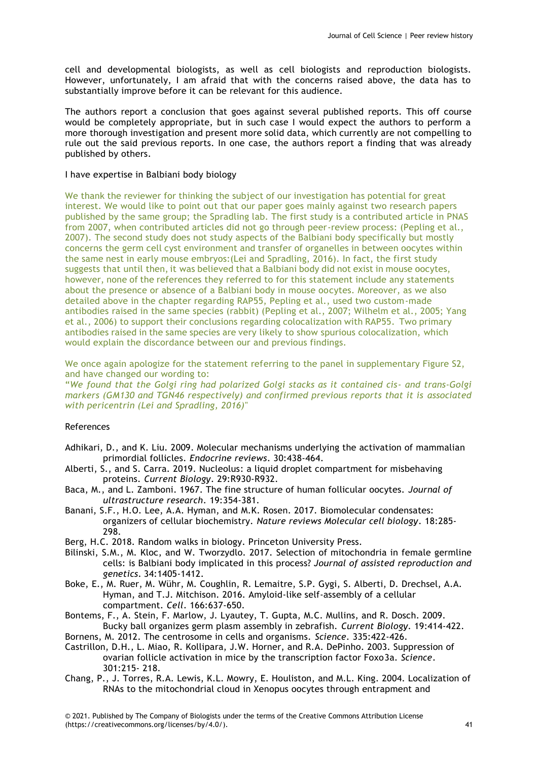cell and developmental biologists, as well as cell biologists and reproduction biologists. However, unfortunately, I am afraid that with the concerns raised above, the data has to substantially improve before it can be relevant for this audience.

The authors report a conclusion that goes against several published reports. This off course would be completely appropriate, but in such case I would expect the authors to perform a more thorough investigation and present more solid data, which currently are not compelling to rule out the said previous reports. In one case, the authors report a finding that was already published by others.

I have expertise in Balbiani body biology

We thank the reviewer for thinking the subject of our investigation has potential for great interest. We would like to point out that our paper goes mainly against two research papers published by the same group; the Spradling lab. The first study is a contributed article in PNAS from 2007, when contributed articles did not go through peer-review process: (Pepling et al., 2007). The second study does not study aspects of the Balbiani body specifically but mostly concerns the germ cell cyst environment and transfer of organelles in between oocytes within the same nest in early mouse embryos:(Lei and Spradling, 2016). In fact, the first study suggests that until then, it was believed that a Balbiani body did not exist in mouse oocytes, however, none of the references they referred to for this statement include any statements about the presence or absence of a Balbiani body in mouse oocytes. Moreover, as we also detailed above in the chapter regarding RAP55, Pepling et al., used two custom-made antibodies raised in the same species (rabbit) (Pepling et al., 2007; Wilhelm et al., 2005; Yang et al., 2006) to support their conclusions regarding colocalization with RAP55. Two primary antibodies raised in the same species are very likely to show spurious colocalization, which would explain the discordance between our and previous findings.

We once again apologize for the statement referring to the panel in supplementary Figure S2, and have changed our wording to:

"*We found that the Golgi ring had polarized Golgi stacks as it contained cis- and trans-Golgi markers (GM130 and TGN46 respectively) and confirmed previous reports that it is associated with pericentrin (Lei and Spradling, 2016)*"

References

- Adhikari, D., and K. Liu. 2009. Molecular mechanisms underlying the activation of mammalian primordial follicles. *Endocrine reviews*. 30:438-464.
- Alberti, S., and S. Carra. 2019. Nucleolus: a liquid droplet compartment for misbehaving proteins. *Current Biology*. 29:R930-R932.
- Baca, M., and L. Zamboni. 1967. The fine structure of human follicular oocytes. *Journal of ultrastructure research*. 19:354-381.
- Banani, S.F., H.O. Lee, A.A. Hyman, and M.K. Rosen. 2017. Biomolecular condensates: organizers of cellular biochemistry. *Nature reviews Molecular cell biology*. 18:285-298.
- Berg, H.C. 2018. Random walks in biology. Princeton University Press.
- Bilinski, S.M., M. Kloc, and W. Tworzydlo. 2017. Selection of mitochondria in female germline cells: is Balbiani body implicated in this process? *Journal of assisted reproduction and genetics*. 34:1405-1412.
- Boke, E., M. Ruer, M. Wühr, M. Coughlin, R. Lemaitre, S.P. Gygi, S. Alberti, D. Drechsel, A.A. Hyman, and T.J. Mitchison. 2016. Amyloid-like self-assembly of a cellular compartment. *Cell*. 166:637-650.
- Bontems, F., A. Stein, F. Marlow, J. Lyautey, T. Gupta, M.C. Mullins, and R. Dosch. 2009. Bucky ball organizes germ plasm assembly in zebrafish. *Current Biology*. 19:414-422.
- Bornens, M. 2012. The centrosome in cells and organisms. *Science*. 335:422-426.
- Castrillon, D.H., L. Miao, R. Kollipara, J.W. Horner, and R.A. DePinho. 2003. Suppression of ovarian follicle activation in mice by the transcription factor Foxo3a. *Science*. 301:215- 218.
- Chang, P., J. Torres, R.A. Lewis, K.L. Mowry, E. Houliston, and M.L. King. 2004. Localization of RNAs to the mitochondrial cloud in Xenopus oocytes through entrapment and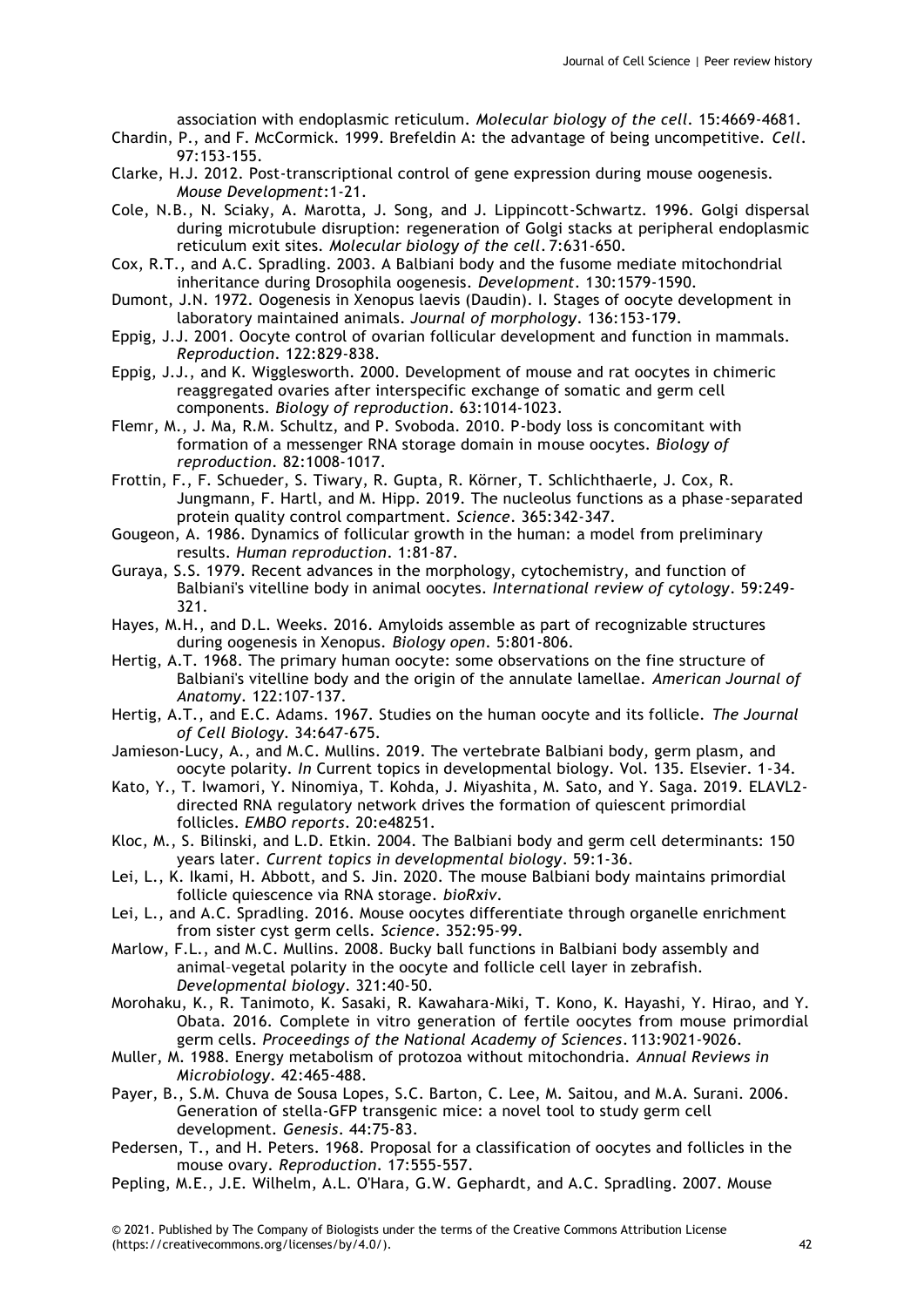association with endoplasmic reticulum. *Molecular biology of the cell*. 15:4669-4681.

Chardin, P., and F. McCormick. 1999. Brefeldin A: the advantage of being uncompetitive. *Cell*. 97:153-155.

Clarke, H.J. 2012. Post-transcriptional control of gene expression during mouse oogenesis. *Mouse Development*:1-21.

Cole, N.B., N. Sciaky, A. Marotta, J. Song, and J. Lippincott-Schwartz. 1996. Golgi dispersal during microtubule disruption: regeneration of Golgi stacks at peripheral endoplasmic reticulum exit sites. *Molecular biology of the cell*. 7:631-650.

Cox, R.T., and A.C. Spradling. 2003. A Balbiani body and the fusome mediate mitochondrial inheritance during Drosophila oogenesis. *Development*. 130:1579-1590.

Dumont, J.N. 1972. Oogenesis in Xenopus laevis (Daudin). I. Stages of oocyte development in laboratory maintained animals. *Journal of morphology*. 136:153-179.

Eppig, J.J. 2001. Oocyte control of ovarian follicular development and function in mammals. *Reproduction*. 122:829-838.

Eppig, J.J., and K. Wigglesworth. 2000. Development of mouse and rat oocytes in chimeric reaggregated ovaries after interspecific exchange of somatic and germ cell components. *Biology of reproduction*. 63:1014-1023.

Flemr, M., J. Ma, R.M. Schultz, and P. Svoboda. 2010. P-body loss is concomitant with formation of a messenger RNA storage domain in mouse oocytes. *Biology of reproduction*. 82:1008-1017.

Frottin, F., F. Schueder, S. Tiwary, R. Gupta, R. Körner, T. Schlichthaerle, J. Cox, R. Jungmann, F. Hartl, and M. Hipp. 2019. The nucleolus functions as a phase-separated protein quality control compartment. *Science*. 365:342-347.

Gougeon, A. 1986. Dynamics of follicular growth in the human: a model from preliminary results. *Human reproduction*. 1:81-87.

Guraya, S.S. 1979. Recent advances in the morphology, cytochemistry, and function of Balbiani's vitelline body in animal oocytes. *International review of cytology*. 59:249-321.

Hayes, M.H., and D.L. Weeks. 2016. Amyloids assemble as part of recognizable structures during oogenesis in Xenopus. *Biology open*. 5:801-806.

Hertig, A.T. 1968. The primary human oocyte: some observations on the fine structure of Balbiani's vitelline body and the origin of the annulate lamellae. *American Journal of Anatomy*. 122:107-137.

Hertig, A.T., and E.C. Adams. 1967. Studies on the human oocyte and its follicle. *The Journal of Cell Biology*. 34:647-675.

Jamieson-Lucy, A., and M.C. Mullins. 2019. The vertebrate Balbiani body, germ plasm, and oocyte polarity. *In* Current topics in developmental biology. Vol. 135. Elsevier. 1-34.

Kato, Y., T. Iwamori, Y. Ninomiya, T. Kohda, J. Miyashita, M. Sato, and Y. Saga. 2019. ELAVL2-directed RNA regulatory network drives the formation of quiescent primordial follicles. *EMBO reports*. 20:e48251.

Kloc, M., S. Bilinski, and L.D. Etkin. 2004. The Balbiani body and germ cell determinants: 150 years later. *Current topics in developmental biology*. 59:1-36.

Lei, L., K. Ikami, H. Abbott, and S. Jin. 2020. The mouse Balbiani body maintains primordial follicle quiescence via RNA storage. *bioRxiv*.

Lei, L., and A.C. Spradling. 2016. Mouse oocytes differentiate through organelle enrichment from sister cyst germ cells. *Science*. 352:95-99.

Marlow, F.L., and M.C. Mullins. 2008. Bucky ball functions in Balbiani body assembly and animal–vegetal polarity in the oocyte and follicle cell layer in zebrafish. *Developmental biology*. 321:40-50.

Morohaku, K., R. Tanimoto, K. Sasaki, R. Kawahara-Miki, T. Kono, K. Hayashi, Y. Hirao, and Y. Obata. 2016. Complete in vitro generation of fertile oocytes from mouse primordial germ cells. *Proceedings of the National Academy of Sciences*. 113:9021-9026.

Muller, M. 1988. Energy metabolism of protozoa without mitochondria. *Annual Reviews in Microbiology*. 42:465-488.

Payer, B., S.M. Chuva de Sousa Lopes, S.C. Barton, C. Lee, M. Saitou, and M.A. Surani. 2006. Generation of stella-GFP transgenic mice: a novel tool to study germ cell development. *Genesis*. 44:75-83.

Pedersen, T., and H. Peters. 1968. Proposal for a classification of oocytes and follicles in the mouse ovary. *Reproduction*. 17:555-557.

Pepling, M.E., J.E. Wilhelm, A.L. O'Hara, G.W. Gephardt, and A.C. Spradling. 2007. Mouse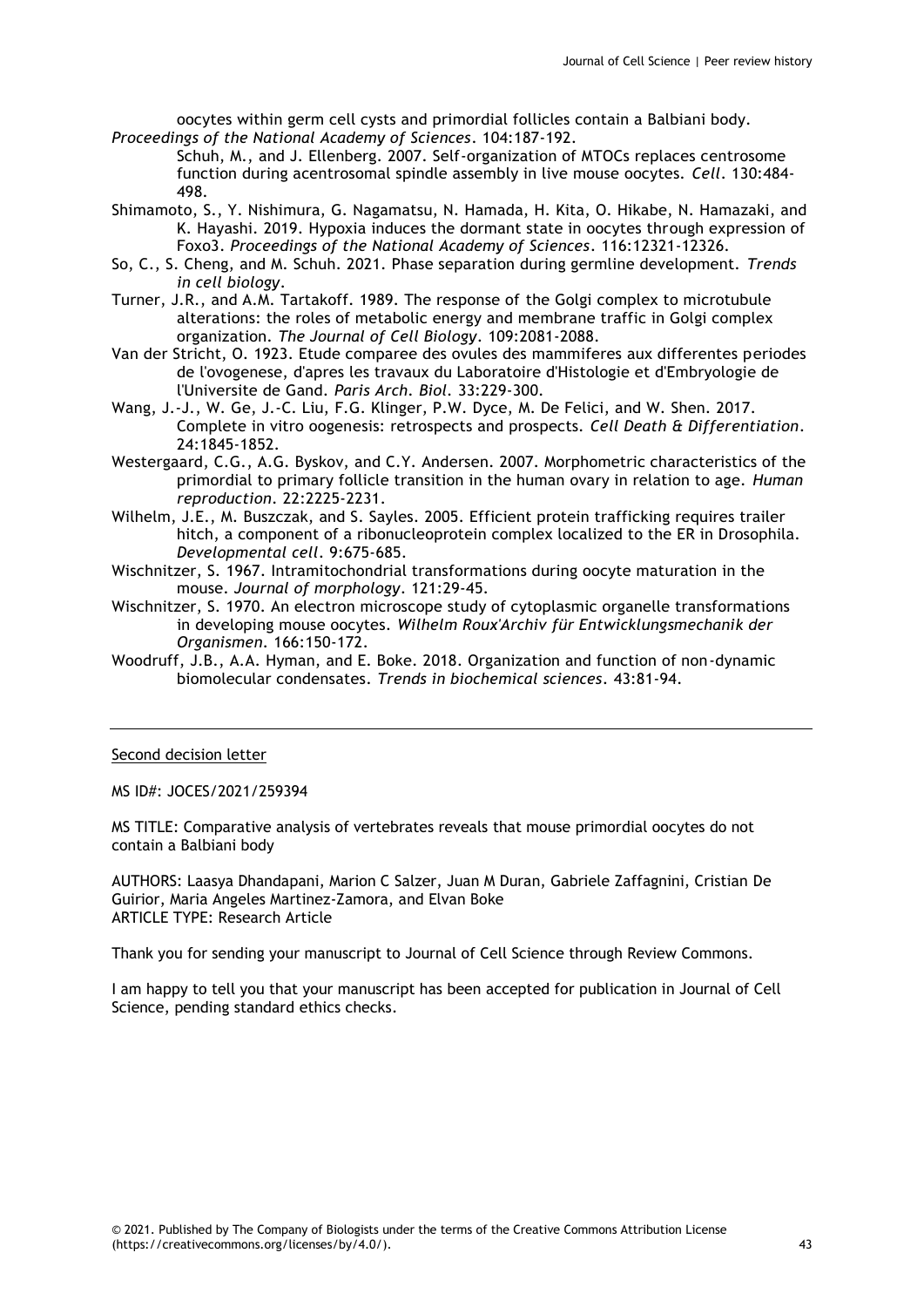oocytes within germ cell cysts and primordial follicles contain a Balbiani body. *Proceedings of the National Academy of Sciences*. 104:187-192.

Schuh, M., and J. Ellenberg. 2007. Self-organization of MTOCs replaces centrosome function during acentrosomal spindle assembly in live mouse oocytes. *Cell*. 130:484-498.

Shimamoto, S., Y. Nishimura, G. Nagamatsu, N. Hamada, H. Kita, O. Hikabe, N. Hamazaki, and K. Hayashi. 2019. Hypoxia induces the dormant state in oocytes through expression of Foxo3. *Proceedings of the National Academy of Sciences*. 116:12321-12326.

So, C., S. Cheng, and M. Schuh. 2021. Phase separation during germline development. *Trends in cell biology*.

Turner, J.R., and A.M. Tartakoff. 1989. The response of the Golgi complex to microtubule alterations: the roles of metabolic energy and membrane traffic in Golgi complex organization. *The Journal of Cell Biology*. 109:2081-2088.

Van der Stricht, O. 1923. Etude comparee des ovules des mammiferes aux differentes periodes de l'ovogenese, d'apres les travaux du Laboratoire d'Histologie et d'Embryologie de l'Universite de Gand. *Paris Arch. Biol*. 33:229-300.

Wang, J.-J., W. Ge, J.-C. Liu, F.G. Klinger, P.W. Dyce, M. De Felici, and W. Shen. 2017. Complete in vitro oogenesis: retrospects and prospects. *Cell Death & Differentiation*. 24:1845-1852.

Westergaard, C.G., A.G. Byskov, and C.Y. Andersen. 2007. Morphometric characteristics of the primordial to primary follicle transition in the human ovary in relation to age. *Human reproduction*. 22:2225-2231.

Wilhelm, J.E., M. Buszczak, and S. Sayles. 2005. Efficient protein trafficking requires trailer hitch, a component of a ribonucleoprotein complex localized to the ER in Drosophila. *Developmental cell*. 9:675-685.

Wischnitzer, S. 1967. Intramitochondrial transformations during oocyte maturation in the mouse. *Journal of morphology*. 121:29-45.

Wischnitzer, S. 1970. An electron microscope study of cytoplasmic organelle transformations in developing mouse oocytes. *Wilhelm Roux'Archiv für Entwicklungsmechanik der Organismen*. 166:150-172.

Woodruff, J.B., A.A. Hyman, and E. Boke. 2018. Organization and function of non-dynamic biomolecular condensates. *Trends in biochemical sciences*. 43:81-94.

---

## Second decision letter

MS ID#: JOCES/2021/259394

MS TITLE: Comparative analysis of vertebrates reveals that mouse primordial oocytes do not contain a Balbiani body

AUTHORS: Laasya Dhandapani, Marion C Salzer, Juan M Duran, Gabriele Zaffagnini, Cristian De Guirior, Maria Angeles Martinez-Zamora, and Elvan Boke

ARTICLE TYPE: Research Article

Thank you for sending your manuscript to Journal of Cell Science through Review Commons.

I am happy to tell you that your manuscript has been accepted for publication in Journal of Cell Science, pending standard ethics checks.